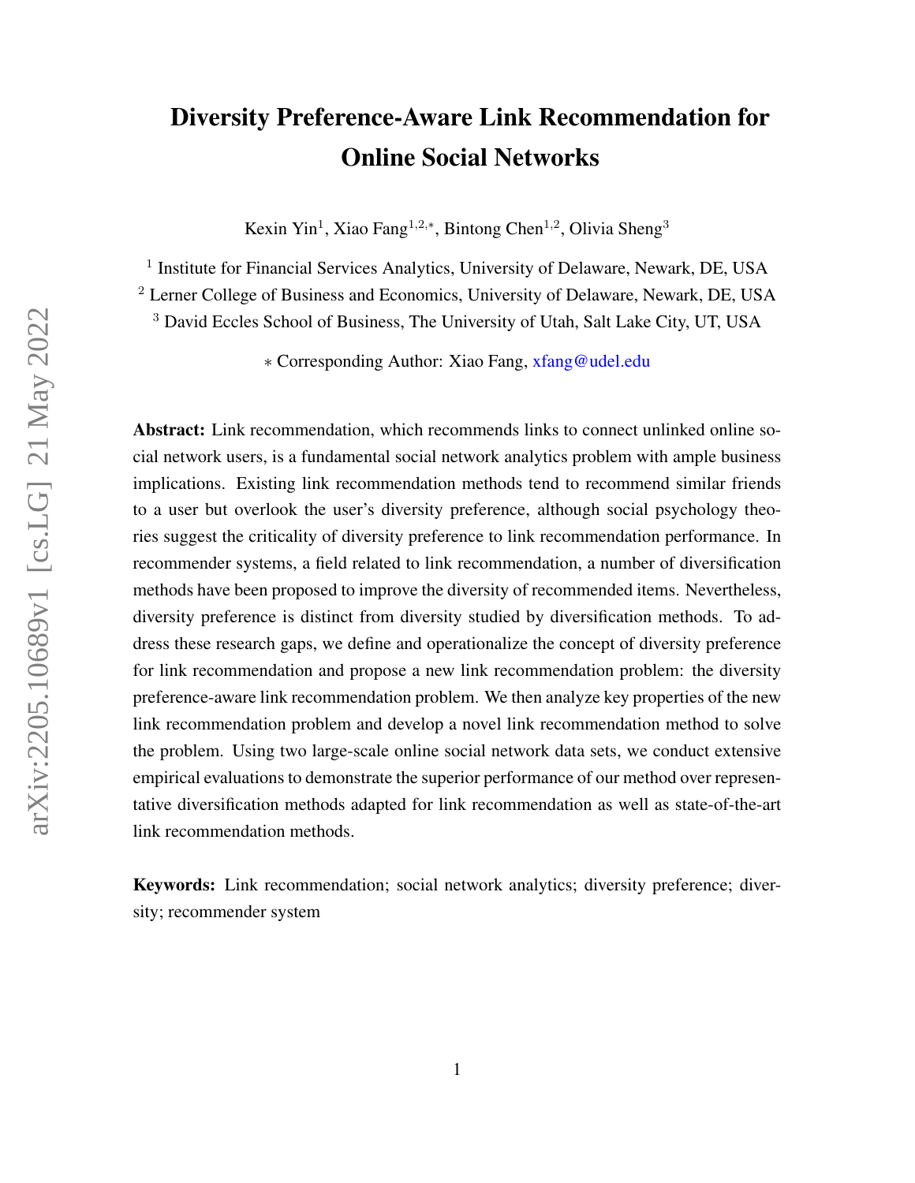# Diversity Preference-Aware Link Recommendation for Online Social Networks

Kexin Yin[1], Xiao Fang[1,2,*], Bintong Chen[1,2], Olivia Sheng[3]

[1] Institute for Financial Services Analytics, University of Delaware, Newark, DE, USA

[2] Lerner College of Business and Economics, University of Delaware, Newark, DE, USA

[3] David Eccles School of Business, The University of Utah, Salt Lake City, UT, USA

* Corresponding Author: Xiao Fang, xfang@udel.edu

**Abstract:** Link recommendation, which recommends links to connect unlinked online social network users, is a fundamental social network analytics problem with ample business implications. Existing link recommendation methods tend to recommend similar friends to a user but overlook the user's diversity preference, although social psychology theories suggest the criticality of diversity preference to link recommendation performance. In recommender systems, a field related to link recommendation, a number of diversification methods have been proposed to improve the diversity of recommended items. Nevertheless, diversity preference is distinct from diversity studied by diversification methods. To address these research gaps, we define and operationalize the concept of diversity preference for link recommendation and propose a new link recommendation problem: the diversity preference-aware link recommendation problem. We then analyze key properties of the new link recommendation problem and develop a novel link recommendation method to solve the problem. Using two large-scale online social network data sets, we conduct extensive empirical evaluations to demonstrate the superior performance of our method over representative diversification methods adapted for link recommendation as well as state-of-the-art link recommendation methods.

**Keywords:** Link recommendation; social network analytics; diversity preference; diversity; recommender system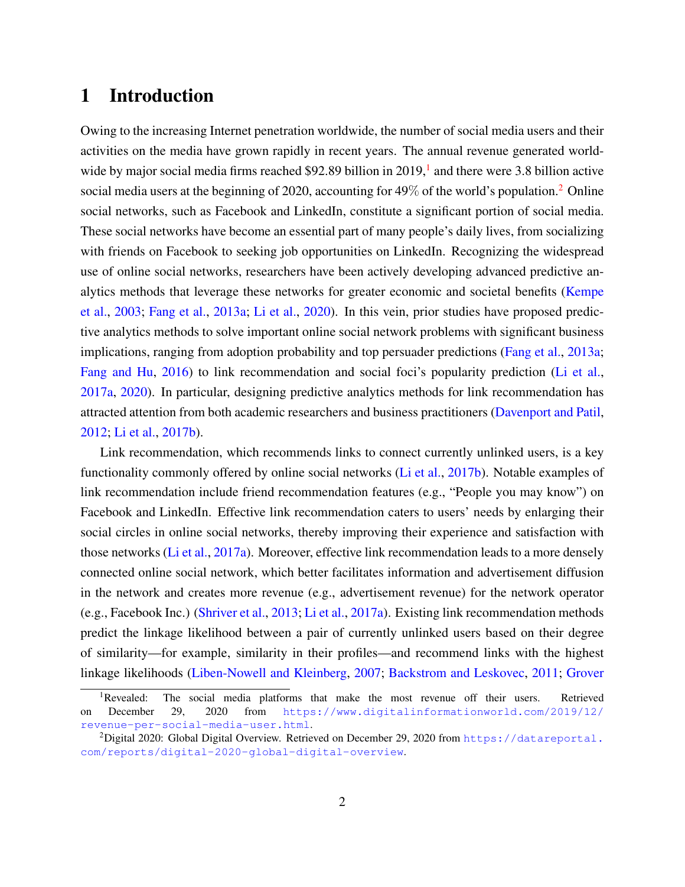# 1 Introduction

Owing to the increasing Internet penetration worldwide, the number of social media users and their activities on the media have grown rapidly in recent years. The annual revenue generated worldwide by major social media firms reached \$92.89 billion in 2019,[1] and there were 3.8 billion active social media users at the beginning of 2020, accounting for 49% of the world's population.[2] Online social networks, such as Facebook and LinkedIn, constitute a significant portion of social media. These social networks have become an essential part of many people's daily lives, from socializing with friends on Facebook to seeking job opportunities on LinkedIn. Recognizing the widespread use of online social networks, researchers have been actively developing advanced predictive analytics methods that leverage these networks for greater economic and societal benefits (Kempe et al., 2003; Fang et al., 2013a; Li et al., 2020). In this vein, prior studies have proposed predictive analytics methods to solve important online social network problems with significant business implications, ranging from adoption probability and top persuader predictions (Fang et al., 2013a; Fang and Hu, 2016) to link recommendation and social foci's popularity prediction (Li et al., 2017a, 2020). In particular, designing predictive analytics methods for link recommendation has attracted attention from both academic researchers and business practitioners (Davenport and Patil, 2012; Li et al., 2017b).

Link recommendation, which recommends links to connect currently unlinked users, is a key functionality commonly offered by online social networks (Li et al., 2017b). Notable examples of link recommendation include friend recommendation features (e.g., "People you may know") on Facebook and LinkedIn. Effective link recommendation caters to users' needs by enlarging their social circles in online social networks, thereby improving their experience and satisfaction with those networks (Li et al., 2017a). Moreover, effective link recommendation leads to a more densely connected online social network, which better facilitates information and advertisement diffusion in the network and creates more revenue (e.g., advertisement revenue) for the network operator (e.g., Facebook Inc.) (Shriver et al., 2013; Li et al., 2017a). Existing link recommendation methods predict the linkage likelihood between a pair of currently unlinked users based on their degree of similarity—for example, similarity in their profiles—and recommend links with the highest linkage likelihoods (Liben-Nowell and Kleinberg, 2007; Backstrom and Leskovec, 2011; Grover

[1] Revealed: The social media platforms that make the most revenue off their users. Retrieved on December 29, 2020 from https://www.digitalinformationworld.com/2019/12/revenue-per-social-media-user.html.

[2] Digital 2020: Global Digital Overview. Retrieved on December 29, 2020 from https://datareportal.com/reports/digital-2020-global-digital-overview.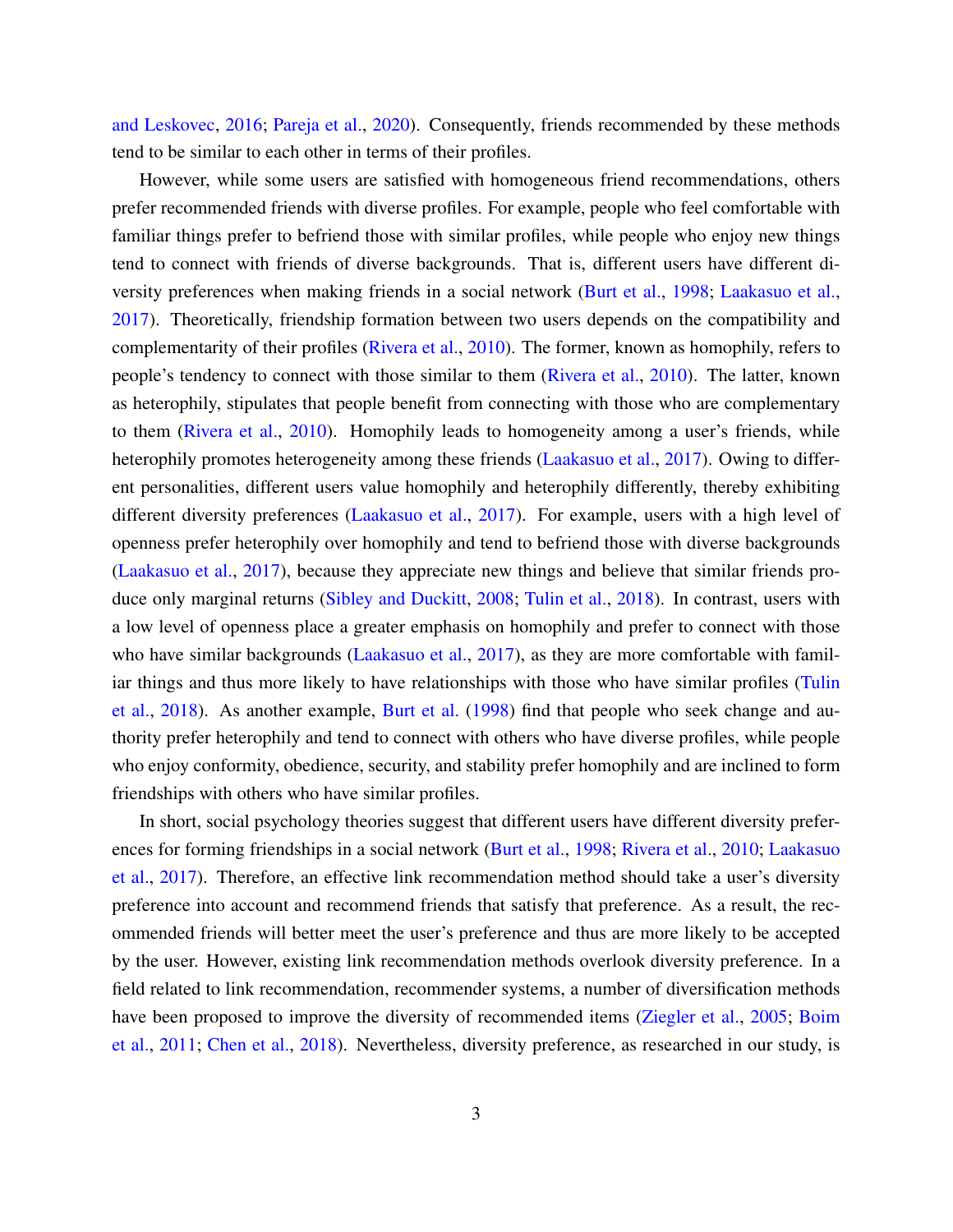and Leskovec, 2016; Pareja et al., 2020). Consequently, friends recommended by these methods tend to be similar to each other in terms of their profiles.

However, while some users are satisfied with homogeneous friend recommendations, others prefer recommended friends with diverse profiles. For example, people who feel comfortable with familiar things prefer to befriend those with similar profiles, while people who enjoy new things tend to connect with friends of diverse backgrounds. That is, different users have different diversity preferences when making friends in a social network (Burt et al., 1998; Laakasuo et al., 2017). Theoretically, friendship formation between two users depends on the compatibility and complementarity of their profiles (Rivera et al., 2010). The former, known as homophily, refers to people's tendency to connect with those similar to them (Rivera et al., 2010). The latter, known as heterophily, stipulates that people benefit from connecting with those who are complementary to them (Rivera et al., 2010). Homophily leads to homogeneity among a user's friends, while heterophily promotes heterogeneity among these friends (Laakasuo et al., 2017). Owing to different personalities, different users value homophily and heterophily differently, thereby exhibiting different diversity preferences (Laakasuo et al., 2017). For example, users with a high level of openness prefer heterophily over homophily and tend to befriend those with diverse backgrounds (Laakasuo et al., 2017), because they appreciate new things and believe that similar friends produce only marginal returns (Sibley and Duckitt, 2008; Tulin et al., 2018). In contrast, users with a low level of openness place a greater emphasis on homophily and prefer to connect with those who have similar backgrounds (Laakasuo et al., 2017), as they are more comfortable with familiar things and thus more likely to have relationships with those who have similar profiles (Tulin et al., 2018). As another example, Burt et al. (1998) find that people who seek change and authority prefer heterophily and tend to connect with others who have diverse profiles, while people who enjoy conformity, obedience, security, and stability prefer homophily and are inclined to form friendships with others who have similar profiles.

In short, social psychology theories suggest that different users have different diversity preferences for forming friendships in a social network (Burt et al., 1998; Rivera et al., 2010; Laakasuo et al., 2017). Therefore, an effective link recommendation method should take a user's diversity preference into account and recommend friends that satisfy that preference. As a result, the recommended friends will better meet the user's preference and thus are more likely to be accepted by the user. However, existing link recommendation methods overlook diversity preference. In a field related to link recommendation, recommender systems, a number of diversification methods have been proposed to improve the diversity of recommended items (Ziegler et al., 2005; Boim et al., 2011; Chen et al., 2018). Nevertheless, diversity preference, as researched in our study, is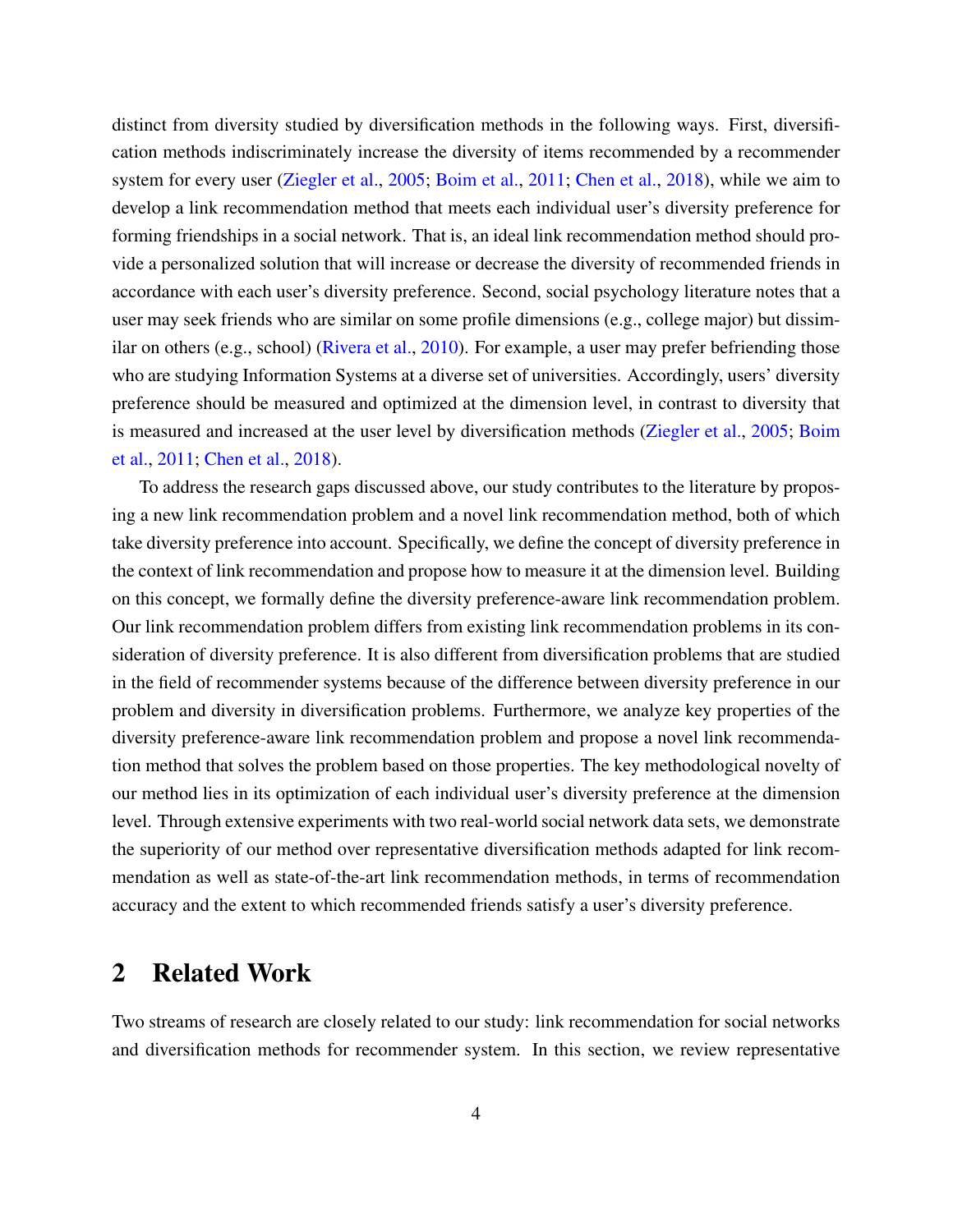distinct from diversity studied by diversification methods in the following ways. First, diversification methods indiscriminately increase the diversity of items recommended by a recommender system for every user (Ziegler et al., 2005; Boim et al., 2011; Chen et al., 2018), while we aim to develop a link recommendation method that meets each individual user's diversity preference for forming friendships in a social network. That is, an ideal link recommendation method should provide a personalized solution that will increase or decrease the diversity of recommended friends in accordance with each user's diversity preference. Second, social psychology literature notes that a user may seek friends who are similar on some profile dimensions (e.g., college major) but dissimilar on others (e.g., school) (Rivera et al., 2010). For example, a user may prefer befriending those who are studying Information Systems at a diverse set of universities. Accordingly, users' diversity preference should be measured and optimized at the dimension level, in contrast to diversity that is measured and increased at the user level by diversification methods (Ziegler et al., 2005; Boim et al., 2011; Chen et al., 2018).

To address the research gaps discussed above, our study contributes to the literature by proposing a new link recommendation problem and a novel link recommendation method, both of which take diversity preference into account. Specifically, we define the concept of diversity preference in the context of link recommendation and propose how to measure it at the dimension level. Building on this concept, we formally define the diversity preference-aware link recommendation problem. Our link recommendation problem differs from existing link recommendation problems in its consideration of diversity preference. It is also different from diversification problems that are studied in the field of recommender systems because of the difference between diversity preference in our problem and diversity in diversification problems. Furthermore, we analyze key properties of the diversity preference-aware link recommendation problem and propose a novel link recommendation method that solves the problem based on those properties. The key methodological novelty of our method lies in its optimization of each individual user's diversity preference at the dimension level. Through extensive experiments with two real-world social network data sets, we demonstrate the superiority of our method over representative diversification methods adapted for link recommendation as well as state-of-the-art link recommendation methods, in terms of recommendation accuracy and the extent to which recommended friends satisfy a user's diversity preference.

## 2 Related Work

Two streams of research are closely related to our study: link recommendation for social networks and diversification methods for recommender system. In this section, we review representative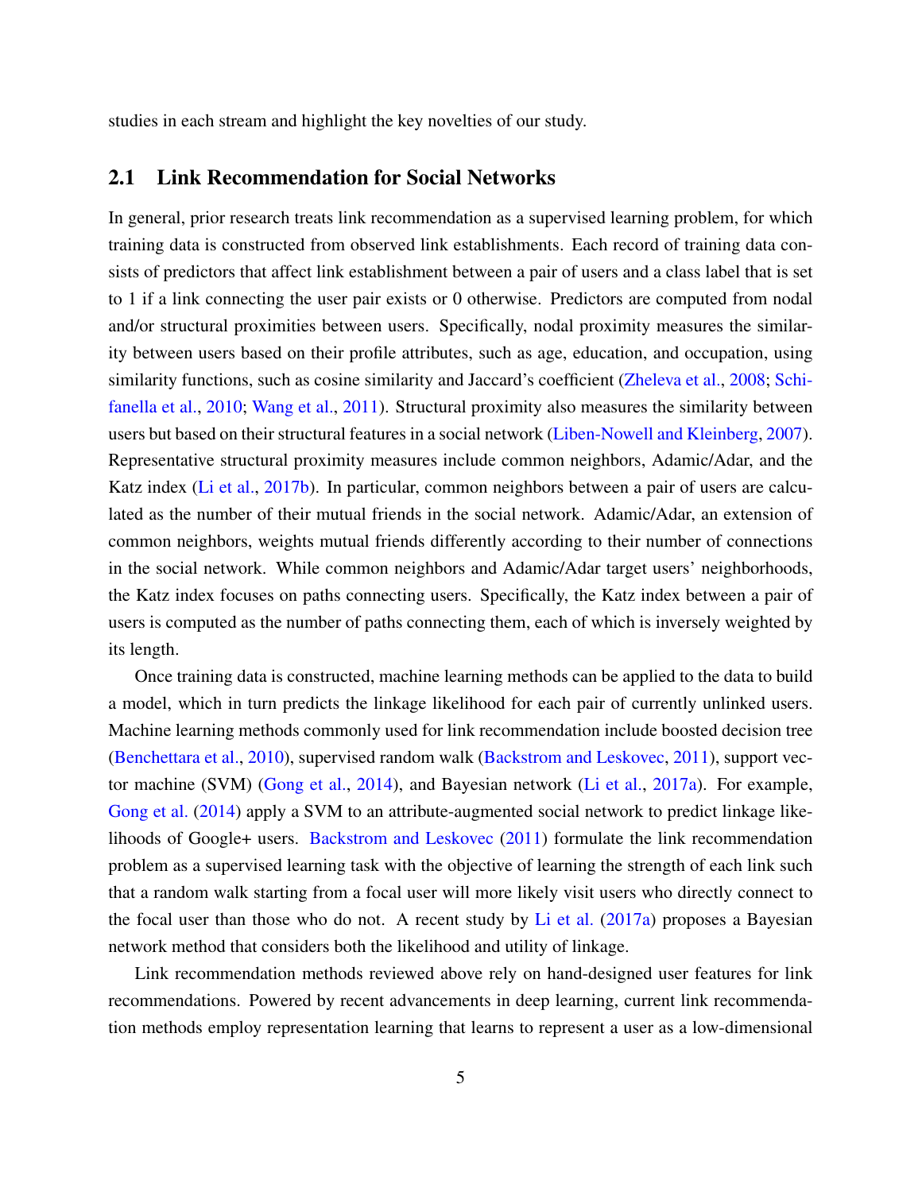studies in each stream and highlight the key novelties of our study.

## 2.1 Link Recommendation for Social Networks

In general, prior research treats link recommendation as a supervised learning problem, for which training data is constructed from observed link establishments. Each record of training data consists of predictors that affect link establishment between a pair of users and a class label that is set to 1 if a link connecting the user pair exists or 0 otherwise. Predictors are computed from nodal and/or structural proximities between users. Specifically, nodal proximity measures the similarity between users based on their profile attributes, such as age, education, and occupation, using similarity functions, such as cosine similarity and Jaccard's coefficient (Zheleva et al., 2008; Schifanella et al., 2010; Wang et al., 2011). Structural proximity also measures the similarity between users but based on their structural features in a social network (Liben-Nowell and Kleinberg, 2007). Representative structural proximity measures include common neighbors, Adamic/Adar, and the Katz index (Li et al., 2017b). In particular, common neighbors between a pair of users are calculated as the number of their mutual friends in the social network. Adamic/Adar, an extension of common neighbors, weights mutual friends differently according to their number of connections in the social network. While common neighbors and Adamic/Adar target users' neighborhoods, the Katz index focuses on paths connecting users. Specifically, the Katz index between a pair of users is computed as the number of paths connecting them, each of which is inversely weighted by its length.

Once training data is constructed, machine learning methods can be applied to the data to build a model, which in turn predicts the linkage likelihood for each pair of currently unlinked users. Machine learning methods commonly used for link recommendation include boosted decision tree (Benchettara et al., 2010), supervised random walk (Backstrom and Leskovec, 2011), support vector machine (SVM) (Gong et al., 2014), and Bayesian network (Li et al., 2017a). For example, Gong et al. (2014) apply a SVM to an attribute-augmented social network to predict linkage likelihoods of Google+ users. Backstrom and Leskovec (2011) formulate the link recommendation problem as a supervised learning task with the objective of learning the strength of each link such that a random walk starting from a focal user will more likely visit users who directly connect to the focal user than those who do not. A recent study by Li et al. (2017a) proposes a Bayesian network method that considers both the likelihood and utility of linkage.

Link recommendation methods reviewed above rely on hand-designed user features for link recommendations. Powered by recent advancements in deep learning, current link recommendation methods employ representation learning that learns to represent a user as a low-dimensional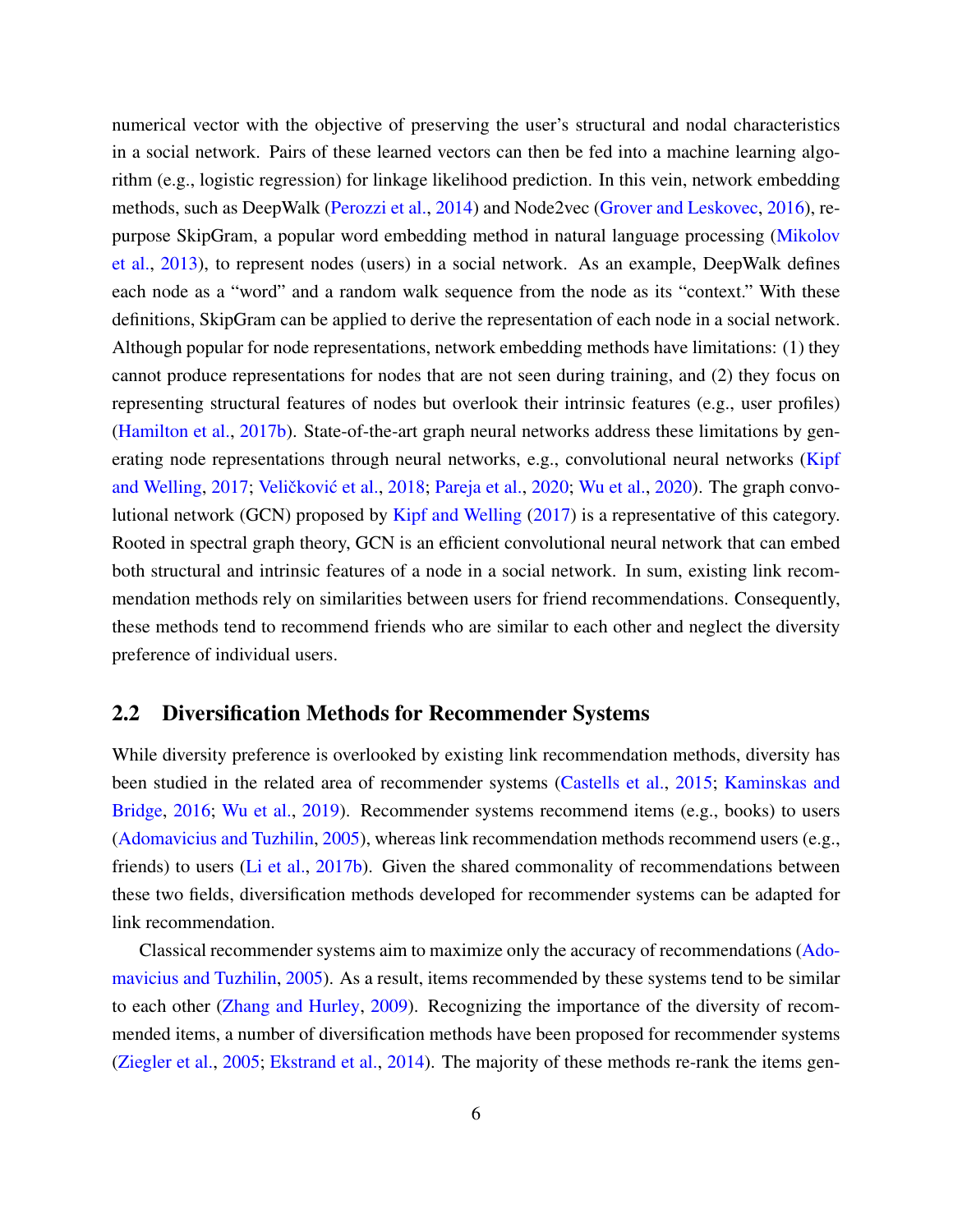numerical vector with the objective of preserving the user's structural and nodal characteristics in a social network. Pairs of these learned vectors can then be fed into a machine learning algorithm (e.g., logistic regression) for linkage likelihood prediction. In this vein, network embedding methods, such as DeepWalk (Perozzi et al., 2014) and Node2vec (Grover and Leskovec, 2016), repurpose SkipGram, a popular word embedding method in natural language processing (Mikolov et al., 2013), to represent nodes (users) in a social network. As an example, DeepWalk defines each node as a "word" and a random walk sequence from the node as its "context." With these definitions, SkipGram can be applied to derive the representation of each node in a social network. Although popular for node representations, network embedding methods have limitations: (1) they cannot produce representations for nodes that are not seen during training, and (2) they focus on representing structural features of nodes but overlook their intrinsic features (e.g., user profiles) (Hamilton et al., 2017b). State-of-the-art graph neural networks address these limitations by generating node representations through neural networks, e.g., convolutional neural networks (Kipf and Welling, 2017; Veličković et al., 2018; Pareja et al., 2020; Wu et al., 2020). The graph convolutional network (GCN) proposed by Kipf and Welling (2017) is a representative of this category. Rooted in spectral graph theory, GCN is an efficient convolutional neural network that can embed both structural and intrinsic features of a node in a social network. In sum, existing link recommendation methods rely on similarities between users for friend recommendations. Consequently, these methods tend to recommend friends who are similar to each other and neglect the diversity preference of individual users.

## 2.2 Diversification Methods for Recommender Systems

While diversity preference is overlooked by existing link recommendation methods, diversity has been studied in the related area of recommender systems (Castells et al., 2015; Kaminskas and Bridge, 2016; Wu et al., 2019). Recommender systems recommend items (e.g., books) to users (Adomavicius and Tuzhilin, 2005), whereas link recommendation methods recommend users (e.g., friends) to users (Li et al., 2017b). Given the shared commonality of recommendations between these two fields, diversification methods developed for recommender systems can be adapted for link recommendation.

Classical recommender systems aim to maximize only the accuracy of recommendations (Adomavicius and Tuzhilin, 2005). As a result, items recommended by these systems tend to be similar to each other (Zhang and Hurley, 2009). Recognizing the importance of the diversity of recommended items, a number of diversification methods have been proposed for recommender systems (Ziegler et al., 2005; Ekstrand et al., 2014). The majority of these methods re-rank the items gen-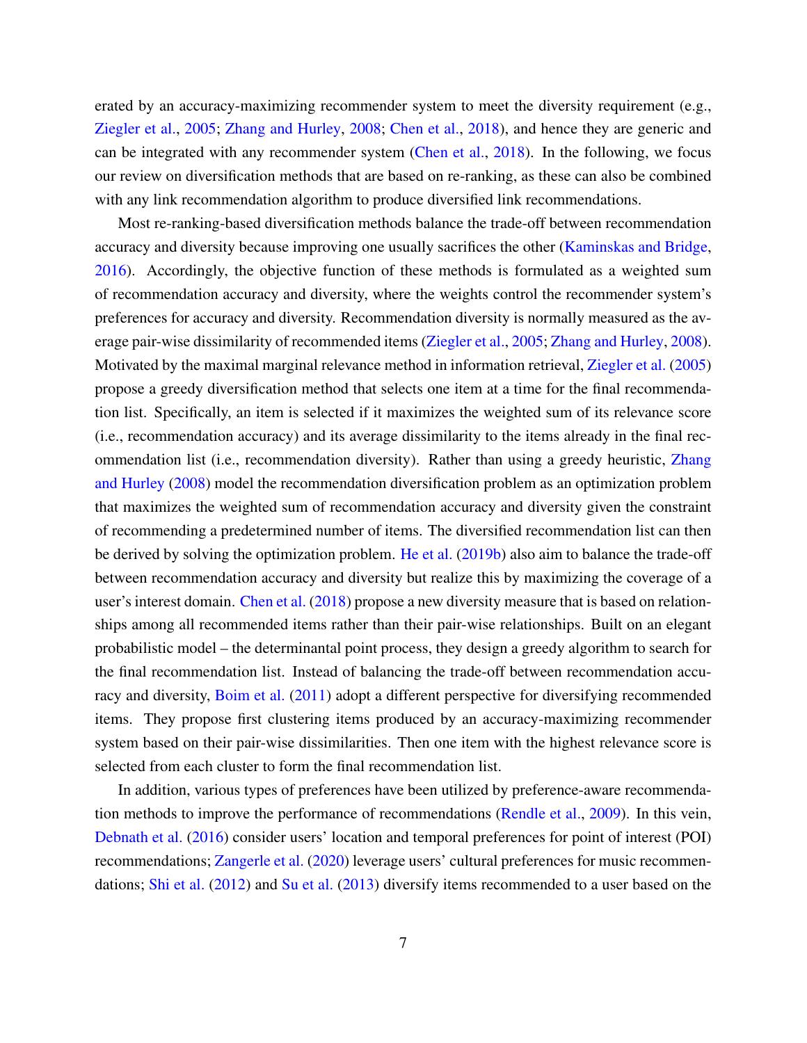erated by an accuracy-maximizing recommender system to meet the diversity requirement (e.g., Ziegler et al., 2005; Zhang and Hurley, 2008; Chen et al., 2018), and hence they are generic and can be integrated with any recommender system (Chen et al., 2018). In the following, we focus our review on diversification methods that are based on re-ranking, as these can also be combined with any link recommendation algorithm to produce diversified link recommendations.

Most re-ranking-based diversification methods balance the trade-off between recommendation accuracy and diversity because improving one usually sacrifices the other (Kaminskas and Bridge, 2016). Accordingly, the objective function of these methods is formulated as a weighted sum of recommendation accuracy and diversity, where the weights control the recommender system's preferences for accuracy and diversity. Recommendation diversity is normally measured as the average pair-wise dissimilarity of recommended items (Ziegler et al., 2005; Zhang and Hurley, 2008). Motivated by the maximal marginal relevance method in information retrieval, Ziegler et al. (2005) propose a greedy diversification method that selects one item at a time for the final recommendation list. Specifically, an item is selected if it maximizes the weighted sum of its relevance score (i.e., recommendation accuracy) and its average dissimilarity to the items already in the final recommendation list (i.e., recommendation diversity). Rather than using a greedy heuristic, Zhang and Hurley (2008) model the recommendation diversification problem as an optimization problem that maximizes the weighted sum of recommendation accuracy and diversity given the constraint of recommending a predetermined number of items. The diversified recommendation list can then be derived by solving the optimization problem. He et al. (2019b) also aim to balance the trade-off between recommendation accuracy and diversity but realize this by maximizing the coverage of a user's interest domain. Chen et al. (2018) propose a new diversity measure that is based on relationships among all recommended items rather than their pair-wise relationships. Built on an elegant probabilistic model – the determinantal point process, they design a greedy algorithm to search for the final recommendation list. Instead of balancing the trade-off between recommendation accuracy and diversity, Boim et al. (2011) adopt a different perspective for diversifying recommended items. They propose first clustering items produced by an accuracy-maximizing recommender system based on their pair-wise dissimilarities. Then one item with the highest relevance score is selected from each cluster to form the final recommendation list.

In addition, various types of preferences have been utilized by preference-aware recommendation methods to improve the performance of recommendations (Rendle et al., 2009). In this vein, Debnath et al. (2016) consider users' location and temporal preferences for point of interest (POI) recommendations; Zangerle et al. (2020) leverage users' cultural preferences for music recommendations; Shi et al. (2012) and Su et al. (2013) diversify items recommended to a user based on the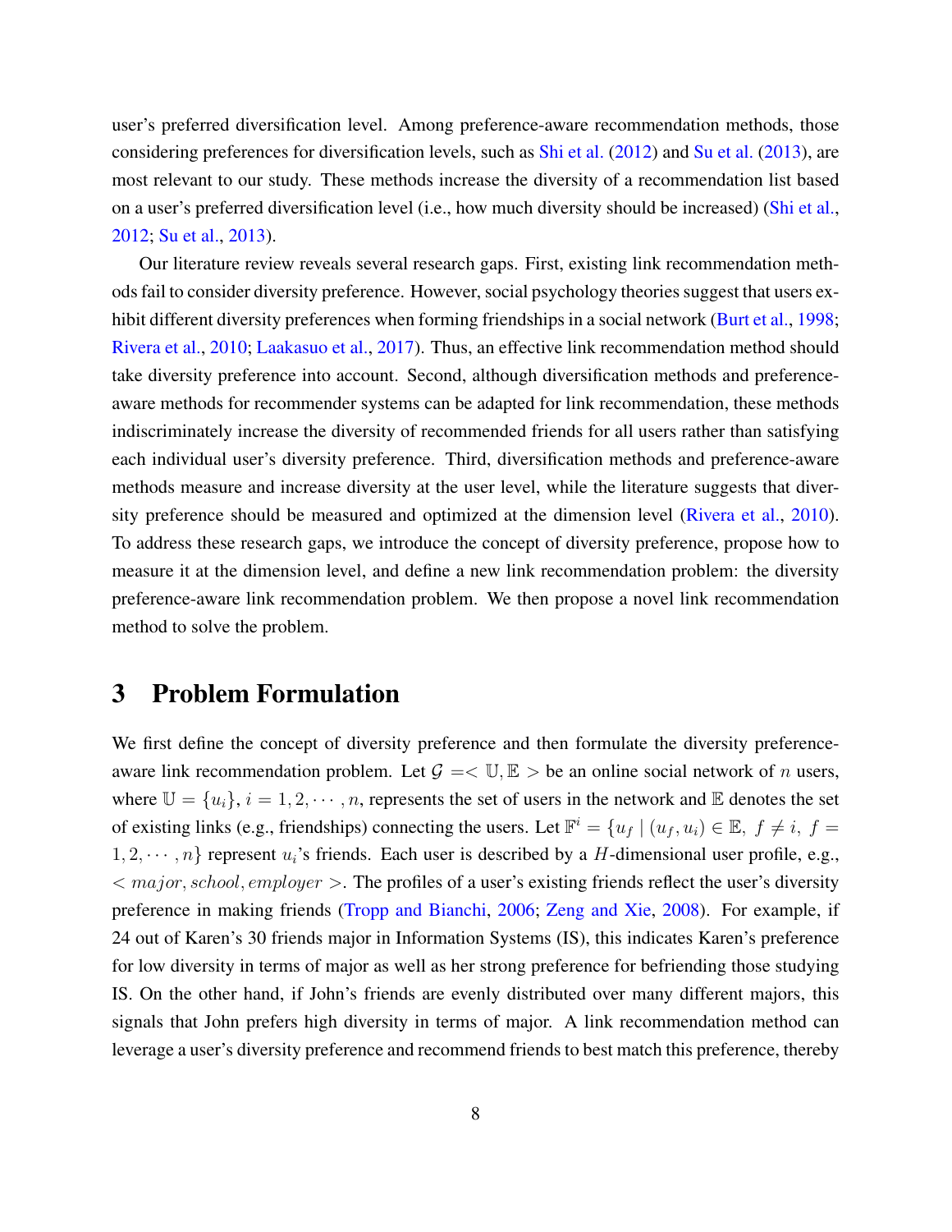user's preferred diversification level. Among preference-aware recommendation methods, those considering preferences for diversification levels, such as Shi et al. (2012) and Su et al. (2013), are most relevant to our study. These methods increase the diversity of a recommendation list based on a user's preferred diversification level (i.e., how much diversity should be increased) (Shi et al., 2012; Su et al., 2013).

Our literature review reveals several research gaps. First, existing link recommendation methods fail to consider diversity preference. However, social psychology theories suggest that users exhibit different diversity preferences when forming friendships in a social network (Burt et al., 1998; Rivera et al., 2010; Laakasuo et al., 2017). Thus, an effective link recommendation method should take diversity preference into account. Second, although diversification methods and preference-aware methods for recommender systems can be adapted for link recommendation, these methods indiscriminately increase the diversity of recommended friends for all users rather than satisfying each individual user's diversity preference. Third, diversification methods and preference-aware methods measure and increase diversity at the user level, while the literature suggests that diversity preference should be measured and optimized at the dimension level (Rivera et al., 2010). To address these research gaps, we introduce the concept of diversity preference, propose how to measure it at the dimension level, and define a new link recommendation problem: the diversity preference-aware link recommendation problem. We then propose a novel link recommendation method to solve the problem.

# 3 Problem Formulation

We first define the concept of diversity preference and then formulate the diversity preference-aware link recommendation problem. Let $\mathcal{G} =< \mathbb{U}, \mathbb{E} >$ be an online social network of $n$ users, where $\mathbb{U} = \{u_i\}$, $i = 1, 2, \cdots, n$, represents the set of users in the network and $\mathbb{E}$ denotes the set of existing links (e.g., friendships) connecting the users. Let $\mathbb{F}^i = \{u_f \mid (u_f, u_i) \in \mathbb{E},\ f \neq i,\ f = 1, 2, \cdots, n\}$ represent $u_i$'s friends. Each user is described by a $H$-dimensional user profile, e.g., $< major, school, employer >$. The profiles of a user's existing friends reflect the user's diversity preference in making friends (Tropp and Bianchi, 2006; Zeng and Xie, 2008). For example, if 24 out of Karen's 30 friends major in Information Systems (IS), this indicates Karen's preference for low diversity in terms of major as well as her strong preference for befriending those studying IS. On the other hand, if John's friends are evenly distributed over many different majors, this signals that John prefers high diversity in terms of major. A link recommendation method can leverage a user's diversity preference and recommend friends to best match this preference, thereby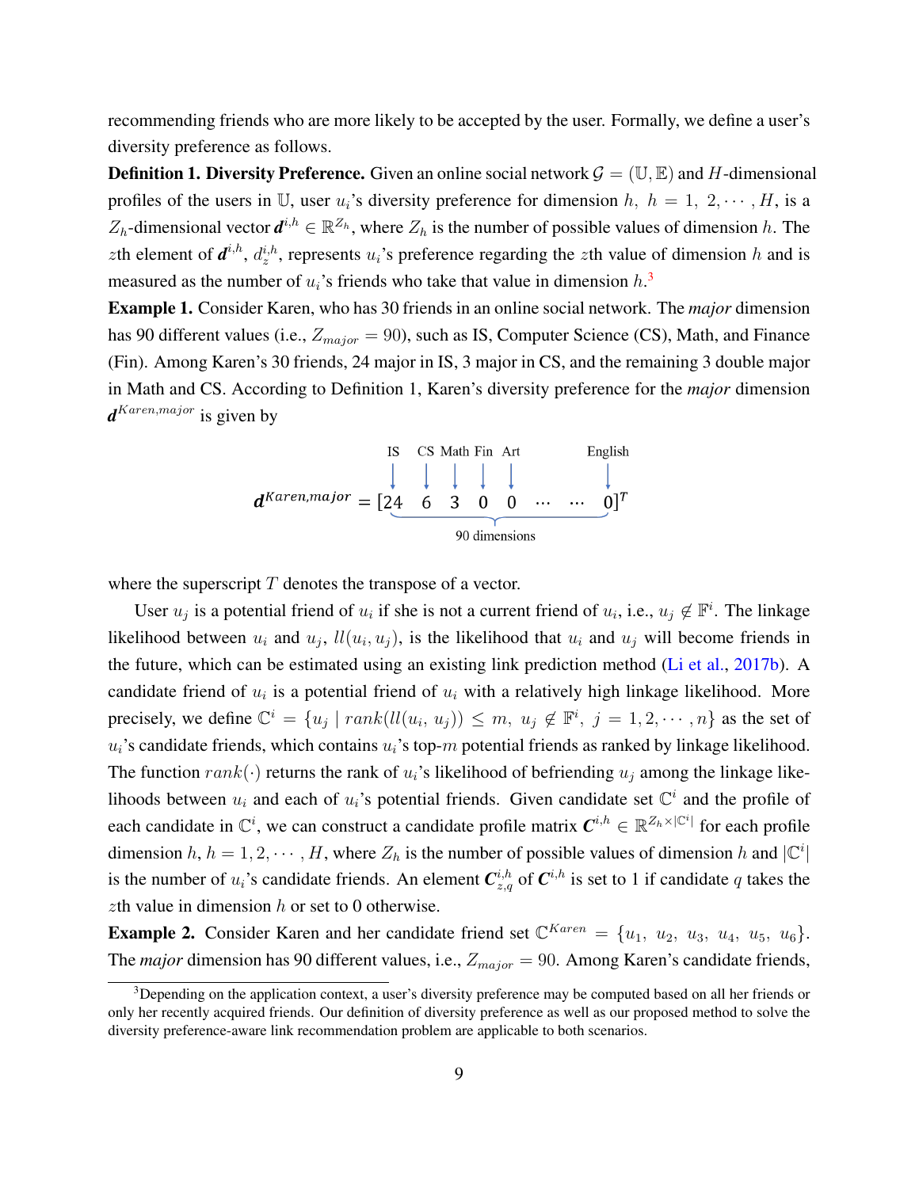recommending friends who are more likely to be accepted by the user. Formally, we define a user's diversity preference as follows.

**Definition 1. Diversity Preference.** Given an online social network $\mathcal{G} = (\mathbb{U}, \mathbb{E})$ and $H$-dimensional profiles of the users in $\mathbb{U}$, user $u_i$'s diversity preference for dimension $h$, $h = 1, 2, \cdots, H$, is a $Z_h$-dimensional vector $\boldsymbol{d}^{i,h} \in \mathbb{R}^{Z_h}$, where $Z_h$ is the number of possible values of dimension $h$. The $z$th element of $\boldsymbol{d}^{i,h}$, $d_z^{i,h}$, represents $u_i$'s preference regarding the $z$th value of dimension $h$ and is measured as the number of $u_i$'s friends who take that value in dimension $h$.[3]

**Example 1.** Consider Karen, who has 30 friends in an online social network. The *major* dimension has 90 different values (i.e., $Z_{major} = 90$), such as IS, Computer Science (CS), Math, and Finance (Fin). Among Karen's 30 friends, 24 major in IS, 3 major in CS, and the remaining 3 double major in Math and CS. According to Definition 1, Karen's diversity preference for the *major* dimension $\boldsymbol{d}^{Karen,major}$ is given by

$$\boldsymbol{d}^{Karen,major} = \underbrace{[\overset{\text{IS}}{24} \quad \overset{\text{CS}}{6} \quad \overset{\text{Math}}{3} \quad \overset{\text{Fin}}{0} \quad \overset{\text{Art}}{0} \quad \cdots \quad \cdots \quad \overset{\text{English}}{0}]}_{\text{90 dimensions}}{}^T$$

where the superscript $T$ denotes the transpose of a vector.

User $u_j$ is a potential friend of $u_i$ if she is not a current friend of $u_i$, i.e., $u_j \notin \mathbb{F}^i$. The linkage likelihood between $u_i$ and $u_j$, $ll(u_i, u_j)$, is the likelihood that $u_i$ and $u_j$ will become friends in the future, which can be estimated using an existing link prediction method (Li et al., 2017b). A candidate friend of $u_i$ is a potential friend of $u_i$ with a relatively high linkage likelihood. More precisely, we define $\mathbb{C}^i = \{u_j \mid rank(ll(u_i, u_j)) \leq m,\ u_j \notin \mathbb{F}^i,\ j = 1, 2, \cdots, n\}$ as the set of $u_i$'s candidate friends, which contains $u_i$'s top-$m$ potential friends as ranked by linkage likelihood. The function $rank(\cdot)$ returns the rank of $u_i$'s likelihood of befriending $u_j$ among the linkage likelihoods between $u_i$ and each of $u_i$'s potential friends. Given candidate set $\mathbb{C}^i$ and the profile of each candidate in $\mathbb{C}^i$, we can construct a candidate profile matrix $\boldsymbol{C}^{i,h} \in \mathbb{R}^{Z_h \times |\mathbb{C}^i|}$ for each profile dimension $h$, $h = 1, 2, \cdots, H$, where $Z_h$ is the number of possible values of dimension $h$ and $|\mathbb{C}^i|$ is the number of $u_i$'s candidate friends. An element $\boldsymbol{C}_{z,q}^{i,h}$ of $\boldsymbol{C}^{i,h}$ is set to 1 if candidate $q$ takes the $z$th value in dimension $h$ or set to 0 otherwise.

**Example 2.** Consider Karen and her candidate friend set $\mathbb{C}^{Karen} = \{u_1,\ u_2,\ u_3,\ u_4,\ u_5,\ u_6\}$. The *major* dimension has 90 different values, i.e., $Z_{major} = 90$. Among Karen's candidate friends,

[3] Depending on the application context, a user's diversity preference may be computed based on all her friends or only her recently acquired friends. Our definition of diversity preference as well as our proposed method to solve the diversity preference-aware link recommendation problem are applicable to both scenarios.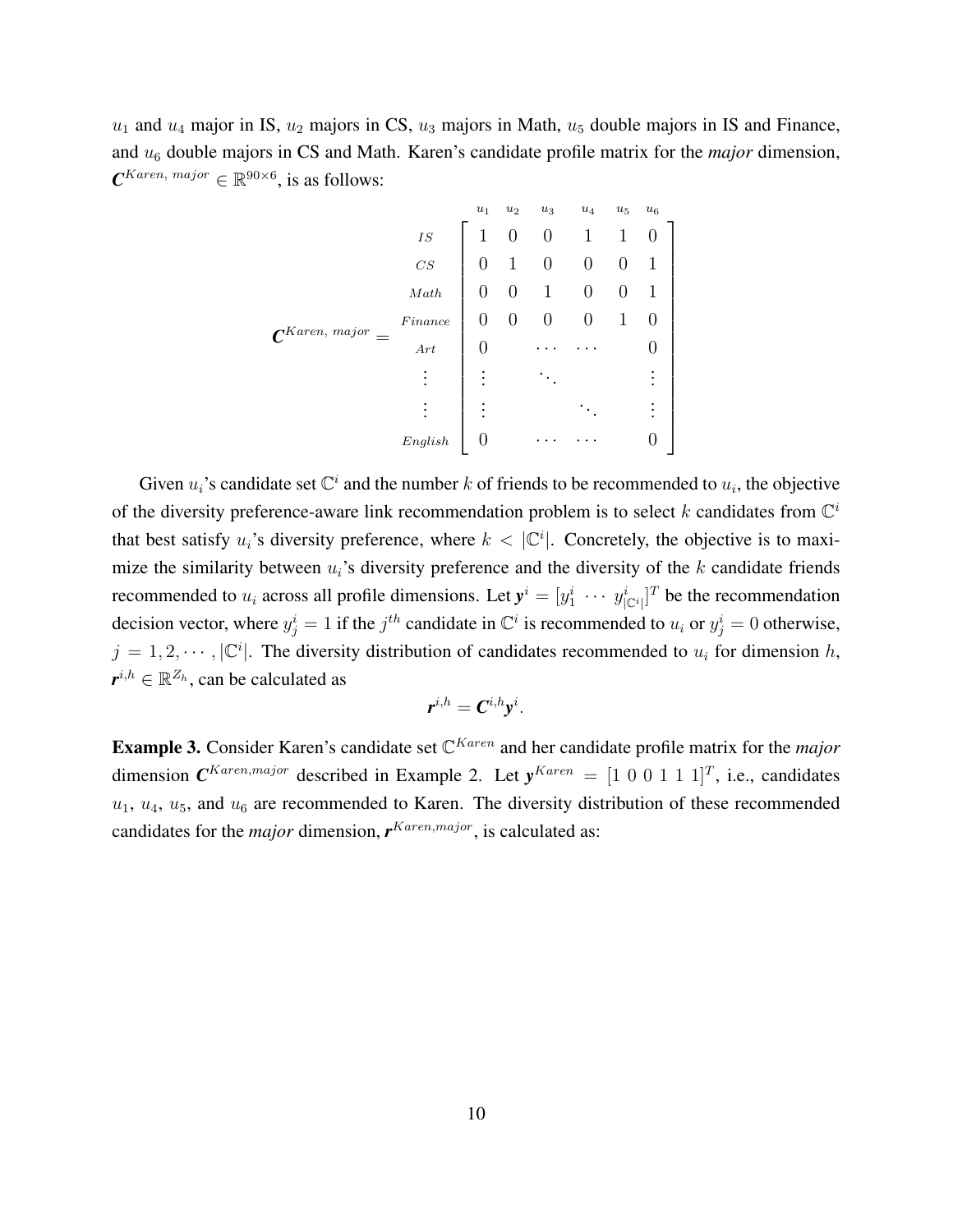$u_1$ and $u_4$ major in IS, $u_2$ majors in CS, $u_3$ majors in Math, $u_5$ double majors in IS and Finance, and $u_6$ double majors in CS and Math. Karen's candidate profile matrix for the *major* dimension, $\boldsymbol{C}^{Karen,\ major} \in \mathbb{R}^{90 \times 6}$, is as follows:

$$
\boldsymbol{C}^{Karen,\ major} = \begin{array}{c} \\ \scriptstyle IS \\ \scriptstyle CS \\ \scriptstyle Math \\ \scriptstyle Finance \\ \scriptstyle Art \\ \vdots \\ \vdots \\ \scriptstyle English \end{array}
\begin{array}{c}
\begin{array}{cccccc} \scriptstyle u_1 & \scriptstyle u_2 & \scriptstyle u_3 & \scriptstyle u_4 & \scriptstyle u_5 & \scriptstyle u_6 \end{array} \\
\left[\begin{array}{cccccc}
1 & 0 & 0 & 1 & 1 & 0 \\
0 & 1 & 0 & 0 & 0 & 1 \\
0 & 0 & 1 & 0 & 0 & 1 \\
0 & 0 & 0 & 0 & 1 & 0 \\
0 & & \cdots & \cdots & & 0 \\
\vdots & & \ddots & & & \vdots \\
\vdots & & & \ddots & & \vdots \\
0 & & \cdots & \cdots & & 0
\end{array}\right]
\end{array}
$$

Given $u_i$'s candidate set $\mathbb{C}^i$ and the number $k$ of friends to be recommended to $u_i$, the objective of the diversity preference-aware link recommendation problem is to select $k$ candidates from $\mathbb{C}^i$ that best satisfy $u_i$'s diversity preference, where $k < |\mathbb{C}^i|$. Concretely, the objective is to maximize the similarity between $u_i$'s diversity preference and the diversity of the $k$ candidate friends recommended to $u_i$ across all profile dimensions. Let $\boldsymbol{y}^i = [y_1^i \ \cdots \ y_{|\mathbb{C}^i|}^i]^T$ be the recommendation decision vector, where $y_j^i = 1$ if the $j^{th}$ candidate in $\mathbb{C}^i$ is recommended to $u_i$ or $y_j^i = 0$ otherwise, $j = 1, 2, \cdots, |\mathbb{C}^i|$. The diversity distribution of candidates recommended to $u_i$ for dimension $h$, $\boldsymbol{r}^{i,h} \in \mathbb{R}^{Z_h}$, can be calculated as

$$\boldsymbol{r}^{i,h} = \boldsymbol{C}^{i,h}\boldsymbol{y}^i.$$

**Example 3.** Consider Karen's candidate set $\mathbb{C}^{Karen}$ and her candidate profile matrix for the *major* dimension $\boldsymbol{C}^{Karen,major}$ described in Example 2. Let $\boldsymbol{y}^{Karen} = [1\ 0\ 0\ 1\ 1\ 1]^T$, i.e., candidates $u_1$, $u_4$, $u_5$, and $u_6$ are recommended to Karen. The diversity distribution of these recommended candidates for the *major* dimension, $\boldsymbol{r}^{Karen,major}$, is calculated as: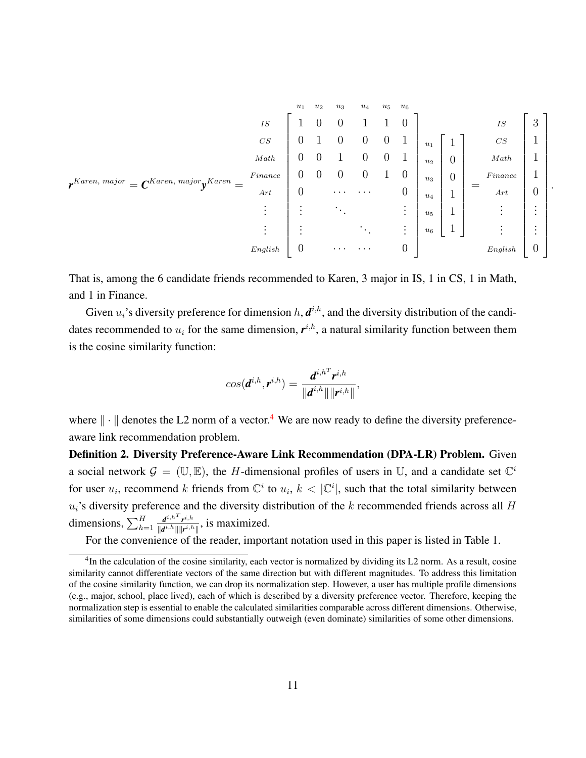$$
\boldsymbol{r}^{Karen,\ major} = \boldsymbol{C}^{Karen,\ major}\boldsymbol{y}^{Karen} = \begin{array}{c} \\ IS \\ CS \\ Math \\ Finance \\ Art \\ \vdots \\ \vdots \\ English \end{array} \begin{array}{c} \begin{array}{cccccc} u_1 & u_2 & u_3 & u_4 & u_5 & u_6 \end{array} \\ \left[\begin{array}{cccccc} 1 & 0 & 0 & 1 & 1 & 0 \\ 0 & 1 & 0 & 0 & 0 & 1 \\ 0 & 0 & 1 & 0 & 0 & 1 \\ 0 & 0 & 0 & 0 & 1 & 0 \\ 0 & & \cdots & \cdots & & 0 \\ \vdots & & \ddots & & & \vdots \\ \vdots & & & \ddots & & \vdots \\ 0 & & \cdots & \cdots & & 0 \end{array}\right] \end{array} \begin{array}{c} u_1 \\ u_2 \\ u_3 \\ u_4 \\ u_5 \\ u_6 \end{array} \left[\begin{array}{c} 1 \\ 0 \\ 0 \\ 1 \\ 1 \\ 1 \end{array}\right] = \begin{array}{c} IS \\ CS \\ Math \\ Finance \\ Art \\ \vdots \\ \vdots \\ English \end{array} \left[\begin{array}{c} 3 \\ 1 \\ 1 \\ 1 \\ 0 \\ \vdots \\ \vdots \\ 0 \end{array}\right].
$$

That is, among the 6 candidate friends recommended to Karen, 3 major in IS, 1 in CS, 1 in Math, and 1 in Finance.

Given $u_i$'s diversity preference for dimension $h$, $\boldsymbol{d}^{i,h}$, and the diversity distribution of the candidates recommended to $u_i$ for the same dimension, $\boldsymbol{r}^{i,h}$, a natural similarity function between them is the cosine similarity function:

$$
cos(\boldsymbol{d}^{i,h}, \boldsymbol{r}^{i,h}) = \frac{\boldsymbol{d}^{i,h^T}\boldsymbol{r}^{i,h}}{\|\boldsymbol{d}^{i,h}\|\|\boldsymbol{r}^{i,h}\|},
$$

where $\|\cdot\|$ denotes the L2 norm of a vector.[4] We are now ready to define the diversity preference-aware link recommendation problem.

**Definition 2. Diversity Preference-Aware Link Recommendation (DPA-LR) Problem.** Given a social network $\mathcal{G} = (\mathbb{U}, \mathbb{E})$, the $H$-dimensional profiles of users in $\mathbb{U}$, and a candidate set $\mathbb{C}^i$ for user $u_i$, recommend $k$ friends from $\mathbb{C}^i$ to $u_i$, $k < |\mathbb{C}^i|$, such that the total similarity between $u_i$'s diversity preference and the diversity distribution of the $k$ recommended friends across all $H$ dimensions, $\sum_{h=1}^{H} \frac{\boldsymbol{d}^{i,h^T}\boldsymbol{r}^{i,h}}{\|\boldsymbol{d}^{i,h}\|\|\boldsymbol{r}^{i,h}\|}$, is maximized.

For the convenience of the reader, important notation used in this paper is listed in Table 1.

[4] In the calculation of the cosine similarity, each vector is normalized by dividing its L2 norm. As a result, cosine similarity cannot differentiate vectors of the same direction but with different magnitudes. To address this limitation of the cosine similarity function, we can drop its normalization step. However, a user has multiple profile dimensions (e.g., major, school, place lived), each of which is described by a diversity preference vector. Therefore, keeping the normalization step is essential to enable the calculated similarities comparable across different dimensions. Otherwise, similarities of some dimensions could substantially outweigh (even dominate) similarities of some other dimensions.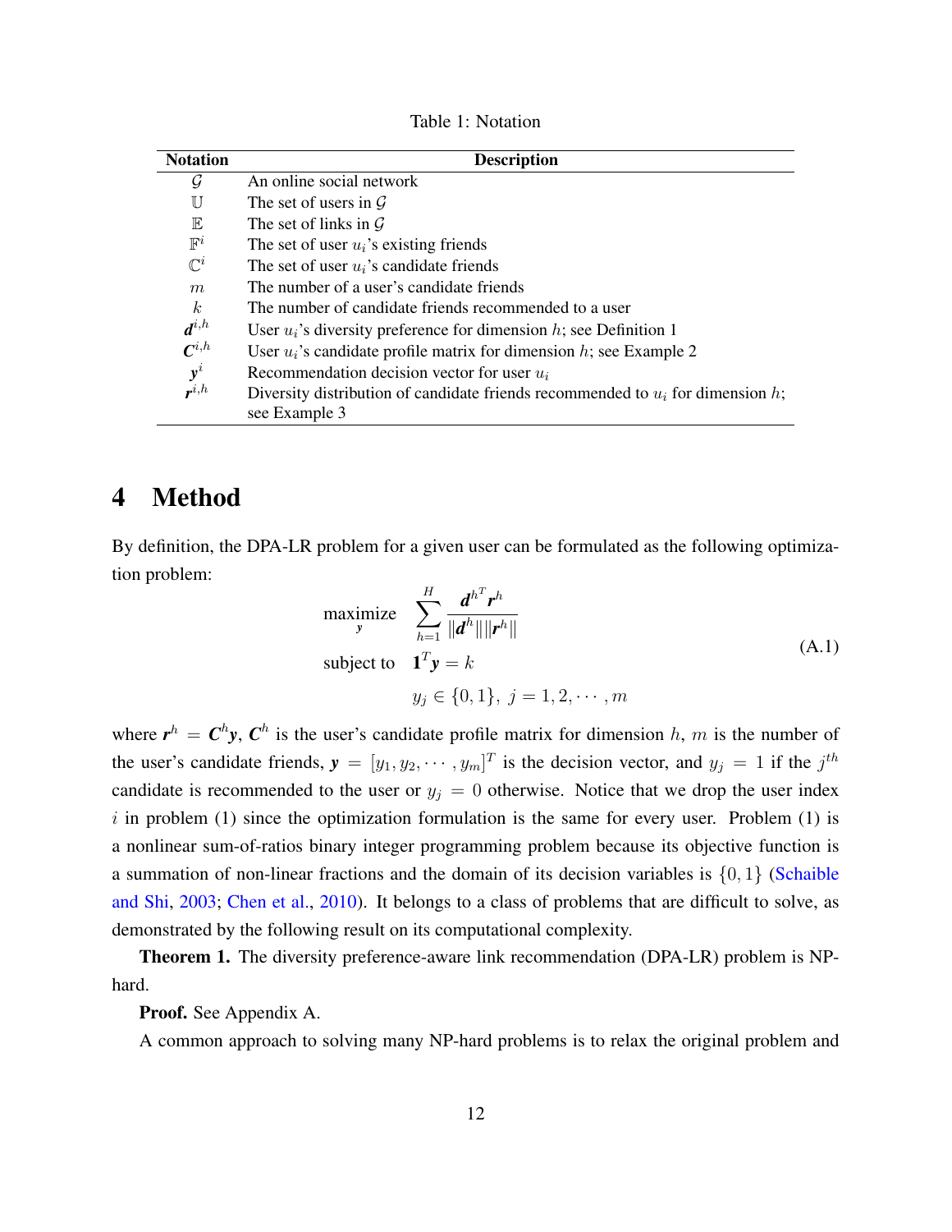Table 1: Notation

| Notation | Description |
|---|---|
| $\mathcal{G}$ | An online social network |
| $\mathbb{U}$ | The set of users in $\mathcal{G}$ |
| $\mathbb{E}$ | The set of links in $\mathcal{G}$ |
| $\mathbb{F}^i$ | The set of user $u_i$'s existing friends |
| $\mathbb{C}^i$ | The set of user $u_i$'s candidate friends |
| $m$ | The number of a user's candidate friends |
| $k$ | The number of candidate friends recommended to a user |
| $\boldsymbol{d}^{i,h}$ | User $u_i$'s diversity preference for dimension $h$; see Definition 1 |
| $\boldsymbol{C}^{i,h}$ | User $u_i$'s candidate profile matrix for dimension $h$; see Example 2 |
| $\boldsymbol{y}^i$ | Recommendation decision vector for user $u_i$ |
| $\boldsymbol{r}^{i,h}$ | Diversity distribution of candidate friends recommended to $u_i$ for dimension $h$; see Example 3 |

# 4 Method

By definition, the DPA-LR problem for a given user can be formulated as the following optimization problem:

$$
\begin{aligned}
\underset{\boldsymbol{y}}{\text{maximize}} \quad & \sum_{h=1}^{H} \frac{\boldsymbol{d}^{h^T} \boldsymbol{r}^h}{\|\boldsymbol{d}^h\| \|\boldsymbol{r}^h\|} \\
\text{subject to} \quad & \mathbf{1}^T \boldsymbol{y} = k \\
& y_j \in \{0, 1\}, \ j = 1, 2, \cdots, m
\end{aligned}
\tag{A.1}
$$

where $\boldsymbol{r}^h = \boldsymbol{C}^h \boldsymbol{y}$, $\boldsymbol{C}^h$ is the user's candidate profile matrix for dimension $h$, $m$ is the number of the user's candidate friends, $\boldsymbol{y} = [y_1, y_2, \cdots, y_m]^T$ is the decision vector, and $y_j = 1$ if the $j^{th}$ candidate is recommended to the user or $y_j = 0$ otherwise. Notice that we drop the user index $i$ in problem (1) since the optimization formulation is the same for every user. Problem (1) is a nonlinear sum-of-ratios binary integer programming problem because its objective function is a summation of non-linear fractions and the domain of its decision variables is $\{0, 1\}$ (Schaible and Shi, 2003; Chen et al., 2010). It belongs to a class of problems that are difficult to solve, as demonstrated by the following result on its computational complexity.

**Theorem 1.** The diversity preference-aware link recommendation (DPA-LR) problem is NP-hard.

**Proof.** See Appendix A.

A common approach to solving many NP-hard problems is to relax the original problem and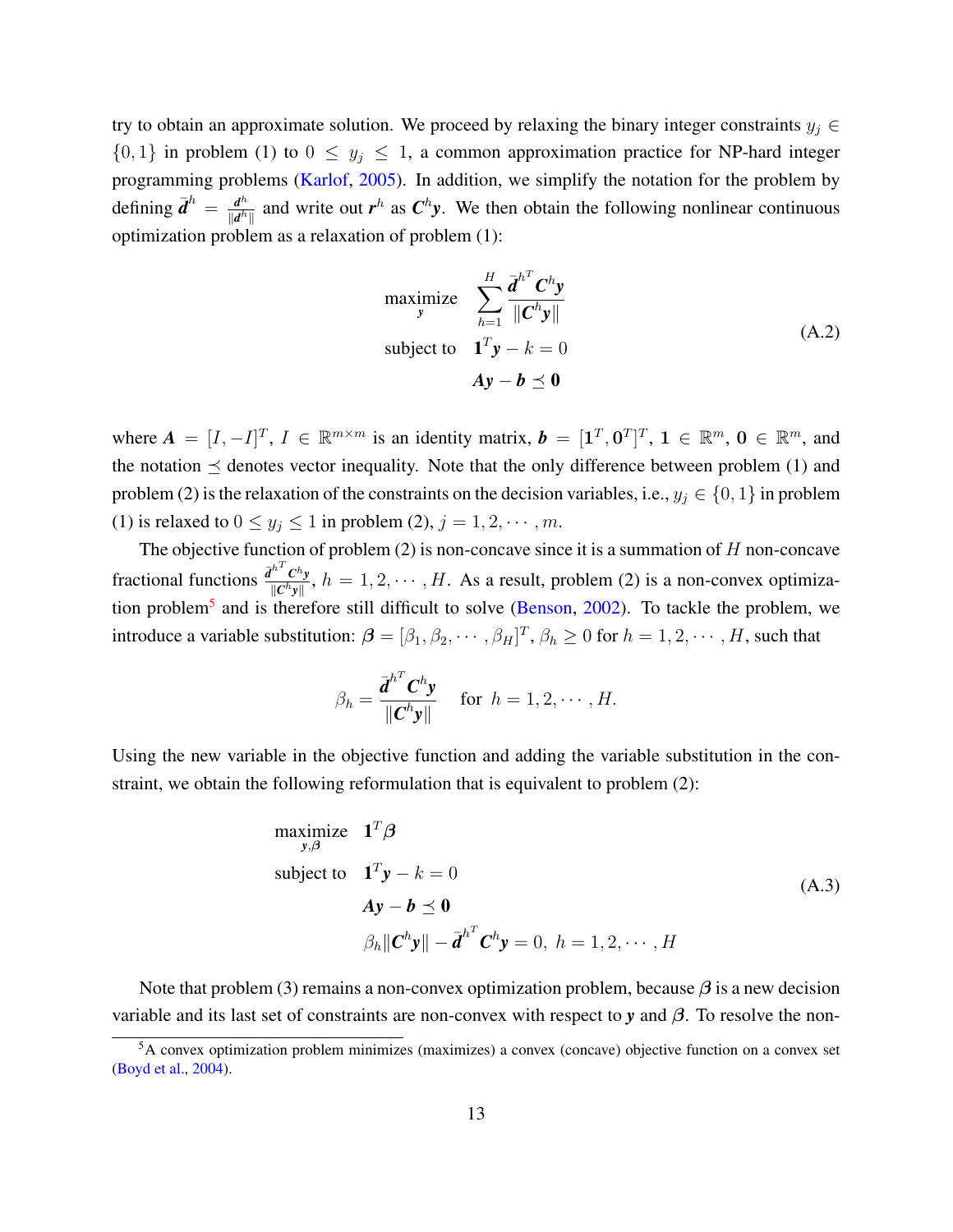try to obtain an approximate solution. We proceed by relaxing the binary integer constraints $y_j \in \{0, 1\}$ in problem (1) to $0 \leq y_j \leq 1$, a common approximation practice for NP-hard integer programming problems (Karlof, 2005). In addition, we simplify the notation for the problem by defining $\bar{\boldsymbol{d}}^h = \frac{\boldsymbol{d}^h}{\|\boldsymbol{d}^h\|}$ and write out $\boldsymbol{r}^h$ as $\boldsymbol{C}^h\boldsymbol{y}$. We then obtain the following nonlinear continuous optimization problem as a relaxation of problem (1):

$$
\begin{aligned}
\underset{\boldsymbol{y}}{\text{maximize}} \quad & \sum_{h=1}^{H} \frac{\bar{\boldsymbol{d}}^{h^T} \boldsymbol{C}^h \boldsymbol{y}}{\|\boldsymbol{C}^h \boldsymbol{y}\|} \\
\text{subject to} \quad & \mathbf{1}^T \boldsymbol{y} - k = 0 \\
& \boldsymbol{A}\boldsymbol{y} - \boldsymbol{b} \preceq \mathbf{0}
\end{aligned}
\tag{A.2}
$$

where $\boldsymbol{A} = [I, -I]^T$, $I \in \mathbb{R}^{m \times m}$ is an identity matrix, $\boldsymbol{b} = [\mathbf{1}^T, \mathbf{0}^T]^T$, $\mathbf{1} \in \mathbb{R}^m$, $\mathbf{0} \in \mathbb{R}^m$, and the notation $\preceq$ denotes vector inequality. Note that the only difference between problem (1) and problem (2) is the relaxation of the constraints on the decision variables, i.e., $y_j \in \{0, 1\}$ in problem (1) is relaxed to $0 \leq y_j \leq 1$ in problem (2), $j = 1, 2, \cdots, m$.

The objective function of problem (2) is non-concave since it is a summation of $H$ non-concave fractional functions $\frac{\bar{\boldsymbol{d}}^{h^T} \boldsymbol{C}^h \boldsymbol{y}}{\|\boldsymbol{C}^h \boldsymbol{y}\|}$, $h = 1, 2, \cdots, H$. As a result, problem (2) is a non-convex optimization problem[5] and is therefore still difficult to solve (Benson, 2002). To tackle the problem, we introduce a variable substitution: $\boldsymbol{\beta} = [\beta_1, \beta_2, \cdots, \beta_H]^T$, $\beta_h \geq 0$ for $h = 1, 2, \cdots, H$, such that

$$
\beta_h = \frac{\bar{\boldsymbol{d}}^{h^T} \boldsymbol{C}^h \boldsymbol{y}}{\|\boldsymbol{C}^h \boldsymbol{y}\|} \quad \text{for } h = 1, 2, \cdots, H.
$$

Using the new variable in the objective function and adding the variable substitution in the constraint, we obtain the following reformulation that is equivalent to problem (2):

$$
\begin{aligned}
\underset{\boldsymbol{y}, \boldsymbol{\beta}}{\text{maximize}} \quad & \mathbf{1}^T \boldsymbol{\beta} \\
\text{subject to} \quad & \mathbf{1}^T \boldsymbol{y} - k = 0 \\
& \boldsymbol{A}\boldsymbol{y} - \boldsymbol{b} \preceq \mathbf{0} \\
& \beta_h \|\boldsymbol{C}^h \boldsymbol{y}\| - \bar{\boldsymbol{d}}^{h^T} \boldsymbol{C}^h \boldsymbol{y} = 0, \; h = 1, 2, \cdots, H
\end{aligned}
\tag{A.3}
$$

Note that problem (3) remains a non-convex optimization problem, because $\boldsymbol{\beta}$ is a new decision variable and its last set of constraints are non-convex with respect to $\boldsymbol{y}$ and $\boldsymbol{\beta}$. To resolve the non-

[5] A convex optimization problem minimizes (maximizes) a convex (concave) objective function on a convex set (Boyd et al., 2004).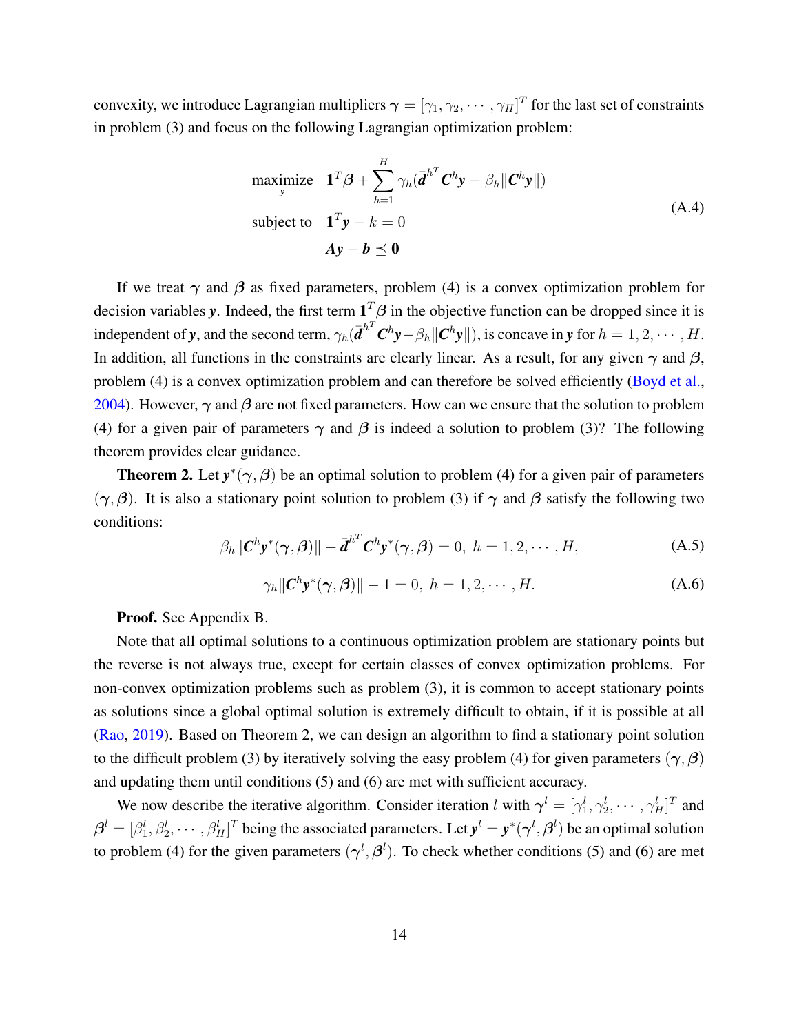convexity, we introduce Lagrangian multipliers $\boldsymbol{\gamma} = [\gamma_1, \gamma_2, \cdots, \gamma_H]^T$ for the last set of constraints in problem (3) and focus on the following Lagrangian optimization problem:

$$
\begin{aligned}
\underset{\boldsymbol{y}}{\text{maximize}} \quad & \mathbf{1}^T \boldsymbol{\beta} + \sum_{h=1}^{H} \gamma_h (\bar{\boldsymbol{d}}^{h^T} \boldsymbol{C}^h \boldsymbol{y} - \beta_h \|\boldsymbol{C}^h \boldsymbol{y}\|) \\
\text{subject to} \quad & \mathbf{1}^T \boldsymbol{y} - k = 0 \\
& \boldsymbol{A}\boldsymbol{y} - \boldsymbol{b} \preceq \mathbf{0}
\end{aligned}
\tag{A.4}
$$

If we treat $\boldsymbol{\gamma}$ and $\boldsymbol{\beta}$ as fixed parameters, problem (4) is a convex optimization problem for decision variables $\boldsymbol{y}$. Indeed, the first term $\mathbf{1}^T \boldsymbol{\beta}$ in the objective function can be dropped since it is independent of $\boldsymbol{y}$, and the second term, $\gamma_h(\bar{\boldsymbol{d}}^{h^T} \boldsymbol{C}^h \boldsymbol{y} - \beta_h \|\boldsymbol{C}^h \boldsymbol{y}\|)$, is concave in $\boldsymbol{y}$ for $h = 1, 2, \cdots, H$. In addition, all functions in the constraints are clearly linear. As a result, for any given $\boldsymbol{\gamma}$ and $\boldsymbol{\beta}$, problem (4) is a convex optimization problem and can therefore be solved efficiently (Boyd et al., 2004). However, $\boldsymbol{\gamma}$ and $\boldsymbol{\beta}$ are not fixed parameters. How can we ensure that the solution to problem (4) for a given pair of parameters $\boldsymbol{\gamma}$ and $\boldsymbol{\beta}$ is indeed a solution to problem (3)? The following theorem provides clear guidance.

**Theorem 2.** Let $\boldsymbol{y}^*(\boldsymbol{\gamma}, \boldsymbol{\beta})$ be an optimal solution to problem (4) for a given pair of parameters $(\boldsymbol{\gamma}, \boldsymbol{\beta})$. It is also a stationary point solution to problem (3) if $\boldsymbol{\gamma}$ and $\boldsymbol{\beta}$ satisfy the following two conditions:

$$
\beta_h \|\boldsymbol{C}^h \boldsymbol{y}^*(\boldsymbol{\gamma}, \boldsymbol{\beta})\| - \bar{\boldsymbol{d}}^{h^T} \boldsymbol{C}^h \boldsymbol{y}^*(\boldsymbol{\gamma}, \boldsymbol{\beta}) = 0, \ h = 1, 2, \cdots, H,
\tag{A.5}
$$

$$
\gamma_h \|\boldsymbol{C}^h \boldsymbol{y}^*(\boldsymbol{\gamma}, \boldsymbol{\beta})\| - 1 = 0, \ h = 1, 2, \cdots, H.
\tag{A.6}
$$

**Proof.** See Appendix B.

Note that all optimal solutions to a continuous optimization problem are stationary points but the reverse is not always true, except for certain classes of convex optimization problems. For non-convex optimization problems such as problem (3), it is common to accept stationary points as solutions since a global optimal solution is extremely difficult to obtain, if it is possible at all (Rao, 2019). Based on Theorem 2, we can design an algorithm to find a stationary point solution to the difficult problem (3) by iteratively solving the easy problem (4) for given parameters $(\boldsymbol{\gamma}, \boldsymbol{\beta})$ and updating them until conditions (5) and (6) are met with sufficient accuracy.

We now describe the iterative algorithm. Consider iteration $l$ with $\boldsymbol{\gamma}^l = [\gamma_1^l, \gamma_2^l, \cdots, \gamma_H^l]^T$ and $\boldsymbol{\beta}^l = [\beta_1^l, \beta_2^l, \cdots, \beta_H^l]^T$ being the associated parameters. Let $\boldsymbol{y}^l = \boldsymbol{y}^*(\boldsymbol{\gamma}^l, \boldsymbol{\beta}^l)$ be an optimal solution to problem (4) for the given parameters $(\boldsymbol{\gamma}^l, \boldsymbol{\beta}^l)$. To check whether conditions (5) and (6) are met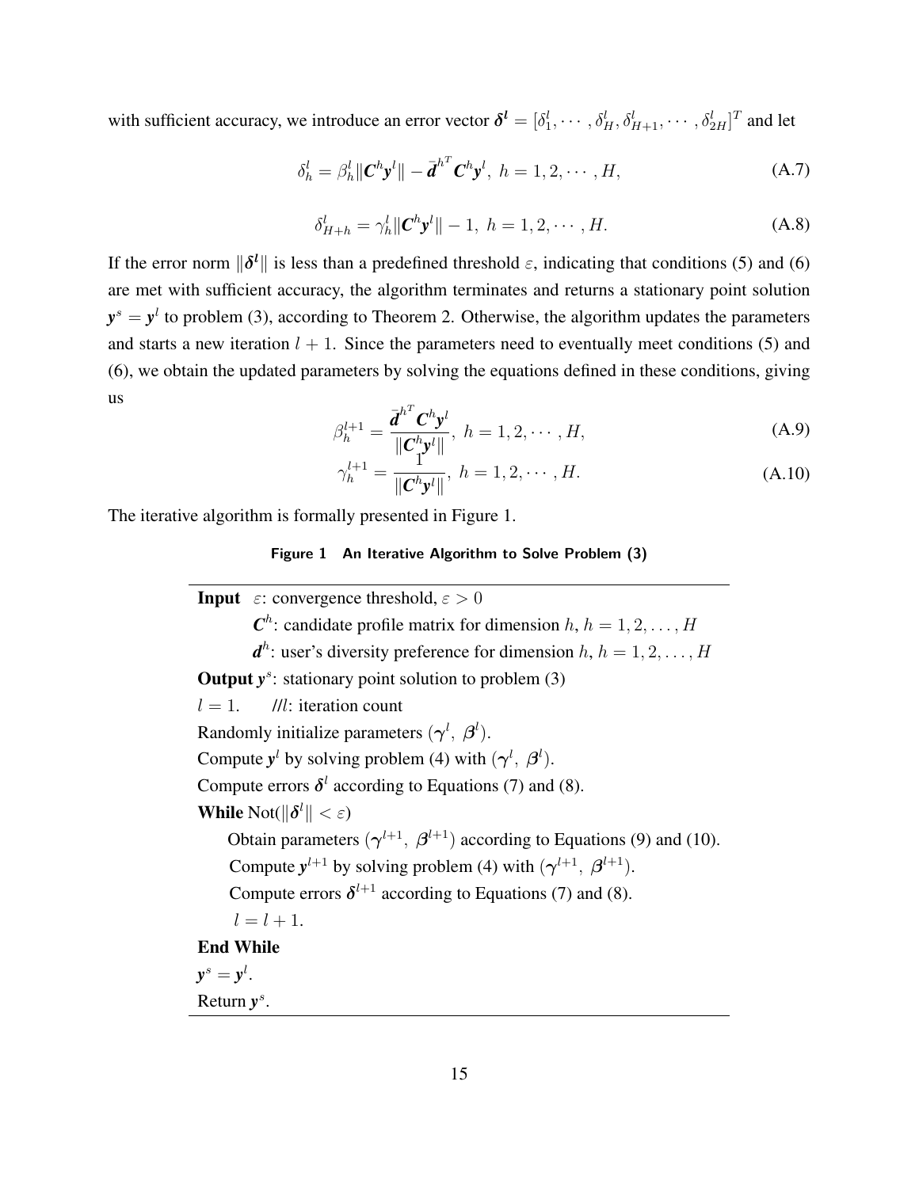with sufficient accuracy, we introduce an error vector $\boldsymbol{\delta^l} = [\delta_1^l, \cdots, \delta_H^l, \delta_{H+1}^l, \cdots, \delta_{2H}^l]^T$ and let

$$\delta_h^l = \beta_h^l \|\boldsymbol{C}^h \boldsymbol{y}^l\| - \bar{\boldsymbol{d}}^{h^T} \boldsymbol{C}^h \boldsymbol{y}^l, \ h = 1, 2, \cdots, H, \tag{A.7}$$

$$\delta_{H+h}^l = \gamma_h^l \|\boldsymbol{C}^h \boldsymbol{y}^l\| - 1, \ h = 1, 2, \cdots, H. \tag{A.8}$$

If the error norm $\|\boldsymbol{\delta^l}\|$ is less than a predefined threshold $\varepsilon$, indicating that conditions (5) and (6) are met with sufficient accuracy, the algorithm terminates and returns a stationary point solution $\boldsymbol{y}^s = \boldsymbol{y}^l$ to problem (3), according to Theorem 2. Otherwise, the algorithm updates the parameters and starts a new iteration $l+1$. Since the parameters need to eventually meet conditions (5) and (6), we obtain the updated parameters by solving the equations defined in these conditions, giving us

$$\beta_h^{l+1} = \frac{\bar{\boldsymbol{d}}^{h^T} \boldsymbol{C}^h \boldsymbol{y}^l}{\|\boldsymbol{C}^h \boldsymbol{y}^l\|}, \ h = 1, 2, \cdots, H, \tag{A.9}$$

$$\gamma_h^{l+1} = \frac{1}{\|\boldsymbol{C}^h \boldsymbol{y}^l\|}, \ h = 1, 2, \cdots, H. \tag{A.10}$$

The iterative algorithm is formally presented in Figure 1.

**Figure 1 An Iterative Algorithm to Solve Problem (3)**

```
Input  ε: convergence threshold, ε > 0
       C^h: candidate profile matrix for dimension h, h = 1, 2, ..., H
       d^h: user's diversity preference for dimension h, h = 1, 2, ..., H
Output y^s: stationary point solution to problem (3)
l = 1.    //l: iteration count
Randomly initialize parameters (γ^l, β^l).
Compute y^l by solving problem (4) with (γ^l, β^l).
Compute errors δ^l according to Equations (7) and (8).
While Not(||δ^l|| < ε)
    Obtain parameters (γ^{l+1}, β^{l+1}) according to Equations (9) and (10).
    Compute y^{l+1} by solving problem (4) with (γ^{l+1}, β^{l+1}).
    Compute errors δ^{l+1} according to Equations (7) and (8).
    l = l + 1.
End While
y^s = y^l.
Return y^s.
```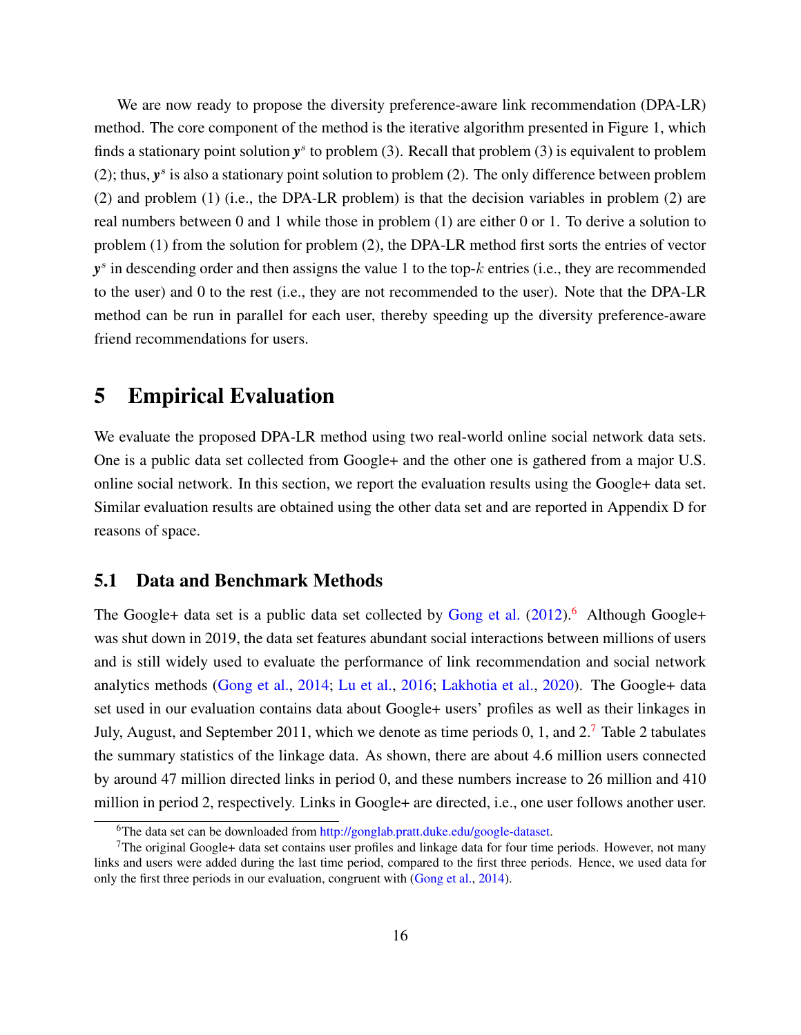We are now ready to propose the diversity preference-aware link recommendation (DPA-LR) method. The core component of the method is the iterative algorithm presented in Figure 1, which finds a stationary point solution $\boldsymbol{y}^s$ to problem (3). Recall that problem (3) is equivalent to problem (2); thus, $\boldsymbol{y}^s$ is also a stationary point solution to problem (2). The only difference between problem (2) and problem (1) (i.e., the DPA-LR problem) is that the decision variables in problem (2) are real numbers between 0 and 1 while those in problem (1) are either 0 or 1. To derive a solution to problem (1) from the solution for problem (2), the DPA-LR method first sorts the entries of vector $\boldsymbol{y}^s$ in descending order and then assigns the value 1 to the top-$k$ entries (i.e., they are recommended to the user) and 0 to the rest (i.e., they are not recommended to the user). Note that the DPA-LR method can be run in parallel for each user, thereby speeding up the diversity preference-aware friend recommendations for users.

# 5 Empirical Evaluation

We evaluate the proposed DPA-LR method using two real-world online social network data sets. One is a public data set collected from Google+ and the other one is gathered from a major U.S. online social network. In this section, we report the evaluation results using the Google+ data set. Similar evaluation results are obtained using the other data set and are reported in Appendix D for reasons of space.

## 5.1 Data and Benchmark Methods

The Google+ data set is a public data set collected by Gong et al. (2012).[6] Although Google+ was shut down in 2019, the data set features abundant social interactions between millions of users and is still widely used to evaluate the performance of link recommendation and social network analytics methods (Gong et al., 2014; Lu et al., 2016; Lakhotia et al., 2020). The Google+ data set used in our evaluation contains data about Google+ users' profiles as well as their linkages in July, August, and September 2011, which we denote as time periods 0, 1, and 2.[7] Table 2 tabulates the summary statistics of the linkage data. As shown, there are about 4.6 million users connected by around 47 million directed links in period 0, and these numbers increase to 26 million and 410 million in period 2, respectively. Links in Google+ are directed, i.e., one user follows another user.

[6] The data set can be downloaded from http://gonglab.pratt.duke.edu/google-dataset.

[7] The original Google+ data set contains user profiles and linkage data for four time periods. However, not many links and users were added during the last time period, compared to the first three periods. Hence, we used data for only the first three periods in our evaluation, congruent with (Gong et al., 2014).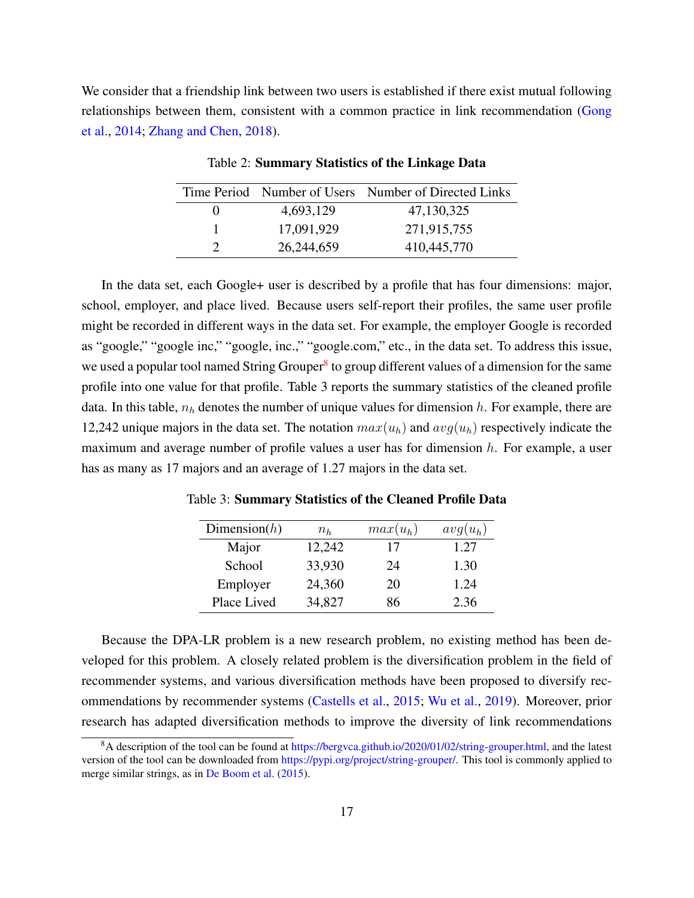We consider that a friendship link between two users is established if there exist mutual following relationships between them, consistent with a common practice in link recommendation (Gong et al., 2014; Zhang and Chen, 2018).

Table 2: **Summary Statistics of the Linkage Data**

| Time Period | Number of Users | Number of Directed Links |
|---|---|---|
| 0 | 4,693,129 | 47,130,325 |
| 1 | 17,091,929 | 271,915,755 |
| 2 | 26,244,659 | 410,445,770 |

In the data set, each Google+ user is described by a profile that has four dimensions: major, school, employer, and place lived. Because users self-report their profiles, the same user profile might be recorded in different ways in the data set. For example, the employer Google is recorded as "google," "google inc," "google, inc.," "google.com," etc., in the data set. To address this issue, we used a popular tool named String Grouper[8] to group different values of a dimension for the same profile into one value for that profile. Table 3 reports the summary statistics of the cleaned profile data. In this table, $n_h$ denotes the number of unique values for dimension $h$. For example, there are 12,242 unique majors in the data set. The notation $max(u_h)$ and $avg(u_h)$ respectively indicate the maximum and average number of profile values a user has for dimension $h$. For example, a user has as many as 17 majors and an average of 1.27 majors in the data set.

Table 3: **Summary Statistics of the Cleaned Profile Data**

| Dimension($h$) | $n_h$ | $max(u_h)$ | $avg(u_h)$ |
|---|---|---|---|
| Major | 12,242 | 17 | 1.27 |
| School | 33,930 | 24 | 1.30 |
| Employer | 24,360 | 20 | 1.24 |
| Place Lived | 34,827 | 86 | 2.36 |

Because the DPA-LR problem is a new research problem, no existing method has been developed for this problem. A closely related problem is the diversification problem in the field of recommender systems, and various diversification methods have been proposed to diversify recommendations by recommender systems (Castells et al., 2015; Wu et al., 2019). Moreover, prior research has adapted diversification methods to improve the diversity of link recommendations

[8] A description of the tool can be found at https://bergvca.github.io/2020/01/02/string-grouper.html, and the latest version of the tool can be downloaded from https://pypi.org/project/string-grouper/. This tool is commonly applied to merge similar strings, as in De Boom et al. (2015).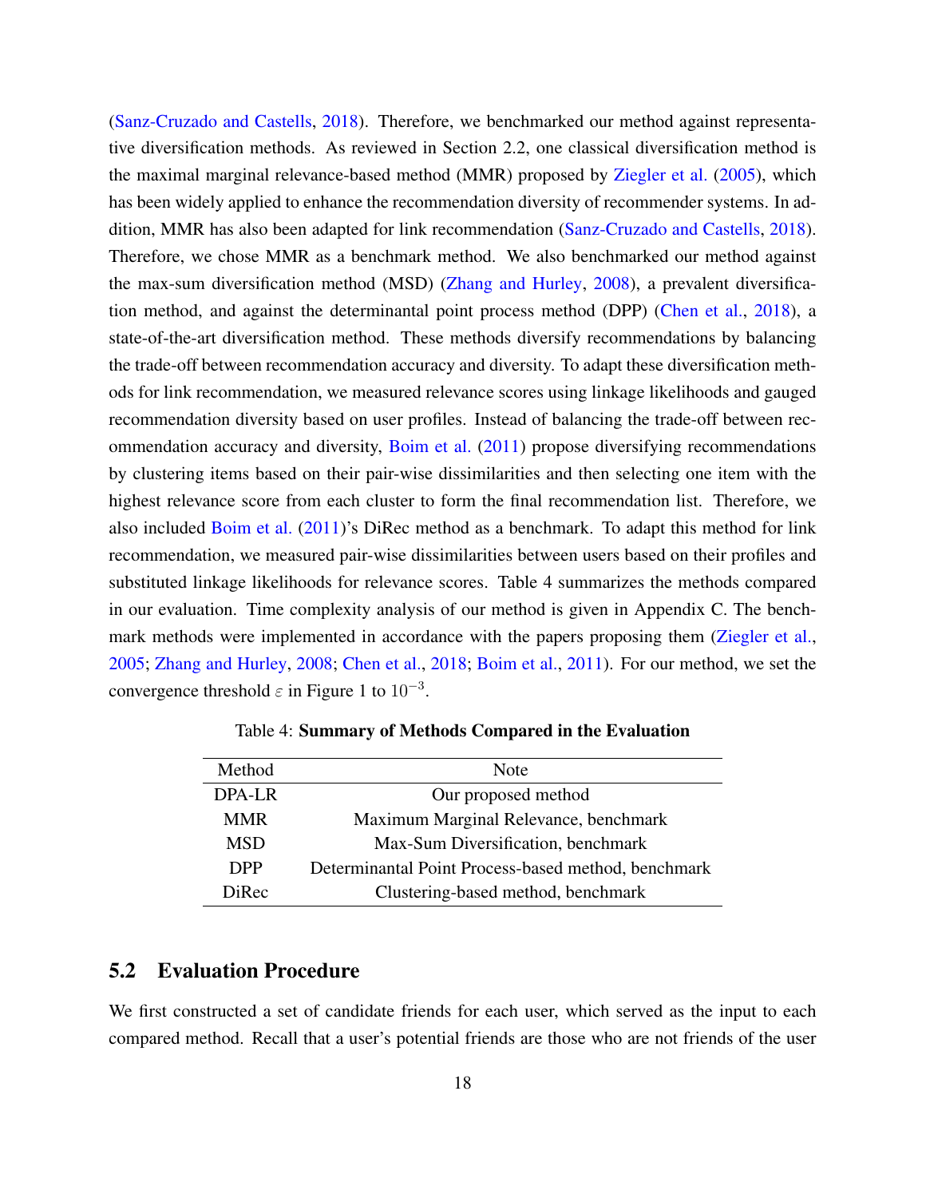(Sanz-Cruzado and Castells, 2018). Therefore, we benchmarked our method against representative diversification methods. As reviewed in Section 2.2, one classical diversification method is the maximal marginal relevance-based method (MMR) proposed by Ziegler et al. (2005), which has been widely applied to enhance the recommendation diversity of recommender systems. In addition, MMR has also been adapted for link recommendation (Sanz-Cruzado and Castells, 2018). Therefore, we chose MMR as a benchmark method. We also benchmarked our method against the max-sum diversification method (MSD) (Zhang and Hurley, 2008), a prevalent diversification method, and against the determinantal point process method (DPP) (Chen et al., 2018), a state-of-the-art diversification method. These methods diversify recommendations by balancing the trade-off between recommendation accuracy and diversity. To adapt these diversification methods for link recommendation, we measured relevance scores using linkage likelihoods and gauged recommendation diversity based on user profiles. Instead of balancing the trade-off between recommendation accuracy and diversity, Boim et al. (2011) propose diversifying recommendations by clustering items based on their pair-wise dissimilarities and then selecting one item with the highest relevance score from each cluster to form the final recommendation list. Therefore, we also included Boim et al. (2011)'s DiRec method as a benchmark. To adapt this method for link recommendation, we measured pair-wise dissimilarities between users based on their profiles and substituted linkage likelihoods for relevance scores. Table 4 summarizes the methods compared in our evaluation. Time complexity analysis of our method is given in Appendix C. The benchmark methods were implemented in accordance with the papers proposing them (Ziegler et al., 2005; Zhang and Hurley, 2008; Chen et al., 2018; Boim et al., 2011). For our method, we set the convergence threshold $\varepsilon$ in Figure 1 to $10^{-3}$.

Table 4: **Summary of Methods Compared in the Evaluation**

| Method | Note |
| --- | --- |
| DPA-LR | Our proposed method |
| MMR | Maximum Marginal Relevance, benchmark |
| MSD | Max-Sum Diversification, benchmark |
| DPP | Determinantal Point Process-based method, benchmark |
| DiRec | Clustering-based method, benchmark |

## 5.2 Evaluation Procedure

We first constructed a set of candidate friends for each user, which served as the input to each compared method. Recall that a user's potential friends are those who are not friends of the user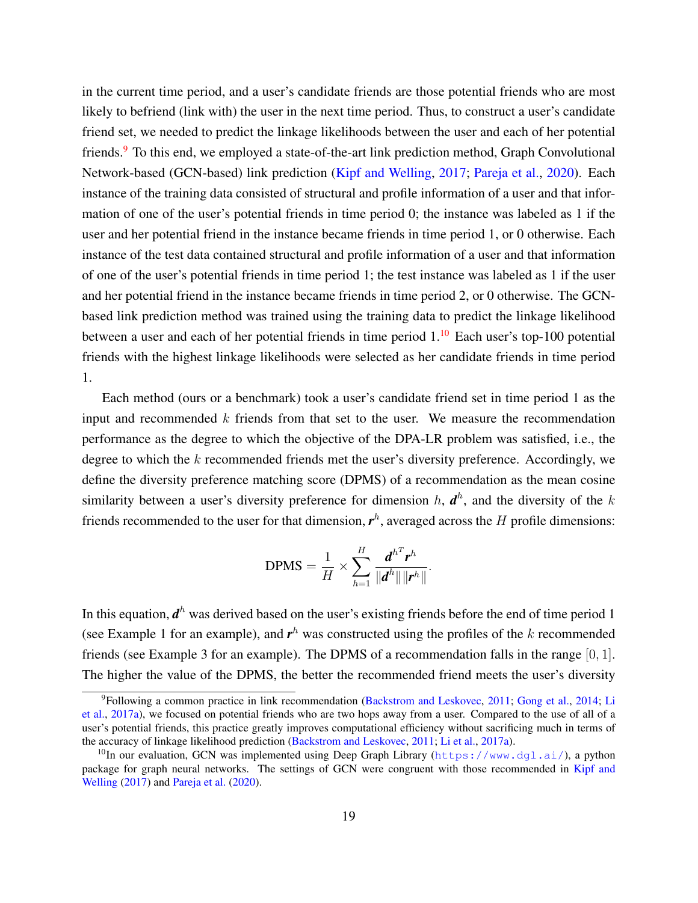in the current time period, and a user's candidate friends are those potential friends who are most likely to befriend (link with) the user in the next time period. Thus, to construct a user's candidate friend set, we needed to predict the linkage likelihoods between the user and each of her potential friends.[9] To this end, we employed a state-of-the-art link prediction method, Graph Convolutional Network-based (GCN-based) link prediction (Kipf and Welling, 2017; Pareja et al., 2020). Each instance of the training data consisted of structural and profile information of a user and that information of one of the user's potential friends in time period 0; the instance was labeled as 1 if the user and her potential friend in the instance became friends in time period 1, or 0 otherwise. Each instance of the test data contained structural and profile information of a user and that information of one of the user's potential friends in time period 1; the test instance was labeled as 1 if the user and her potential friend in the instance became friends in time period 2, or 0 otherwise. The GCN-based link prediction method was trained using the training data to predict the linkage likelihood between a user and each of her potential friends in time period 1.[10] Each user's top-100 potential friends with the highest linkage likelihoods were selected as her candidate friends in time period 1.

Each method (ours or a benchmark) took a user's candidate friend set in time period 1 as the input and recommended $k$ friends from that set to the user. We measure the recommendation performance as the degree to which the objective of the DPA-LR problem was satisfied, i.e., the degree to which the $k$ recommended friends met the user's diversity preference. Accordingly, we define the diversity preference matching score (DPMS) of a recommendation as the mean cosine similarity between a user's diversity preference for dimension $h$, $\boldsymbol{d}^h$, and the diversity of the $k$ friends recommended to the user for that dimension, $\boldsymbol{r}^h$, averaged across the $H$ profile dimensions:

$$\text{DPMS} = \frac{1}{H} \times \sum_{h=1}^{H} \frac{{\boldsymbol{d}^h}^T \boldsymbol{r}^h}{\|\boldsymbol{d}^h\| \|\boldsymbol{r}^h\|}.$$

In this equation, $\boldsymbol{d}^h$ was derived based on the user's existing friends before the end of time period 1 (see Example 1 for an example), and $\boldsymbol{r}^h$ was constructed using the profiles of the $k$ recommended friends (see Example 3 for an example). The DPMS of a recommendation falls in the range $[0, 1]$. The higher the value of the DPMS, the better the recommended friend meets the user's diversity

[9] Following a common practice in link recommendation (Backstrom and Leskovec, 2011; Gong et al., 2014; Li et al., 2017a), we focused on potential friends who are two hops away from a user. Compared to the use of all of a user's potential friends, this practice greatly improves computational efficiency without sacrificing much in terms of the accuracy of linkage likelihood prediction (Backstrom and Leskovec, 2011; Li et al., 2017a).

[10] In our evaluation, GCN was implemented using Deep Graph Library (https://www.dgl.ai/), a python package for graph neural networks. The settings of GCN were congruent with those recommended in Kipf and Welling (2017) and Pareja et al. (2020).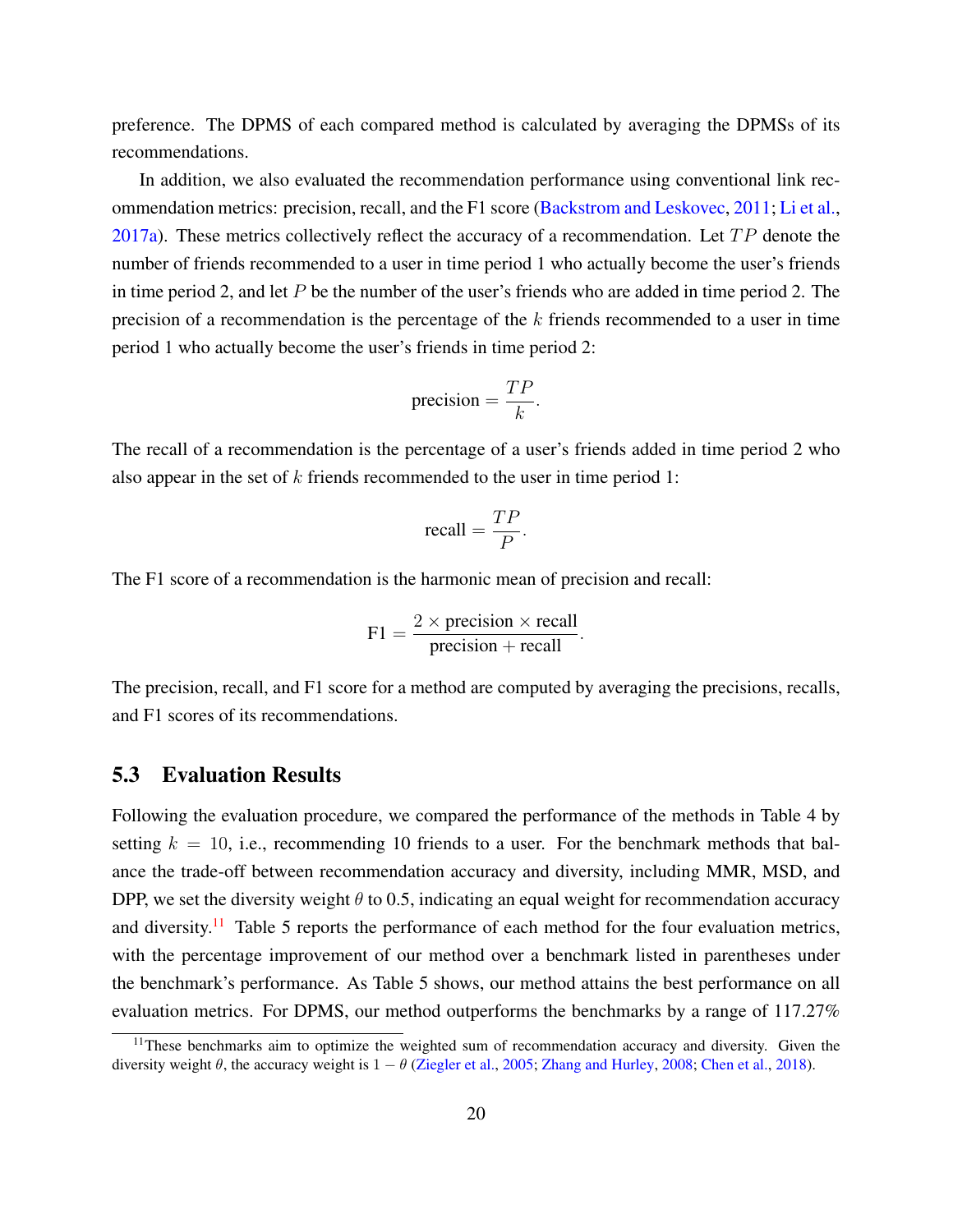preference. The DPMS of each compared method is calculated by averaging the DPMSs of its recommendations.

In addition, we also evaluated the recommendation performance using conventional link recommendation metrics: precision, recall, and the F1 score (Backstrom and Leskovec, 2011; Li et al., 2017a). These metrics collectively reflect the accuracy of a recommendation. Let $TP$ denote the number of friends recommended to a user in time period 1 who actually become the user's friends in time period 2, and let $P$ be the number of the user's friends who are added in time period 2. The precision of a recommendation is the percentage of the $k$ friends recommended to a user in time period 1 who actually become the user's friends in time period 2:

$$\text{precision} = \frac{TP}{k}.$$

The recall of a recommendation is the percentage of a user's friends added in time period 2 who also appear in the set of $k$ friends recommended to the user in time period 1:

$$\text{recall} = \frac{TP}{P}.$$

The F1 score of a recommendation is the harmonic mean of precision and recall:

$$\text{F1} = \frac{2 \times \text{precision} \times \text{recall}}{\text{precision} + \text{recall}}.$$

The precision, recall, and F1 score for a method are computed by averaging the precisions, recalls, and F1 scores of its recommendations.

### 5.3 Evaluation Results

Following the evaluation procedure, we compared the performance of the methods in Table 4 by setting $k = 10$, i.e., recommending 10 friends to a user. For the benchmark methods that balance the trade-off between recommendation accuracy and diversity, including MMR, MSD, and DPP, we set the diversity weight $\theta$ to 0.5, indicating an equal weight for recommendation accuracy and diversity.[11] Table 5 reports the performance of each method for the four evaluation metrics, with the percentage improvement of our method over a benchmark listed in parentheses under the benchmark's performance. As Table 5 shows, our method attains the best performance on all evaluation metrics. For DPMS, our method outperforms the benchmarks by a range of 117.27%

[11] These benchmarks aim to optimize the weighted sum of recommendation accuracy and diversity. Given the diversity weight $\theta$, the accuracy weight is $1 - \theta$ (Ziegler et al., 2005; Zhang and Hurley, 2008; Chen et al., 2018).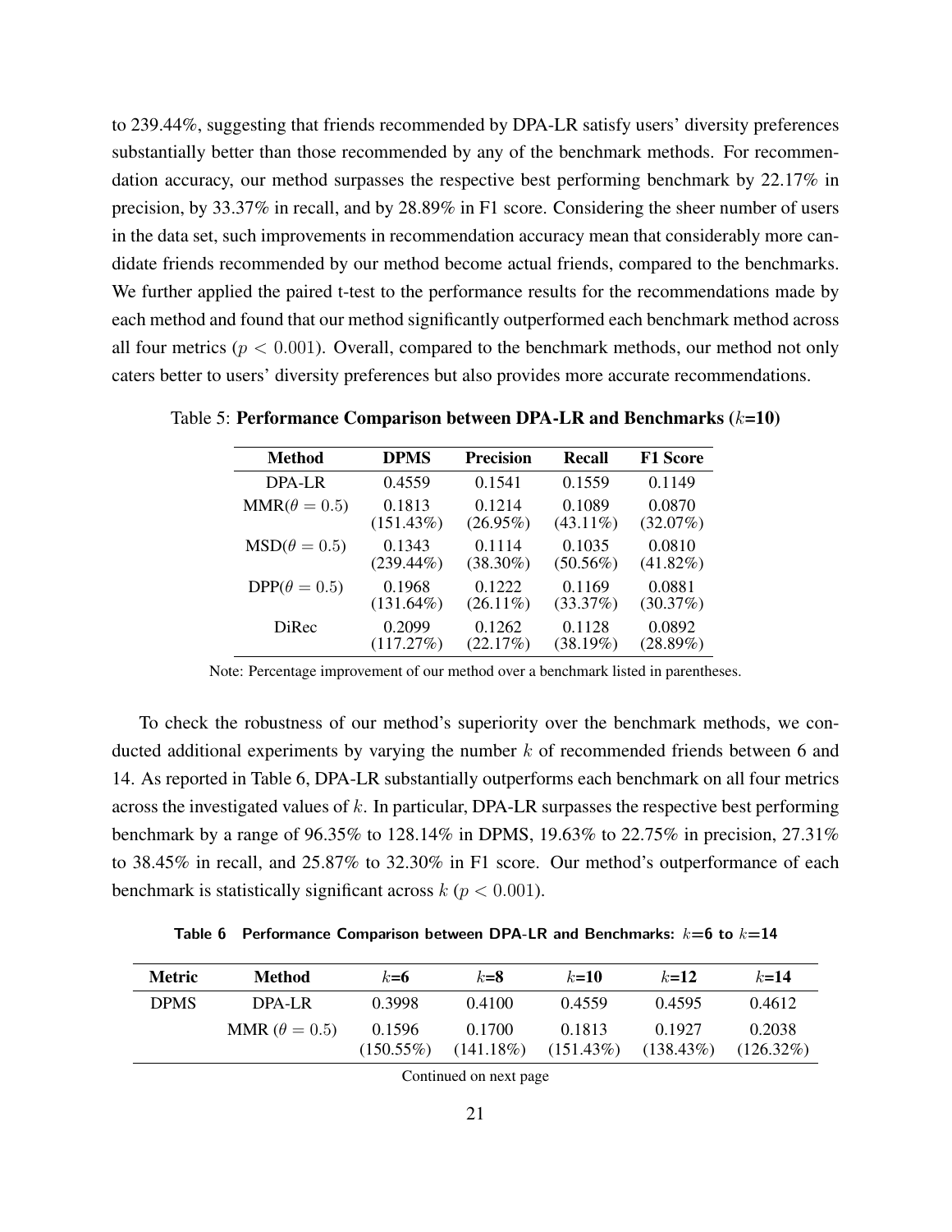to 239.44%, suggesting that friends recommended by DPA-LR satisfy users' diversity preferences substantially better than those recommended by any of the benchmark methods. For recommendation accuracy, our method surpasses the respective best performing benchmark by 22.17% in precision, by 33.37% in recall, and by 28.89% in F1 score. Considering the sheer number of users in the data set, such improvements in recommendation accuracy mean that considerably more candidate friends recommended by our method become actual friends, compared to the benchmarks. We further applied the paired t-test to the performance results for the recommendations made by each method and found that our method significantly outperformed each benchmark method across all four metrics ($p < 0.001$). Overall, compared to the benchmark methods, our method not only caters better to users' diversity preferences but also provides more accurate recommendations.

Table 5: **Performance Comparison between DPA-LR and Benchmarks ($k$=10)**

| Method | DPMS | Precision | Recall | F1 Score |
|---|---|---|---|---|
| DPA-LR | 0.4559 | 0.1541 | 0.1559 | 0.1149 |
| MMR($\theta = 0.5$) | 0.1813 (151.43%) | 0.1214 (26.95%) | 0.1089 (43.11%) | 0.0870 (32.07%) |
| MSD($\theta = 0.5$) | 0.1343 (239.44%) | 0.1114 (38.30%) | 0.1035 (50.56%) | 0.0810 (41.82%) |
| DPP($\theta = 0.5$) | 0.1968 (131.64%) | 0.1222 (26.11%) | 0.1169 (33.37%) | 0.0881 (30.37%) |
| DiRec | 0.2099 (117.27%) | 0.1262 (22.17%) | 0.1128 (38.19%) | 0.0892 (28.89%) |

Note: Percentage improvement of our method over a benchmark listed in parentheses.

To check the robustness of our method's superiority over the benchmark methods, we conducted additional experiments by varying the number $k$ of recommended friends between 6 and 14. As reported in Table 6, DPA-LR substantially outperforms each benchmark on all four metrics across the investigated values of $k$. In particular, DPA-LR surpasses the respective best performing benchmark by a range of 96.35% to 128.14% in DPMS, 19.63% to 22.75% in precision, 27.31% to 38.45% in recall, and 25.87% to 32.30% in F1 score. Our method's outperformance of each benchmark is statistically significant across $k$ ($p < 0.001$).

**Table 6 Performance Comparison between DPA-LR and Benchmarks: $k$=6 to $k$=14**

| Metric | Method | $k$=6 | $k$=8 | $k$=10 | $k$=12 | $k$=14 |
|---|---|---|---|---|---|---|
| DPMS | DPA-LR | 0.3998 | 0.4100 | 0.4559 | 0.4595 | 0.4612 |
| | MMR ($\theta = 0.5$) | 0.1596 (150.55%) | 0.1700 (141.18%) | 0.1813 (151.43%) | 0.1927 (138.43%) | 0.2038 (126.32%) |

Continued on next page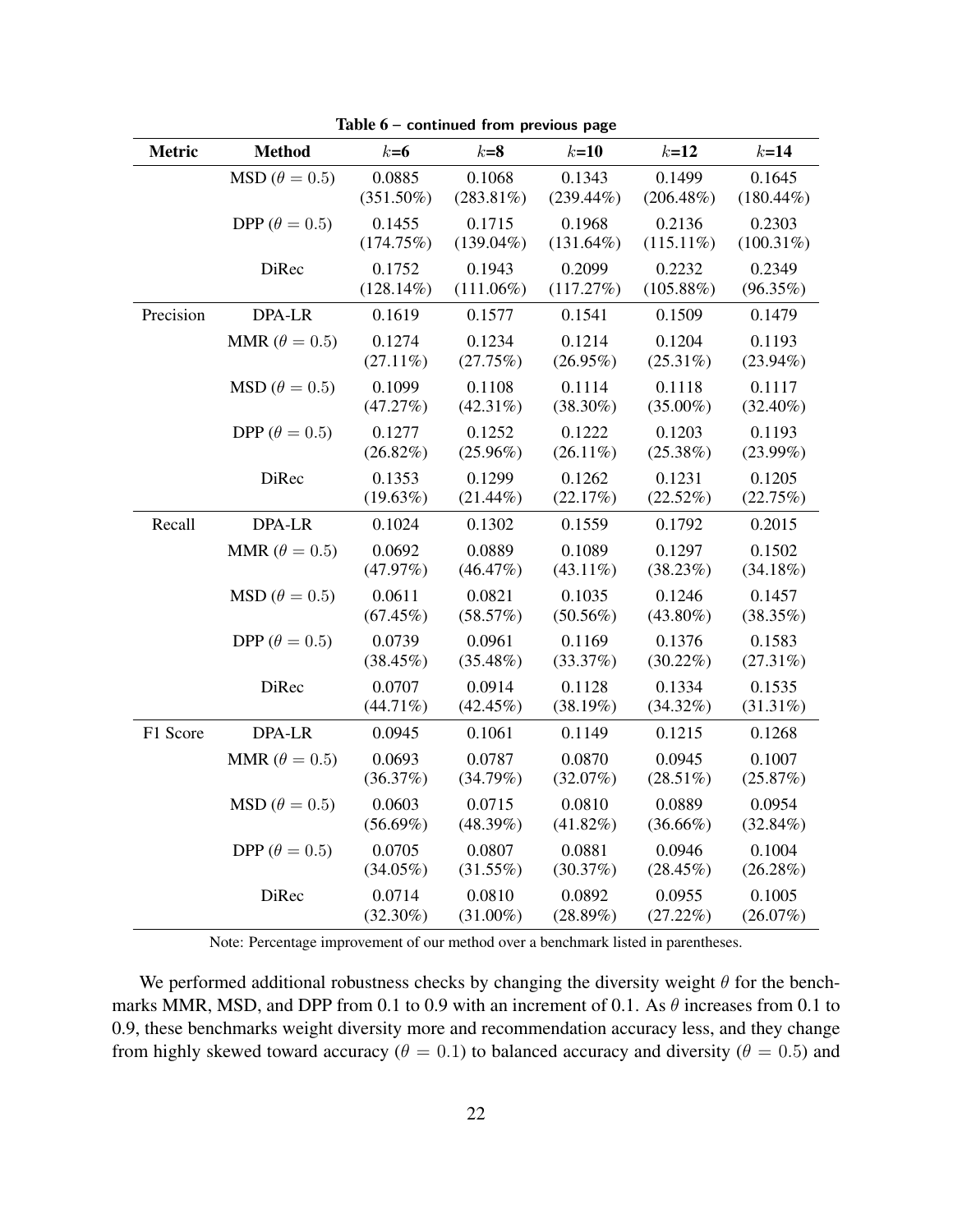**Table 6 – continued from previous page**

| Metric | Method | $k$=6 | $k$=8 | $k$=10 | $k$=12 | $k$=14 |
|---|---|---|---|---|---|---|
| | MSD ($\theta = 0.5$) | 0.0885 (351.50%) | 0.1068 (283.81%) | 0.1343 (239.44%) | 0.1499 (206.48%) | 0.1645 (180.44%) |
| | DPP ($\theta = 0.5$) | 0.1455 (174.75%) | 0.1715 (139.04%) | 0.1968 (131.64%) | 0.2136 (115.11%) | 0.2303 (100.31%) |
| | DiRec | 0.1752 (128.14%) | 0.1943 (111.06%) | 0.2099 (117.27%) | 0.2232 (105.88%) | 0.2349 (96.35%) |
| Precision | DPA-LR | 0.1619 | 0.1577 | 0.1541 | 0.1509 | 0.1479 |
| | MMR ($\theta = 0.5$) | 0.1274 (27.11%) | 0.1234 (27.75%) | 0.1214 (26.95%) | 0.1204 (25.31%) | 0.1193 (23.94%) |
| | MSD ($\theta = 0.5$) | 0.1099 (47.27%) | 0.1108 (42.31%) | 0.1114 (38.30%) | 0.1118 (35.00%) | 0.1117 (32.40%) |
| | DPP ($\theta = 0.5$) | 0.1277 (26.82%) | 0.1252 (25.96%) | 0.1222 (26.11%) | 0.1203 (25.38%) | 0.1193 (23.99%) |
| | DiRec | 0.1353 (19.63%) | 0.1299 (21.44%) | 0.1262 (22.17%) | 0.1231 (22.52%) | 0.1205 (22.75%) |
| Recall | DPA-LR | 0.1024 | 0.1302 | 0.1559 | 0.1792 | 0.2015 |
| | MMR ($\theta = 0.5$) | 0.0692 (47.97%) | 0.0889 (46.47%) | 0.1089 (43.11%) | 0.1297 (38.23%) | 0.1502 (34.18%) |
| | MSD ($\theta = 0.5$) | 0.0611 (67.45%) | 0.0821 (58.57%) | 0.1035 (50.56%) | 0.1246 (43.80%) | 0.1457 (38.35%) |
| | DPP ($\theta = 0.5$) | 0.0739 (38.45%) | 0.0961 (35.48%) | 0.1169 (33.37%) | 0.1376 (30.22%) | 0.1583 (27.31%) |
| | DiRec | 0.0707 (44.71%) | 0.0914 (42.45%) | 0.1128 (38.19%) | 0.1334 (34.32%) | 0.1535 (31.31%) |
| F1 Score | DPA-LR | 0.0945 | 0.1061 | 0.1149 | 0.1215 | 0.1268 |
| | MMR ($\theta = 0.5$) | 0.0693 (36.37%) | 0.0787 (34.79%) | 0.0870 (32.07%) | 0.0945 (28.51%) | 0.1007 (25.87%) |
| | MSD ($\theta = 0.5$) | 0.0603 (56.69%) | 0.0715 (48.39%) | 0.0810 (41.82%) | 0.0889 (36.66%) | 0.0954 (32.84%) |
| | DPP ($\theta = 0.5$) | 0.0705 (34.05%) | 0.0807 (31.55%) | 0.0881 (30.37%) | 0.0946 (28.45%) | 0.1004 (26.28%) |
| | DiRec | 0.0714 (32.30%) | 0.0810 (31.00%) | 0.0892 (28.89%) | 0.0955 (27.22%) | 0.1005 (26.07%) |

Note: Percentage improvement of our method over a benchmark listed in parentheses.

We performed additional robustness checks by changing the diversity weight $\theta$ for the benchmarks MMR, MSD, and DPP from 0.1 to 0.9 with an increment of 0.1. As $\theta$ increases from 0.1 to 0.9, these benchmarks weight diversity more and recommendation accuracy less, and they change from highly skewed toward accuracy ($\theta = 0.1$) to balanced accuracy and diversity ($\theta = 0.5$) and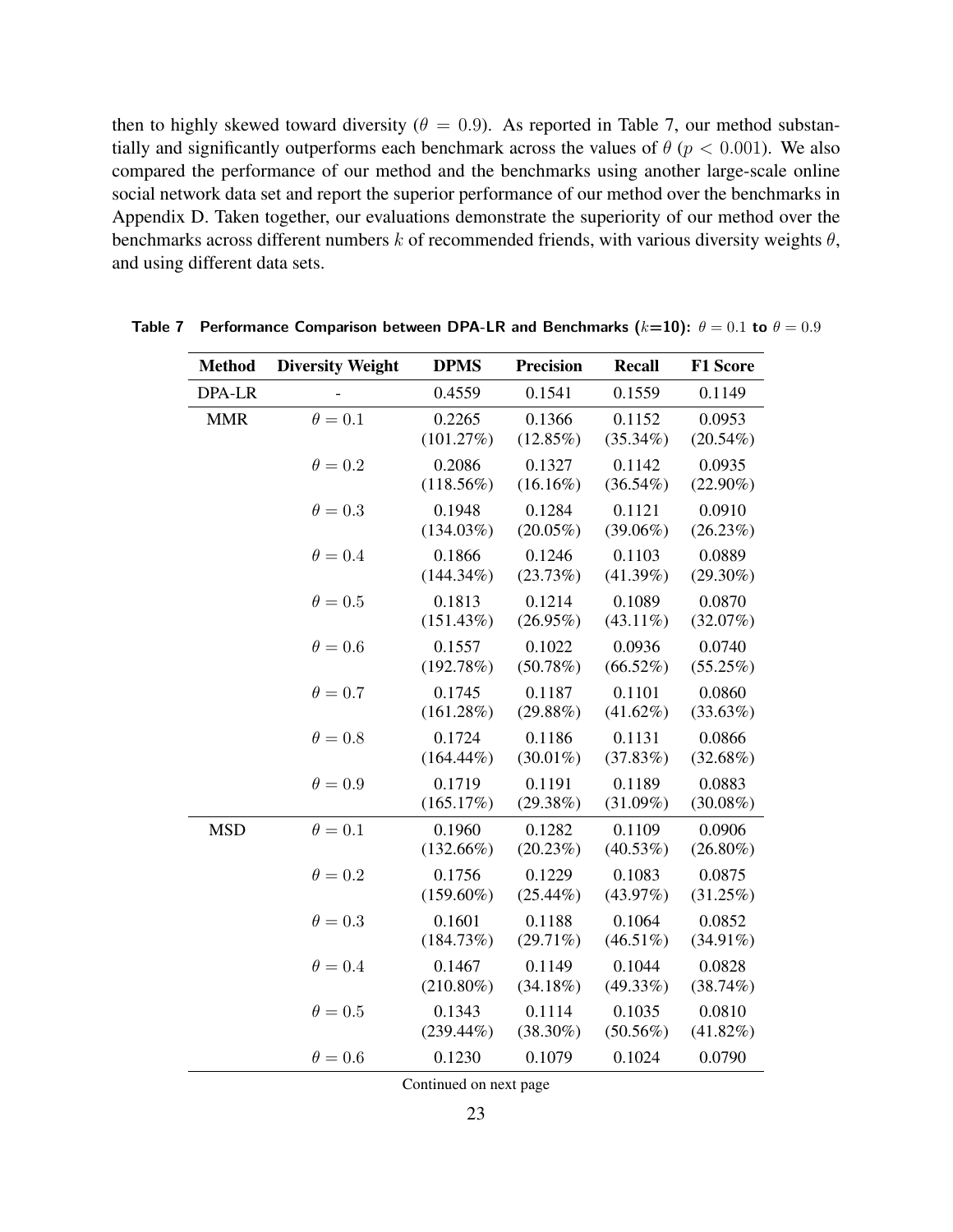then to highly skewed toward diversity ($\theta = 0.9$). As reported in Table 7, our method substantially and significantly outperforms each benchmark across the values of $\theta$ ($p < 0.001$). We also compared the performance of our method and the benchmarks using another large-scale online social network data set and report the superior performance of our method over the benchmarks in Appendix D. Taken together, our evaluations demonstrate the superiority of our method over the benchmarks across different numbers $k$ of recommended friends, with various diversity weights $\theta$, and using different data sets.

**Table 7 Performance Comparison between DPA-LR and Benchmarks ($k$=10): $\theta = 0.1$ to $\theta = 0.9$**

| Method | Diversity Weight | DPMS | Precision | Recall | F1 Score |
|---|---|---|---|---|---|
| DPA-LR | - | 0.4559 | 0.1541 | 0.1559 | 0.1149 |
| MMR | $\theta = 0.1$ | 0.2265 (101.27%) | 0.1366 (12.85%) | 0.1152 (35.34%) | 0.0953 (20.54%) |
| | $\theta = 0.2$ | 0.2086 (118.56%) | 0.1327 (16.16%) | 0.1142 (36.54%) | 0.0935 (22.90%) |
| | $\theta = 0.3$ | 0.1948 (134.03%) | 0.1284 (20.05%) | 0.1121 (39.06%) | 0.0910 (26.23%) |
| | $\theta = 0.4$ | 0.1866 (144.34%) | 0.1246 (23.73%) | 0.1103 (41.39%) | 0.0889 (29.30%) |
| | $\theta = 0.5$ | 0.1813 (151.43%) | 0.1214 (26.95%) | 0.1089 (43.11%) | 0.0870 (32.07%) |
| | $\theta = 0.6$ | 0.1557 (192.78%) | 0.1022 (50.78%) | 0.0936 (66.52%) | 0.0740 (55.25%) |
| | $\theta = 0.7$ | 0.1745 (161.28%) | 0.1187 (29.88%) | 0.1101 (41.62%) | 0.0860 (33.63%) |
| | $\theta = 0.8$ | 0.1724 (164.44%) | 0.1186 (30.01%) | 0.1131 (37.83%) | 0.0866 (32.68%) |
| | $\theta = 0.9$ | 0.1719 (165.17%) | 0.1191 (29.38%) | 0.1189 (31.09%) | 0.0883 (30.08%) |
| MSD | $\theta = 0.1$ | 0.1960 (132.66%) | 0.1282 (20.23%) | 0.1109 (40.53%) | 0.0906 (26.80%) |
| | $\theta = 0.2$ | 0.1756 (159.60%) | 0.1229 (25.44%) | 0.1083 (43.97%) | 0.0875 (31.25%) |
| | $\theta = 0.3$ | 0.1601 (184.73%) | 0.1188 (29.71%) | 0.1064 (46.51%) | 0.0852 (34.91%) |
| | $\theta = 0.4$ | 0.1467 (210.80%) | 0.1149 (34.18%) | 0.1044 (49.33%) | 0.0828 (38.74%) |
| | $\theta = 0.5$ | 0.1343 (239.44%) | 0.1114 (38.30%) | 0.1035 (50.56%) | 0.0810 (41.82%) |
| | $\theta = 0.6$ | 0.1230 | 0.1079 | 0.1024 | 0.0790 |

Continued on next page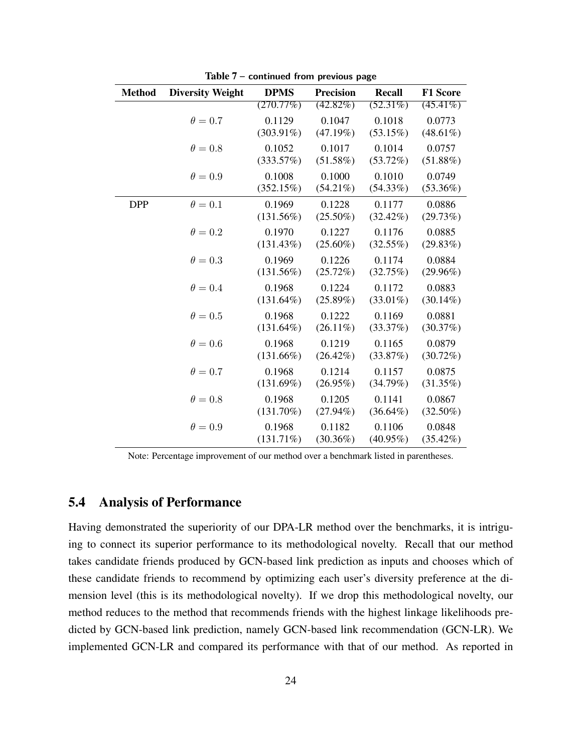Table 7 – continued from previous page

| Method | Diversity Weight | DPMS | Precision | Recall | F1 Score |
|---|---|---|---|---|---|
| | | (270.77%) | (42.82%) | (52.31%) | (45.41%) |
| | $\theta = 0.7$ | 0.1129 (303.91%) | 0.1047 (47.19%) | 0.1018 (53.15%) | 0.0773 (48.61%) |
| | $\theta = 0.8$ | 0.1052 (333.57%) | 0.1017 (51.58%) | 0.1014 (53.72%) | 0.0757 (51.88%) |
| | $\theta = 0.9$ | 0.1008 (352.15%) | 0.1000 (54.21%) | 0.1010 (54.33%) | 0.0749 (53.36%) |
| DPP | $\theta = 0.1$ | 0.1969 (131.56%) | 0.1228 (25.50%) | 0.1177 (32.42%) | 0.0886 (29.73%) |
| | $\theta = 0.2$ | 0.1970 (131.43%) | 0.1227 (25.60%) | 0.1176 (32.55%) | 0.0885 (29.83%) |
| | $\theta = 0.3$ | 0.1969 (131.56%) | 0.1226 (25.72%) | 0.1174 (32.75%) | 0.0884 (29.96%) |
| | $\theta = 0.4$ | 0.1968 (131.64%) | 0.1224 (25.89%) | 0.1172 (33.01%) | 0.0883 (30.14%) |
| | $\theta = 0.5$ | 0.1968 (131.64%) | 0.1222 (26.11%) | 0.1169 (33.37%) | 0.0881 (30.37%) |
| | $\theta = 0.6$ | 0.1968 (131.66%) | 0.1219 (26.42%) | 0.1165 (33.87%) | 0.0879 (30.72%) |
| | $\theta = 0.7$ | 0.1968 (131.69%) | 0.1214 (26.95%) | 0.1157 (34.79%) | 0.0875 (31.35%) |
| | $\theta = 0.8$ | 0.1968 (131.70%) | 0.1205 (27.94%) | 0.1141 (36.64%) | 0.0867 (32.50%) |
| | $\theta = 0.9$ | 0.1968 (131.71%) | 0.1182 (30.36%) | 0.1106 (40.95%) | 0.0848 (35.42%) |

Note: Percentage improvement of our method over a benchmark listed in parentheses.

## 5.4 Analysis of Performance

Having demonstrated the superiority of our DPA-LR method over the benchmarks, it is intriguing to connect its superior performance to its methodological novelty. Recall that our method takes candidate friends produced by GCN-based link prediction as inputs and chooses which of these candidate friends to recommend by optimizing each user's diversity preference at the dimension level (this is its methodological novelty). If we drop this methodological novelty, our method reduces to the method that recommends friends with the highest linkage likelihoods predicted by GCN-based link prediction, namely GCN-based link recommendation (GCN-LR). We implemented GCN-LR and compared its performance with that of our method. As reported in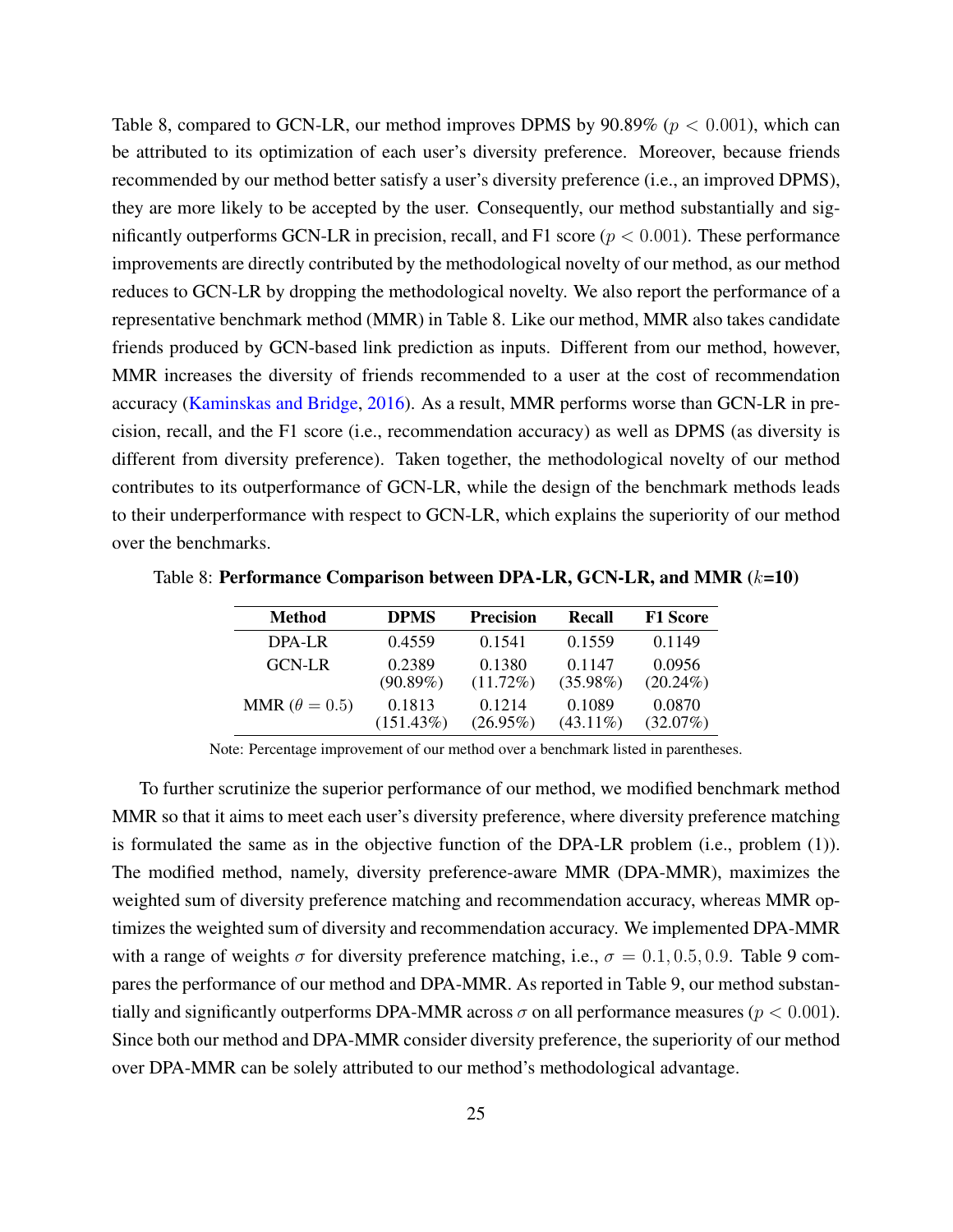Table 8, compared to GCN-LR, our method improves DPMS by 90.89% ($p < 0.001$), which can be attributed to its optimization of each user's diversity preference. Moreover, because friends recommended by our method better satisfy a user's diversity preference (i.e., an improved DPMS), they are more likely to be accepted by the user. Consequently, our method substantially and significantly outperforms GCN-LR in precision, recall, and F1 score ($p < 0.001$). These performance improvements are directly contributed by the methodological novelty of our method, as our method reduces to GCN-LR by dropping the methodological novelty. We also report the performance of a representative benchmark method (MMR) in Table 8. Like our method, MMR also takes candidate friends produced by GCN-based link prediction as inputs. Different from our method, however, MMR increases the diversity of friends recommended to a user at the cost of recommendation accuracy (Kaminskas and Bridge, 2016). As a result, MMR performs worse than GCN-LR in precision, recall, and the F1 score (i.e., recommendation accuracy) as well as DPMS (as diversity is different from diversity preference). Taken together, the methodological novelty of our method contributes to its outperformance of GCN-LR, while the design of the benchmark methods leads to their underperformance with respect to GCN-LR, which explains the superiority of our method over the benchmarks.

Table 8: **Performance Comparison between DPA-LR, GCN-LR, and MMR ($k$=10)**

| Method | DPMS | Precision | Recall | F1 Score |
|---|---|---|---|---|
| DPA-LR | 0.4559 | 0.1541 | 0.1559 | 0.1149 |
| GCN-LR | 0.2389 (90.89%) | 0.1380 (11.72%) | 0.1147 (35.98%) | 0.0956 (20.24%) |
| MMR ($\theta = 0.5$) | 0.1813 (151.43%) | 0.1214 (26.95%) | 0.1089 (43.11%) | 0.0870 (32.07%) |

Note: Percentage improvement of our method over a benchmark listed in parentheses.

To further scrutinize the superior performance of our method, we modified benchmark method MMR so that it aims to meet each user's diversity preference, where diversity preference matching is formulated the same as in the objective function of the DPA-LR problem (i.e., problem (1)). The modified method, namely, diversity preference-aware MMR (DPA-MMR), maximizes the weighted sum of diversity preference matching and recommendation accuracy, whereas MMR optimizes the weighted sum of diversity and recommendation accuracy. We implemented DPA-MMR with a range of weights $\sigma$ for diversity preference matching, i.e., $\sigma = 0.1, 0.5, 0.9$. Table 9 compares the performance of our method and DPA-MMR. As reported in Table 9, our method substantially and significantly outperforms DPA-MMR across $\sigma$ on all performance measures ($p < 0.001$). Since both our method and DPA-MMR consider diversity preference, the superiority of our method over DPA-MMR can be solely attributed to our method's methodological advantage.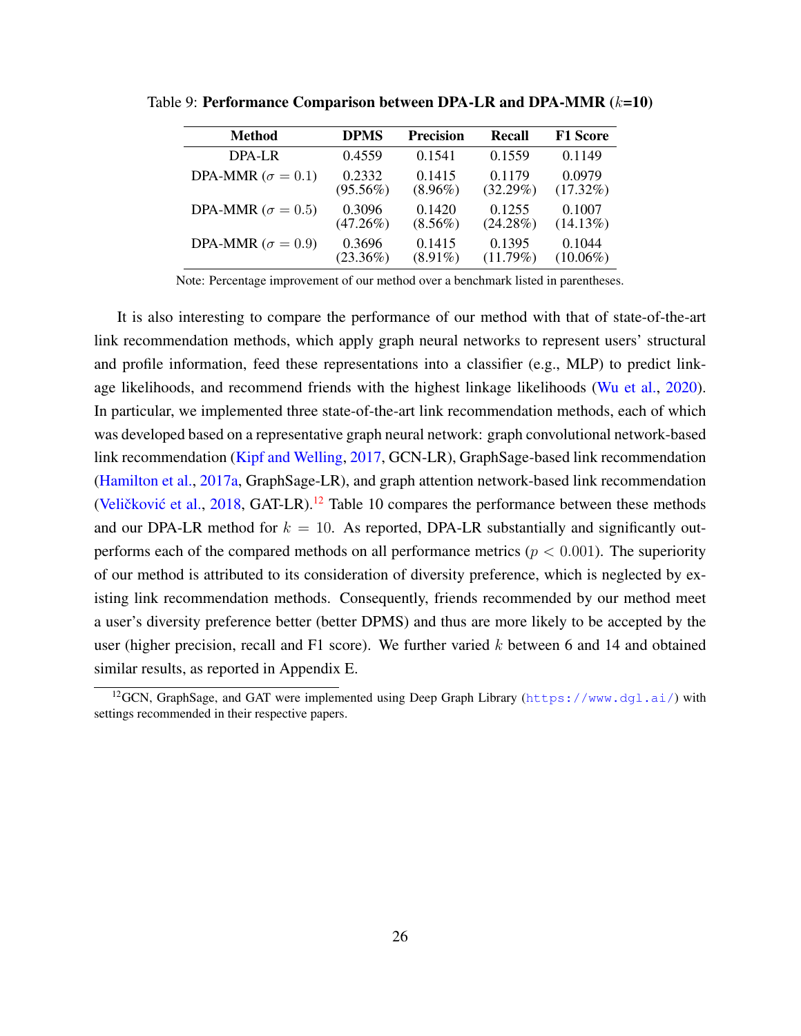Table 9: **Performance Comparison between DPA-LR and DPA-MMR ($k$=10)**

| Method | DPMS | Precision | Recall | F1 Score |
|---|---|---|---|---|
| DPA-LR | 0.4559 | 0.1541 | 0.1559 | 0.1149 |
| DPA-MMR ($\sigma = 0.1$) | 0.2332 (95.56%) | 0.1415 (8.96%) | 0.1179 (32.29%) | 0.0979 (17.32%) |
| DPA-MMR ($\sigma = 0.5$) | 0.3096 (47.26%) | 0.1420 (8.56%) | 0.1255 (24.28%) | 0.1007 (14.13%) |
| DPA-MMR ($\sigma = 0.9$) | 0.3696 (23.36%) | 0.1415 (8.91%) | 0.1395 (11.79%) | 0.1044 (10.06%) |

Note: Percentage improvement of our method over a benchmark listed in parentheses.

It is also interesting to compare the performance of our method with that of state-of-the-art link recommendation methods, which apply graph neural networks to represent users' structural and profile information, feed these representations into a classifier (e.g., MLP) to predict linkage likelihoods, and recommend friends with the highest linkage likelihoods (Wu et al., 2020). In particular, we implemented three state-of-the-art link recommendation methods, each of which was developed based on a representative graph neural network: graph convolutional network-based link recommendation (Kipf and Welling, 2017, GCN-LR), GraphSage-based link recommendation (Hamilton et al., 2017a, GraphSage-LR), and graph attention network-based link recommendation (Veličković et al., 2018, GAT-LR).[12] Table 10 compares the performance between these methods and our DPA-LR method for $k = 10$. As reported, DPA-LR substantially and significantly outperforms each of the compared methods on all performance metrics ($p < 0.001$). The superiority of our method is attributed to its consideration of diversity preference, which is neglected by existing link recommendation methods. Consequently, friends recommended by our method meet a user's diversity preference better (better DPMS) and thus are more likely to be accepted by the user (higher precision, recall and F1 score). We further varied $k$ between 6 and 14 and obtained similar results, as reported in Appendix E.

[12]GCN, GraphSage, and GAT were implemented using Deep Graph Library (https://www.dgl.ai/) with settings recommended in their respective papers.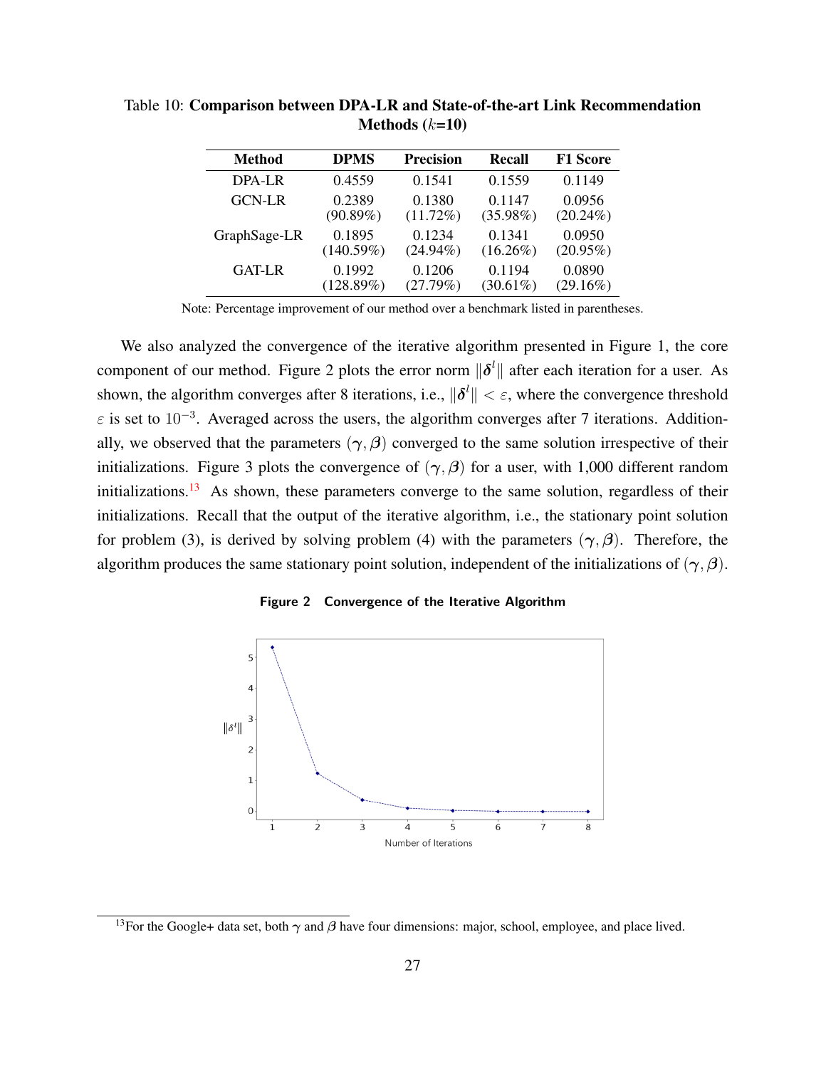Table 10: **Comparison between DPA-LR and State-of-the-art Link Recommendation Methods ($k$=10)**

| Method | DPMS | Precision | Recall | F1 Score |
|---|---|---|---|---|
| DPA-LR | 0.4559 | 0.1541 | 0.1559 | 0.1149 |
| GCN-LR | 0.2389 (90.89%) | 0.1380 (11.72%) | 0.1147 (35.98%) | 0.0956 (20.24%) |
| GraphSage-LR | 0.1895 (140.59%) | 0.1234 (24.94%) | 0.1341 (16.26%) | 0.0950 (20.95%) |
| GAT-LR | 0.1992 (128.89%) | 0.1206 (27.79%) | 0.1194 (30.61%) | 0.0890 (29.16%) |

Note: Percentage improvement of our method over a benchmark listed in parentheses.

We also analyzed the convergence of the iterative algorithm presented in Figure 1, the core component of our method. Figure 2 plots the error norm $\|\boldsymbol{\delta}^l\|$ after each iteration for a user. As shown, the algorithm converges after 8 iterations, i.e., $\|\boldsymbol{\delta}^l\| < \varepsilon$, where the convergence threshold $\varepsilon$ is set to $10^{-3}$. Averaged across the users, the algorithm converges after 7 iterations. Additionally, we observed that the parameters $(\boldsymbol{\gamma}, \boldsymbol{\beta})$ converged to the same solution irrespective of their initializations. Figure 3 plots the convergence of $(\boldsymbol{\gamma}, \boldsymbol{\beta})$ for a user, with 1,000 different random initializations.[13] As shown, these parameters converge to the same solution, regardless of their initializations. Recall that the output of the iterative algorithm, i.e., the stationary point solution for problem (3), is derived by solving problem (4) with the parameters $(\boldsymbol{\gamma}, \boldsymbol{\beta})$. Therefore, the algorithm produces the same stationary point solution, independent of the initializations of $(\boldsymbol{\gamma}, \boldsymbol{\beta})$.

**Figure 2 Convergence of the Iterative Algorithm**

[13] For the Google+ data set, both $\boldsymbol{\gamma}$ and $\boldsymbol{\beta}$ have four dimensions: major, school, employee, and place lived.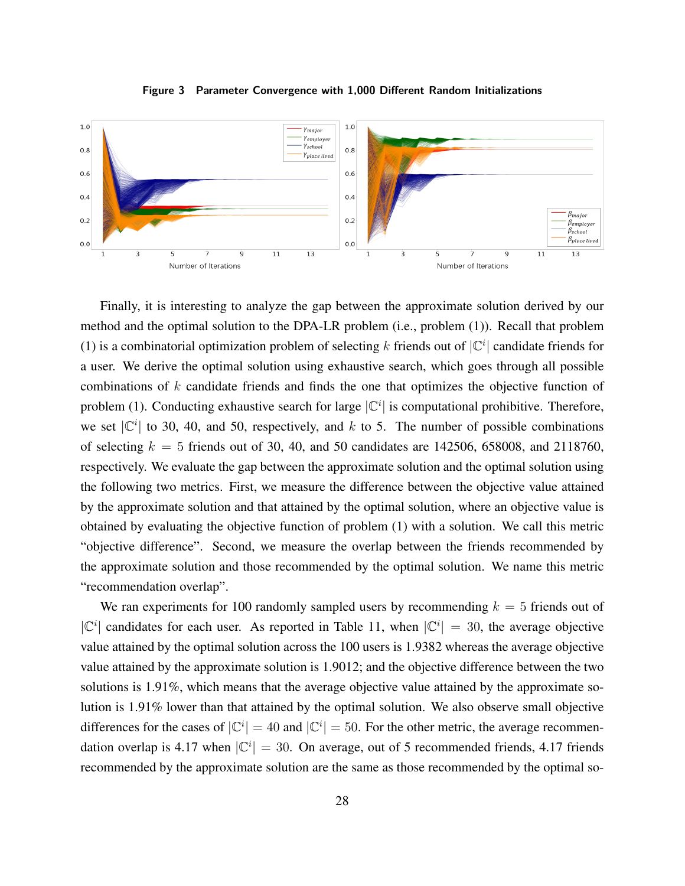**Figure 3 Parameter Convergence with 1,000 Different Random Initializations**

Finally, it is interesting to analyze the gap between the approximate solution derived by our method and the optimal solution to the DPA-LR problem (i.e., problem (1)). Recall that problem (1) is a combinatorial optimization problem of selecting $k$ friends out of $|\mathbb{C}^i|$ candidate friends for a user. We derive the optimal solution using exhaustive search, which goes through all possible combinations of $k$ candidate friends and finds the one that optimizes the objective function of problem (1). Conducting exhaustive search for large $|\mathbb{C}^i|$ is computational prohibitive. Therefore, we set $|\mathbb{C}^i|$ to 30, 40, and 50, respectively, and $k$ to 5. The number of possible combinations of selecting $k = 5$ friends out of 30, 40, and 50 candidates are 142506, 658008, and 2118760, respectively. We evaluate the gap between the approximate solution and the optimal solution using the following two metrics. First, we measure the difference between the objective value attained by the approximate solution and that attained by the optimal solution, where an objective value is obtained by evaluating the objective function of problem (1) with a solution. We call this metric "objective difference". Second, we measure the overlap between the friends recommended by the approximate solution and those recommended by the optimal solution. We name this metric "recommendation overlap".

We ran experiments for 100 randomly sampled users by recommending $k = 5$ friends out of $|\mathbb{C}^i|$ candidates for each user. As reported in Table 11, when $|\mathbb{C}^i| = 30$, the average objective value attained by the optimal solution across the 100 users is 1.9382 whereas the average objective value attained by the approximate solution is 1.9012; and the objective difference between the two solutions is 1.91%, which means that the average objective value attained by the approximate solution is 1.91% lower than that attained by the optimal solution. We also observe small objective differences for the cases of $|\mathbb{C}^i| = 40$ and $|\mathbb{C}^i| = 50$. For the other metric, the average recommendation overlap is 4.17 when $|\mathbb{C}^i| = 30$. On average, out of 5 recommended friends, 4.17 friends recommended by the approximate solution are the same as those recommended by the optimal so-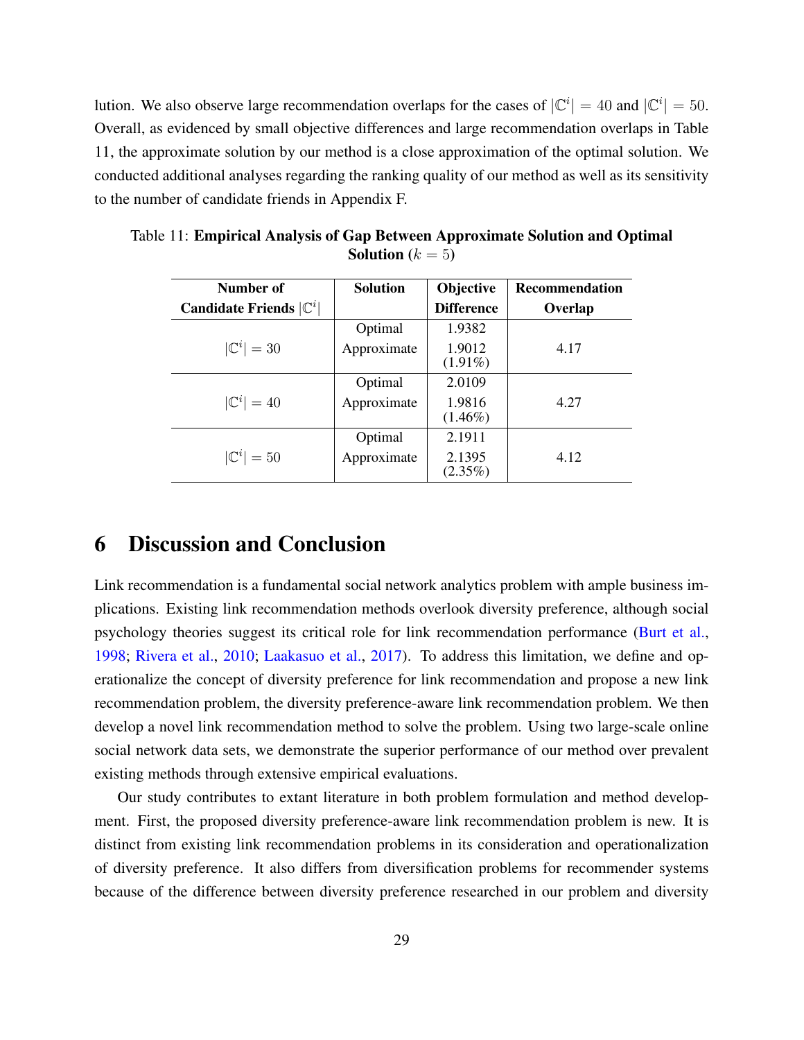lution. We also observe large recommendation overlaps for the cases of $|\mathbb{C}^i| = 40$ and $|\mathbb{C}^i| = 50$. Overall, as evidenced by small objective differences and large recommendation overlaps in Table 11, the approximate solution by our method is a close approximation of the optimal solution. We conducted additional analyses regarding the ranking quality of our method as well as its sensitivity to the number of candidate friends in Appendix F.

Table 11: **Empirical Analysis of Gap Between Approximate Solution and Optimal Solution ($k = 5$)**

| Number of Candidate Friends $\|\mathbb{C}^i\|$ | Solution | Objective Difference | Recommendation Overlap |
|---|---|---|---|
| $\|\mathbb{C}^i\| = 30$ | Optimal | 1.9382 | 4.17 |
| | Approximate | 1.9012 (1.91%) | |
| $\|\mathbb{C}^i\| = 40$ | Optimal | 2.0109 | 4.27 |
| | Approximate | 1.9816 (1.46%) | |
| $\|\mathbb{C}^i\| = 50$ | Optimal | 2.1911 | 4.12 |
| | Approximate | 2.1395 (2.35%) | |

# 6 Discussion and Conclusion

Link recommendation is a fundamental social network analytics problem with ample business implications. Existing link recommendation methods overlook diversity preference, although social psychology theories suggest its critical role for link recommendation performance (Burt et al., 1998; Rivera et al., 2010; Laakasuo et al., 2017). To address this limitation, we define and operationalize the concept of diversity preference for link recommendation and propose a new link recommendation problem, the diversity preference-aware link recommendation problem. We then develop a novel link recommendation method to solve the problem. Using two large-scale online social network data sets, we demonstrate the superior performance of our method over prevalent existing methods through extensive empirical evaluations.

Our study contributes to extant literature in both problem formulation and method development. First, the proposed diversity preference-aware link recommendation problem is new. It is distinct from existing link recommendation problems in its consideration and operationalization of diversity preference. It also differs from diversification problems for recommender systems because of the difference between diversity preference researched in our problem and diversity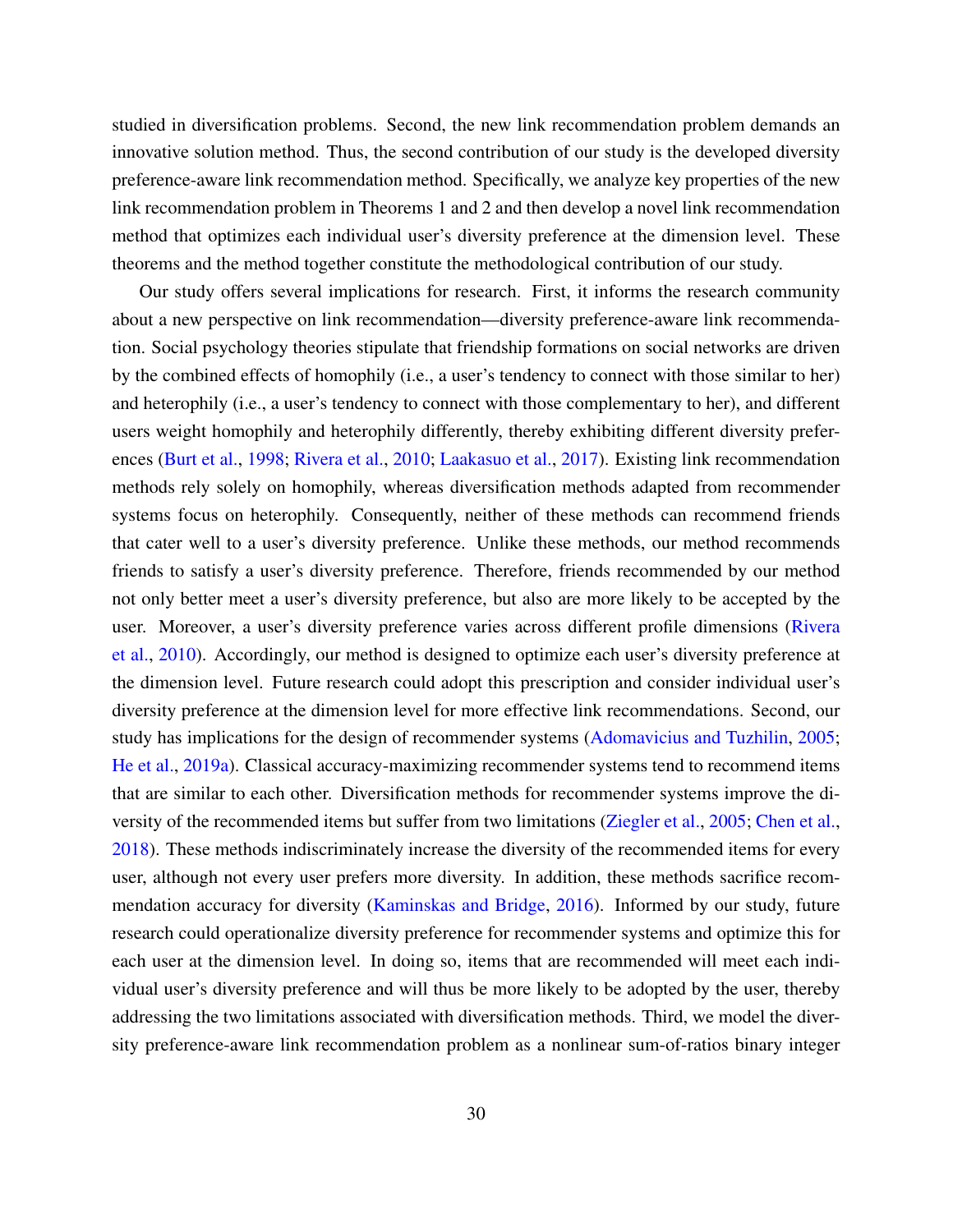studied in diversification problems. Second, the new link recommendation problem demands an innovative solution method. Thus, the second contribution of our study is the developed diversity preference-aware link recommendation method. Specifically, we analyze key properties of the new link recommendation problem in Theorems 1 and 2 and then develop a novel link recommendation method that optimizes each individual user's diversity preference at the dimension level. These theorems and the method together constitute the methodological contribution of our study.

Our study offers several implications for research. First, it informs the research community about a new perspective on link recommendation—diversity preference-aware link recommendation. Social psychology theories stipulate that friendship formations on social networks are driven by the combined effects of homophily (i.e., a user's tendency to connect with those similar to her) and heterophily (i.e., a user's tendency to connect with those complementary to her), and different users weight homophily and heterophily differently, thereby exhibiting different diversity preferences (Burt et al., 1998; Rivera et al., 2010; Laakasuo et al., 2017). Existing link recommendation methods rely solely on homophily, whereas diversification methods adapted from recommender systems focus on heterophily. Consequently, neither of these methods can recommend friends that cater well to a user's diversity preference. Unlike these methods, our method recommends friends to satisfy a user's diversity preference. Therefore, friends recommended by our method not only better meet a user's diversity preference, but also are more likely to be accepted by the user. Moreover, a user's diversity preference varies across different profile dimensions (Rivera et al., 2010). Accordingly, our method is designed to optimize each user's diversity preference at the dimension level. Future research could adopt this prescription and consider individual user's diversity preference at the dimension level for more effective link recommendations. Second, our study has implications for the design of recommender systems (Adomavicius and Tuzhilin, 2005; He et al., 2019a). Classical accuracy-maximizing recommender systems tend to recommend items that are similar to each other. Diversification methods for recommender systems improve the diversity of the recommended items but suffer from two limitations (Ziegler et al., 2005; Chen et al., 2018). These methods indiscriminately increase the diversity of the recommended items for every user, although not every user prefers more diversity. In addition, these methods sacrifice recommendation accuracy for diversity (Kaminskas and Bridge, 2016). Informed by our study, future research could operationalize diversity preference for recommender systems and optimize this for each user at the dimension level. In doing so, items that are recommended will meet each individual user's diversity preference and will thus be more likely to be adopted by the user, thereby addressing the two limitations associated with diversification methods. Third, we model the diversity preference-aware link recommendation problem as a nonlinear sum-of-ratios binary integer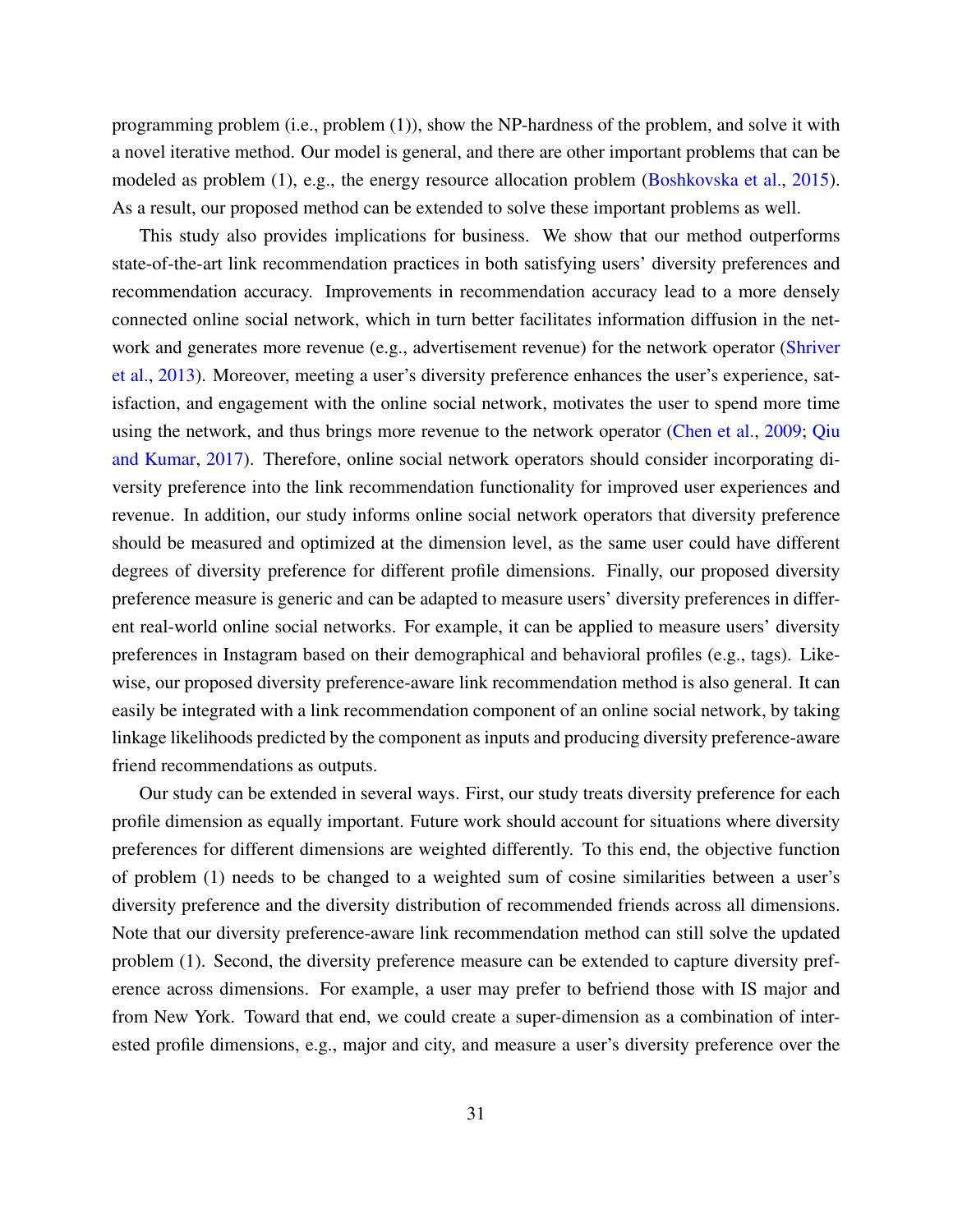programming problem (i.e., problem (1)), show the NP-hardness of the problem, and solve it with a novel iterative method. Our model is general, and there are other important problems that can be modeled as problem (1), e.g., the energy resource allocation problem (Boshkovska et al., 2015). As a result, our proposed method can be extended to solve these important problems as well.

This study also provides implications for business. We show that our method outperforms state-of-the-art link recommendation practices in both satisfying users' diversity preferences and recommendation accuracy. Improvements in recommendation accuracy lead to a more densely connected online social network, which in turn better facilitates information diffusion in the network and generates more revenue (e.g., advertisement revenue) for the network operator (Shriver et al., 2013). Moreover, meeting a user's diversity preference enhances the user's experience, satisfaction, and engagement with the online social network, motivates the user to spend more time using the network, and thus brings more revenue to the network operator (Chen et al., 2009; Qiu and Kumar, 2017). Therefore, online social network operators should consider incorporating diversity preference into the link recommendation functionality for improved user experiences and revenue. In addition, our study informs online social network operators that diversity preference should be measured and optimized at the dimension level, as the same user could have different degrees of diversity preference for different profile dimensions. Finally, our proposed diversity preference measure is generic and can be adapted to measure users' diversity preferences in different real-world online social networks. For example, it can be applied to measure users' diversity preferences in Instagram based on their demographical and behavioral profiles (e.g., tags). Likewise, our proposed diversity preference-aware link recommendation method is also general. It can easily be integrated with a link recommendation component of an online social network, by taking linkage likelihoods predicted by the component as inputs and producing diversity preference-aware friend recommendations as outputs.

Our study can be extended in several ways. First, our study treats diversity preference for each profile dimension as equally important. Future work should account for situations where diversity preferences for different dimensions are weighted differently. To this end, the objective function of problem (1) needs to be changed to a weighted sum of cosine similarities between a user's diversity preference and the diversity distribution of recommended friends across all dimensions. Note that our diversity preference-aware link recommendation method can still solve the updated problem (1). Second, the diversity preference measure can be extended to capture diversity preference across dimensions. For example, a user may prefer to befriend those with IS major and from New York. Toward that end, we could create a super-dimension as a combination of interested profile dimensions, e.g., major and city, and measure a user's diversity preference over the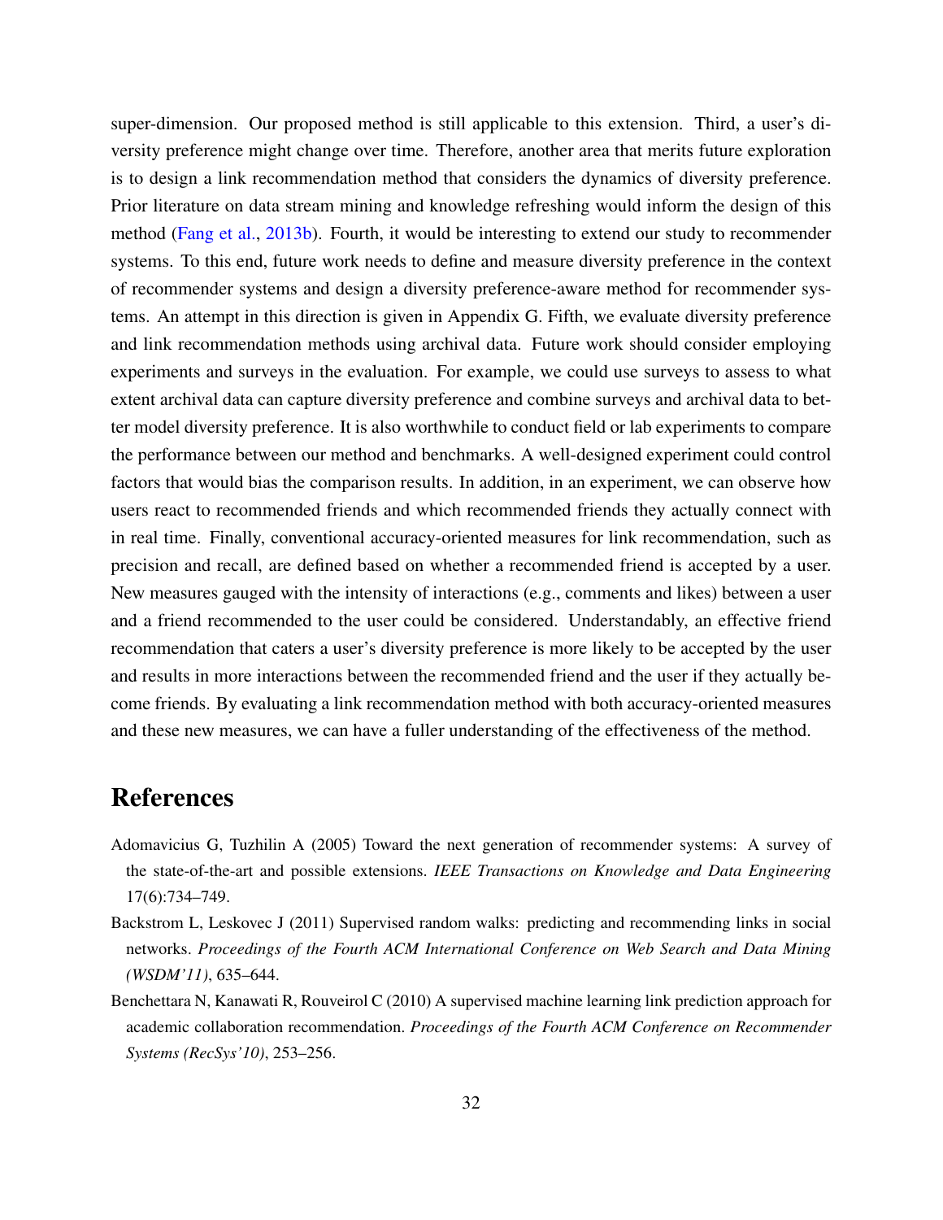super-dimension. Our proposed method is still applicable to this extension. Third, a user's diversity preference might change over time. Therefore, another area that merits future exploration is to design a link recommendation method that considers the dynamics of diversity preference. Prior literature on data stream mining and knowledge refreshing would inform the design of this method (Fang et al., 2013b). Fourth, it would be interesting to extend our study to recommender systems. To this end, future work needs to define and measure diversity preference in the context of recommender systems and design a diversity preference-aware method for recommender systems. An attempt in this direction is given in Appendix G. Fifth, we evaluate diversity preference and link recommendation methods using archival data. Future work should consider employing experiments and surveys in the evaluation. For example, we could use surveys to assess to what extent archival data can capture diversity preference and combine surveys and archival data to better model diversity preference. It is also worthwhile to conduct field or lab experiments to compare the performance between our method and benchmarks. A well-designed experiment could control factors that would bias the comparison results. In addition, in an experiment, we can observe how users react to recommended friends and which recommended friends they actually connect with in real time. Finally, conventional accuracy-oriented measures for link recommendation, such as precision and recall, are defined based on whether a recommended friend is accepted by a user. New measures gauged with the intensity of interactions (e.g., comments and likes) between a user and a friend recommended to the user could be considered. Understandably, an effective friend recommendation that caters a user's diversity preference is more likely to be accepted by the user and results in more interactions between the recommended friend and the user if they actually become friends. By evaluating a link recommendation method with both accuracy-oriented measures and these new measures, we can have a fuller understanding of the effectiveness of the method.

# References

Adomavicius G, Tuzhilin A (2005) Toward the next generation of recommender systems: A survey of the state-of-the-art and possible extensions. *IEEE Transactions on Knowledge and Data Engineering* 17(6):734–749.

Backstrom L, Leskovec J (2011) Supervised random walks: predicting and recommending links in social networks. *Proceedings of the Fourth ACM International Conference on Web Search and Data Mining (WSDM'11)*, 635–644.

Benchettara N, Kanawati R, Rouveirol C (2010) A supervised machine learning link prediction approach for academic collaboration recommendation. *Proceedings of the Fourth ACM Conference on Recommender Systems (RecSys'10)*, 253–256.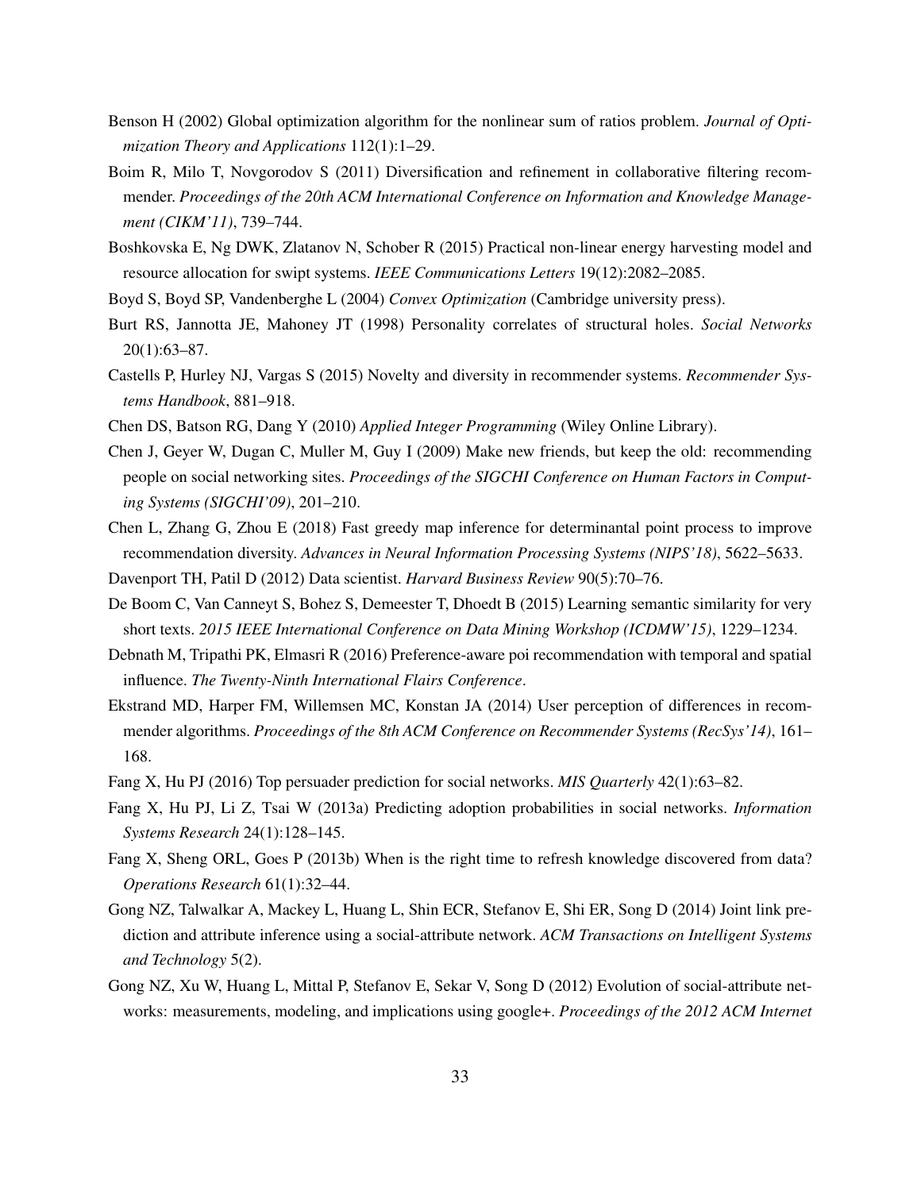Benson H (2002) Global optimization algorithm for the nonlinear sum of ratios problem. *Journal of Optimization Theory and Applications* 112(1):1–29.

Boim R, Milo T, Novgorodov S (2011) Diversification and refinement in collaborative filtering recommender. *Proceedings of the 20th ACM International Conference on Information and Knowledge Management (CIKM'11)*, 739–744.

Boshkovska E, Ng DWK, Zlatanov N, Schober R (2015) Practical non-linear energy harvesting model and resource allocation for swipt systems. *IEEE Communications Letters* 19(12):2082–2085.

Boyd S, Boyd SP, Vandenberghe L (2004) *Convex Optimization* (Cambridge university press).

Burt RS, Jannotta JE, Mahoney JT (1998) Personality correlates of structural holes. *Social Networks* 20(1):63–87.

Castells P, Hurley NJ, Vargas S (2015) Novelty and diversity in recommender systems. *Recommender Systems Handbook*, 881–918.

Chen DS, Batson RG, Dang Y (2010) *Applied Integer Programming* (Wiley Online Library).

Chen J, Geyer W, Dugan C, Muller M, Guy I (2009) Make new friends, but keep the old: recommending people on social networking sites. *Proceedings of the SIGCHI Conference on Human Factors in Computing Systems (SIGCHI'09)*, 201–210.

Chen L, Zhang G, Zhou E (2018) Fast greedy map inference for determinantal point process to improve recommendation diversity. *Advances in Neural Information Processing Systems (NIPS'18)*, 5622–5633.

Davenport TH, Patil D (2012) Data scientist. *Harvard Business Review* 90(5):70–76.

De Boom C, Van Canneyt S, Bohez S, Demeester T, Dhoedt B (2015) Learning semantic similarity for very short texts. *2015 IEEE International Conference on Data Mining Workshop (ICDMW'15)*, 1229–1234.

Debnath M, Tripathi PK, Elmasri R (2016) Preference-aware poi recommendation with temporal and spatial influence. *The Twenty-Ninth International Flairs Conference*.

Ekstrand MD, Harper FM, Willemsen MC, Konstan JA (2014) User perception of differences in recommender algorithms. *Proceedings of the 8th ACM Conference on Recommender Systems (RecSys'14)*, 161–168.

Fang X, Hu PJ (2016) Top persuader prediction for social networks. *MIS Quarterly* 42(1):63–82.

Fang X, Hu PJ, Li Z, Tsai W (2013a) Predicting adoption probabilities in social networks. *Information Systems Research* 24(1):128–145.

Fang X, Sheng ORL, Goes P (2013b) When is the right time to refresh knowledge discovered from data? *Operations Research* 61(1):32–44.

Gong NZ, Talwalkar A, Mackey L, Huang L, Shin ECR, Stefanov E, Shi ER, Song D (2014) Joint link prediction and attribute inference using a social-attribute network. *ACM Transactions on Intelligent Systems and Technology* 5(2).

Gong NZ, Xu W, Huang L, Mittal P, Stefanov E, Sekar V, Song D (2012) Evolution of social-attribute networks: measurements, modeling, and implications using google+. *Proceedings of the 2012 ACM Internet*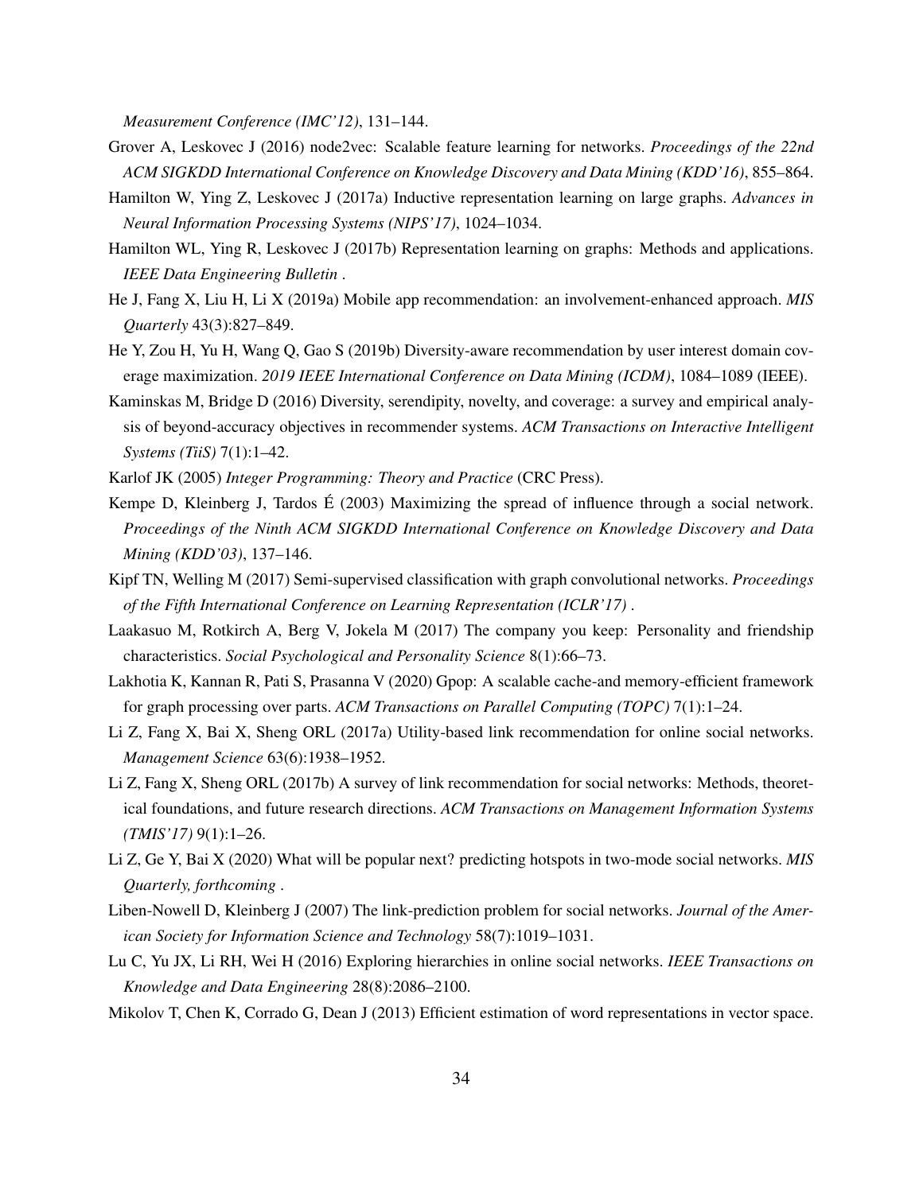*Measurement Conference (IMC'12)*, 131–144.

Grover A, Leskovec J (2016) node2vec: Scalable feature learning for networks. *Proceedings of the 22nd ACM SIGKDD International Conference on Knowledge Discovery and Data Mining (KDD'16)*, 855–864.

Hamilton W, Ying Z, Leskovec J (2017a) Inductive representation learning on large graphs. *Advances in Neural Information Processing Systems (NIPS'17)*, 1024–1034.

Hamilton WL, Ying R, Leskovec J (2017b) Representation learning on graphs: Methods and applications. *IEEE Data Engineering Bulletin* .

He J, Fang X, Liu H, Li X (2019a) Mobile app recommendation: an involvement-enhanced approach. *MIS Quarterly* 43(3):827–849.

He Y, Zou H, Yu H, Wang Q, Gao S (2019b) Diversity-aware recommendation by user interest domain coverage maximization. *2019 IEEE International Conference on Data Mining (ICDM)*, 1084–1089 (IEEE).

Kaminskas M, Bridge D (2016) Diversity, serendipity, novelty, and coverage: a survey and empirical analysis of beyond-accuracy objectives in recommender systems. *ACM Transactions on Interactive Intelligent Systems (TiiS)* 7(1):1–42.

Karlof JK (2005) *Integer Programming: Theory and Practice* (CRC Press).

Kempe D, Kleinberg J, Tardos É (2003) Maximizing the spread of influence through a social network. *Proceedings of the Ninth ACM SIGKDD International Conference on Knowledge Discovery and Data Mining (KDD'03)*, 137–146.

Kipf TN, Welling M (2017) Semi-supervised classification with graph convolutional networks. *Proceedings of the Fifth International Conference on Learning Representation (ICLR'17)* .

Laakasuo M, Rotkirch A, Berg V, Jokela M (2017) The company you keep: Personality and friendship characteristics. *Social Psychological and Personality Science* 8(1):66–73.

Lakhotia K, Kannan R, Pati S, Prasanna V (2020) Gpop: A scalable cache-and memory-efficient framework for graph processing over parts. *ACM Transactions on Parallel Computing (TOPC)* 7(1):1–24.

Li Z, Fang X, Bai X, Sheng ORL (2017a) Utility-based link recommendation for online social networks. *Management Science* 63(6):1938–1952.

Li Z, Fang X, Sheng ORL (2017b) A survey of link recommendation for social networks: Methods, theoretical foundations, and future research directions. *ACM Transactions on Management Information Systems (TMIS'17)* 9(1):1–26.

Li Z, Ge Y, Bai X (2020) What will be popular next? predicting hotspots in two-mode social networks. *MIS Quarterly, forthcoming* .

Liben-Nowell D, Kleinberg J (2007) The link-prediction problem for social networks. *Journal of the American Society for Information Science and Technology* 58(7):1019–1031.

Lu C, Yu JX, Li RH, Wei H (2016) Exploring hierarchies in online social networks. *IEEE Transactions on Knowledge and Data Engineering* 28(8):2086–2100.

Mikolov T, Chen K, Corrado G, Dean J (2013) Efficient estimation of word representations in vector space.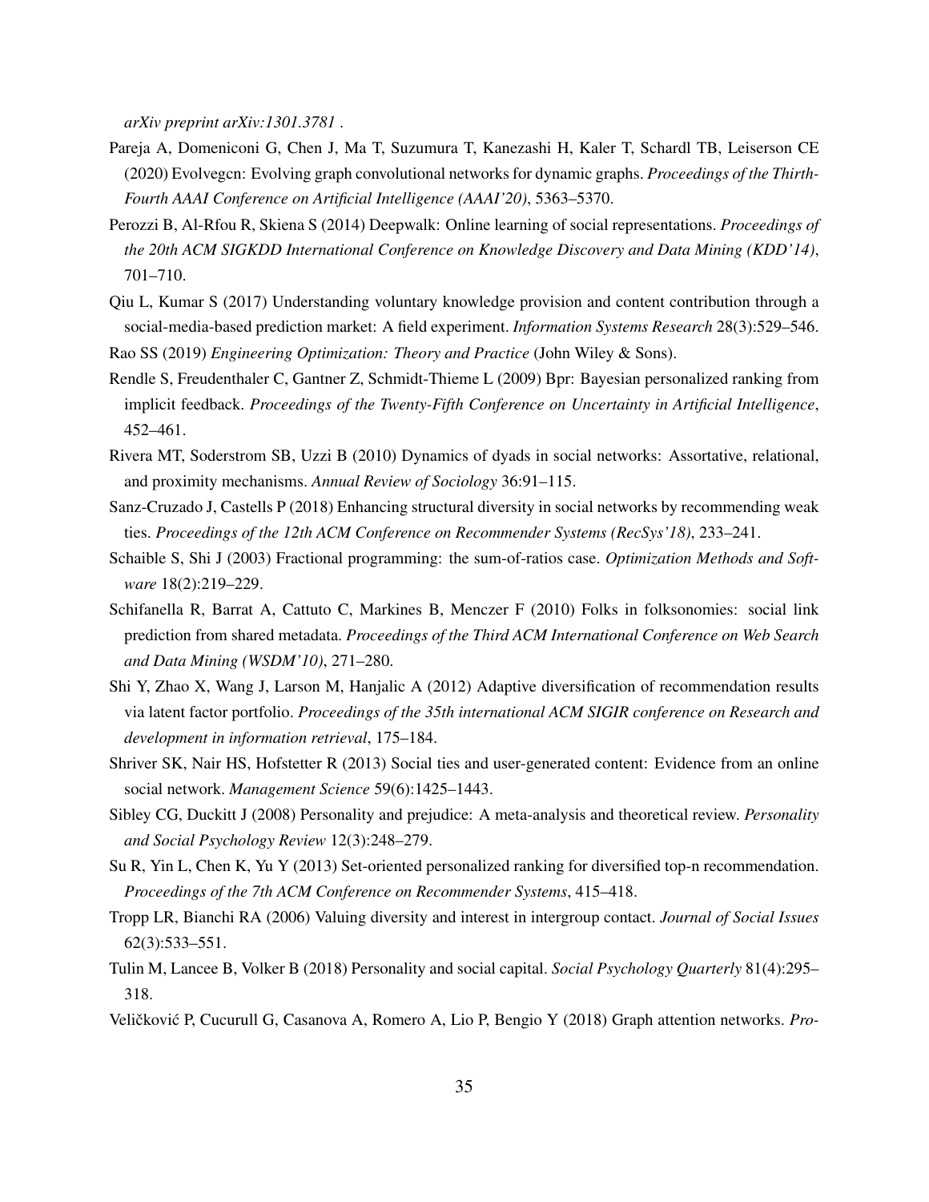*arXiv preprint arXiv:1301.3781* .

Pareja A, Domeniconi G, Chen J, Ma T, Suzumura T, Kanezashi H, Kaler T, Schardl TB, Leiserson CE (2020) Evolvegcn: Evolving graph convolutional networks for dynamic graphs. *Proceedings of the Thirth-Fourth AAAI Conference on Artificial Intelligence (AAAI'20)*, 5363–5370.

Perozzi B, Al-Rfou R, Skiena S (2014) Deepwalk: Online learning of social representations. *Proceedings of the 20th ACM SIGKDD International Conference on Knowledge Discovery and Data Mining (KDD'14)*, 701–710.

Qiu L, Kumar S (2017) Understanding voluntary knowledge provision and content contribution through a social-media-based prediction market: A field experiment. *Information Systems Research* 28(3):529–546.

Rao SS (2019) *Engineering Optimization: Theory and Practice* (John Wiley & Sons).

Rendle S, Freudenthaler C, Gantner Z, Schmidt-Thieme L (2009) Bpr: Bayesian personalized ranking from implicit feedback. *Proceedings of the Twenty-Fifth Conference on Uncertainty in Artificial Intelligence*, 452–461.

Rivera MT, Soderstrom SB, Uzzi B (2010) Dynamics of dyads in social networks: Assortative, relational, and proximity mechanisms. *Annual Review of Sociology* 36:91–115.

Sanz-Cruzado J, Castells P (2018) Enhancing structural diversity in social networks by recommending weak ties. *Proceedings of the 12th ACM Conference on Recommender Systems (RecSys'18)*, 233–241.

Schaible S, Shi J (2003) Fractional programming: the sum-of-ratios case. *Optimization Methods and Software* 18(2):219–229.

Schifanella R, Barrat A, Cattuto C, Markines B, Menczer F (2010) Folks in folksonomies: social link prediction from shared metadata. *Proceedings of the Third ACM International Conference on Web Search and Data Mining (WSDM'10)*, 271–280.

Shi Y, Zhao X, Wang J, Larson M, Hanjalic A (2012) Adaptive diversification of recommendation results via latent factor portfolio. *Proceedings of the 35th international ACM SIGIR conference on Research and development in information retrieval*, 175–184.

Shriver SK, Nair HS, Hofstetter R (2013) Social ties and user-generated content: Evidence from an online social network. *Management Science* 59(6):1425–1443.

Sibley CG, Duckitt J (2008) Personality and prejudice: A meta-analysis and theoretical review. *Personality and Social Psychology Review* 12(3):248–279.

Su R, Yin L, Chen K, Yu Y (2013) Set-oriented personalized ranking for diversified top-n recommendation. *Proceedings of the 7th ACM Conference on Recommender Systems*, 415–418.

Tropp LR, Bianchi RA (2006) Valuing diversity and interest in intergroup contact. *Journal of Social Issues* 62(3):533–551.

Tulin M, Lancee B, Volker B (2018) Personality and social capital. *Social Psychology Quarterly* 81(4):295–318.

Veličković P, Cucurull G, Casanova A, Romero A, Lio P, Bengio Y (2018) Graph attention networks. *Pro-*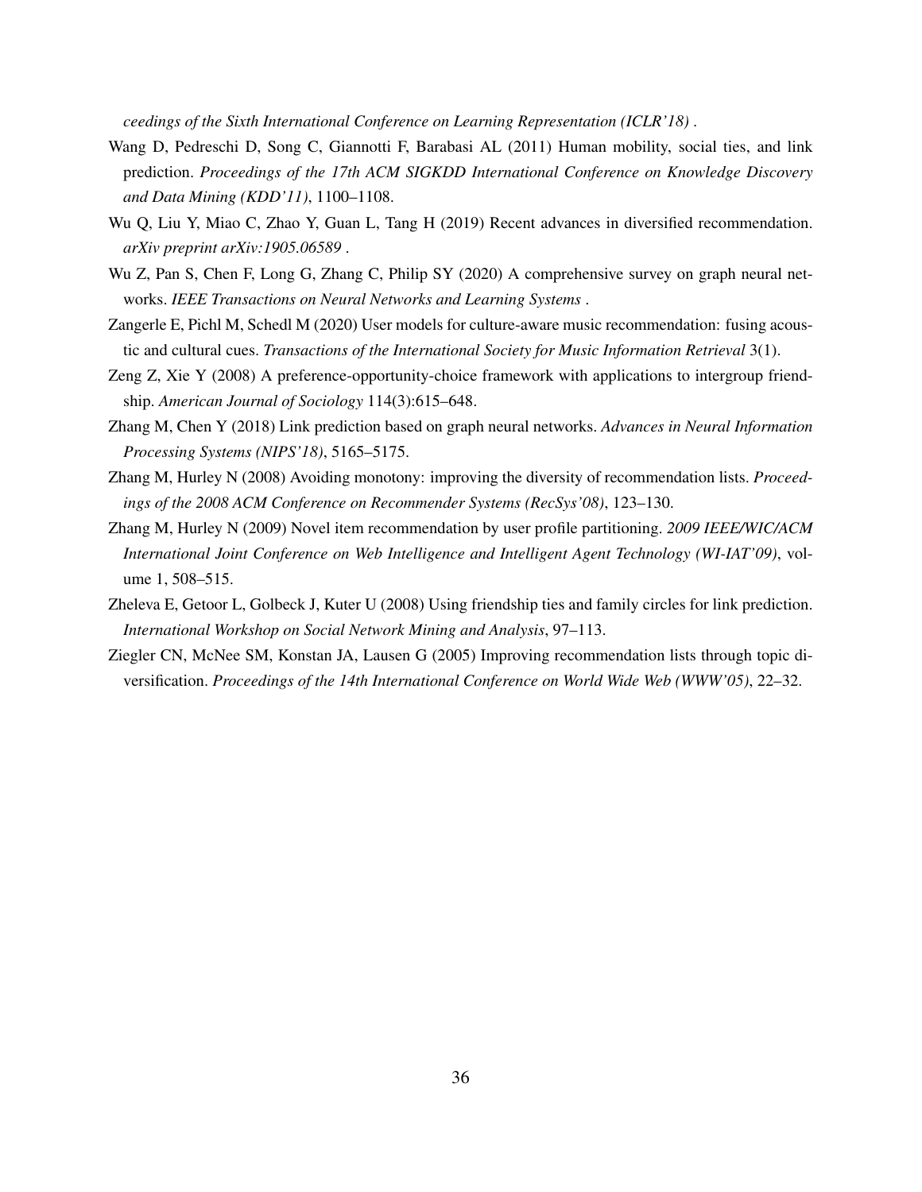*ceedings of the Sixth International Conference on Learning Representation (ICLR'18)* .

Wang D, Pedreschi D, Song C, Giannotti F, Barabasi AL (2011) Human mobility, social ties, and link prediction. *Proceedings of the 17th ACM SIGKDD International Conference on Knowledge Discovery and Data Mining (KDD'11)*, 1100–1108.

Wu Q, Liu Y, Miao C, Zhao Y, Guan L, Tang H (2019) Recent advances in diversified recommendation. *arXiv preprint arXiv:1905.06589* .

Wu Z, Pan S, Chen F, Long G, Zhang C, Philip SY (2020) A comprehensive survey on graph neural networks. *IEEE Transactions on Neural Networks and Learning Systems* .

Zangerle E, Pichl M, Schedl M (2020) User models for culture-aware music recommendation: fusing acoustic and cultural cues. *Transactions of the International Society for Music Information Retrieval* 3(1).

Zeng Z, Xie Y (2008) A preference-opportunity-choice framework with applications to intergroup friendship. *American Journal of Sociology* 114(3):615–648.

Zhang M, Chen Y (2018) Link prediction based on graph neural networks. *Advances in Neural Information Processing Systems (NIPS'18)*, 5165–5175.

Zhang M, Hurley N (2008) Avoiding monotony: improving the diversity of recommendation lists. *Proceedings of the 2008 ACM Conference on Recommender Systems (RecSys'08)*, 123–130.

Zhang M, Hurley N (2009) Novel item recommendation by user profile partitioning. *2009 IEEE/WIC/ACM International Joint Conference on Web Intelligence and Intelligent Agent Technology (WI-IAT'09)*, volume 1, 508–515.

Zheleva E, Getoor L, Golbeck J, Kuter U (2008) Using friendship ties and family circles for link prediction. *International Workshop on Social Network Mining and Analysis*, 97–113.

Ziegler CN, McNee SM, Konstan JA, Lausen G (2005) Improving recommendation lists through topic diversification. *Proceedings of the 14th International Conference on World Wide Web (WWW'05)*, 22–32.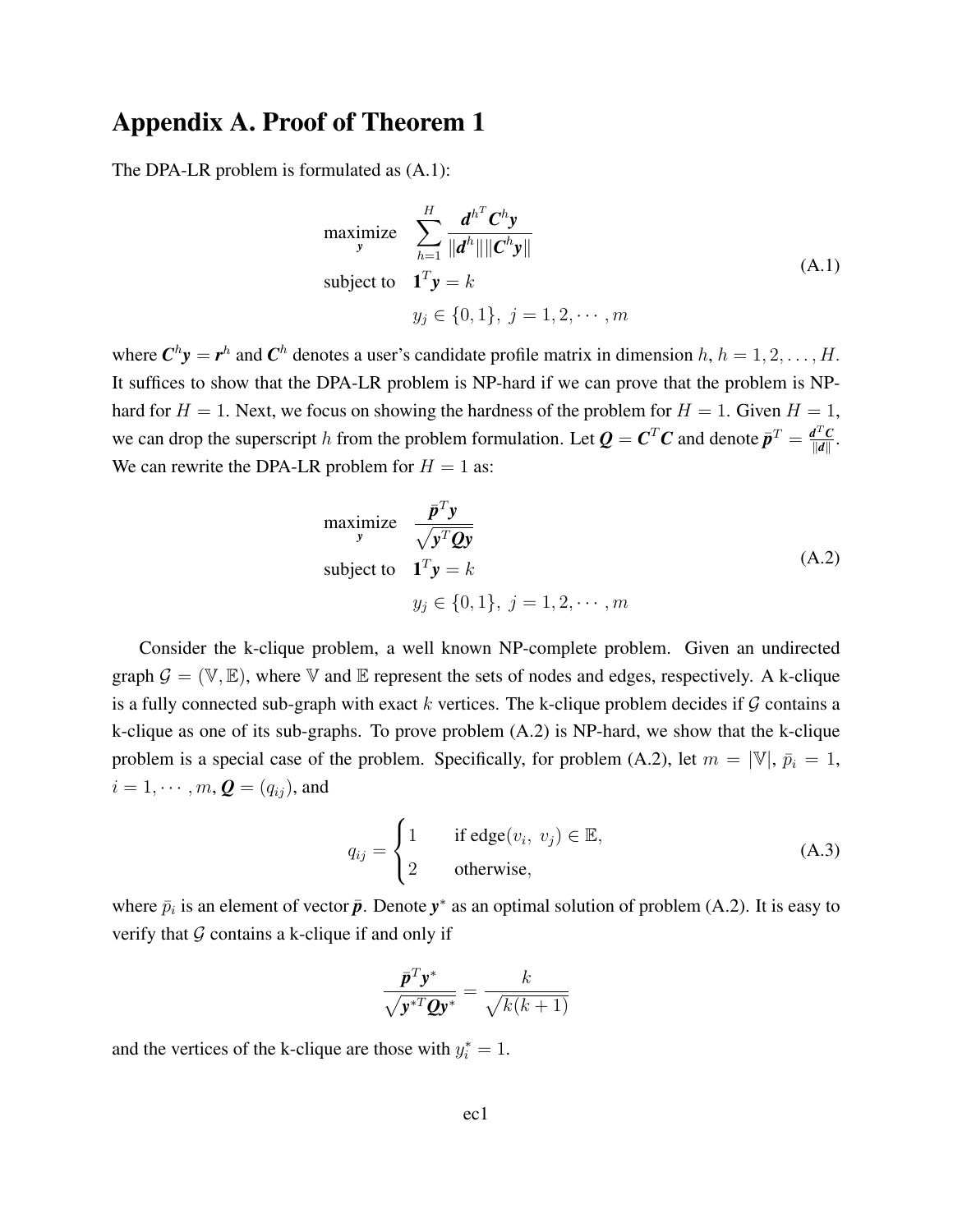# Appendix A. Proof of Theorem 1

The DPA-LR problem is formulated as (A.1):

$$
\begin{aligned}
\underset{\boldsymbol{y}}{\text{maximize}} \quad & \sum_{h=1}^{H} \frac{\boldsymbol{d}^{h^T} \boldsymbol{C}^h \boldsymbol{y}}{\|\boldsymbol{d}^h\| \|\boldsymbol{C}^h \boldsymbol{y}\|} \\
\text{subject to} \quad & \boldsymbol{1}^T \boldsymbol{y} = k \\
& y_j \in \{0, 1\},\ j = 1, 2, \cdots, m
\end{aligned}
\tag{A.1}
$$

where $\boldsymbol{C}^h \boldsymbol{y} = \boldsymbol{r}^h$ and $\boldsymbol{C}^h$ denotes a user's candidate profile matrix in dimension $h$, $h = 1, 2, \ldots, H$. It suffices to show that the DPA-LR problem is NP-hard if we can prove that the problem is NP-hard for $H = 1$. Next, we focus on showing the hardness of the problem for $H = 1$. Given $H = 1$, we can drop the superscript $h$ from the problem formulation. Let $\boldsymbol{Q} = \boldsymbol{C}^T \boldsymbol{C}$ and denote $\bar{\boldsymbol{p}}^T = \frac{\boldsymbol{d}^T \boldsymbol{C}}{\|\boldsymbol{d}\|}$. We can rewrite the DPA-LR problem for $H = 1$ as:

$$
\begin{aligned}
\underset{\boldsymbol{y}}{\text{maximize}} \quad & \frac{\bar{\boldsymbol{p}}^T \boldsymbol{y}}{\sqrt{\boldsymbol{y}^T \boldsymbol{Q} \boldsymbol{y}}} \\
\text{subject to} \quad & \boldsymbol{1}^T \boldsymbol{y} = k \\
& y_j \in \{0, 1\},\ j = 1, 2, \cdots, m
\end{aligned}
\tag{A.2}
$$

Consider the k-clique problem, a well known NP-complete problem. Given an undirected graph $\mathcal{G} = (\mathbb{V}, \mathbb{E})$, where $\mathbb{V}$ and $\mathbb{E}$ represent the sets of nodes and edges, respectively. A k-clique is a fully connected sub-graph with exact $k$ vertices. The k-clique problem decides if $\mathcal{G}$ contains a k-clique as one of its sub-graphs. To prove problem (A.2) is NP-hard, we show that the k-clique problem is a special case of the problem. Specifically, for problem (A.2), let $m = |\mathbb{V}|$, $\bar{p}_i = 1$, $i = 1, \cdots, m$, $\boldsymbol{Q} = (q_{ij})$, and

$$
q_{ij} = \begin{cases} 1 & \text{if edge}(v_i,\ v_j) \in \mathbb{E}, \\ 2 & \text{otherwise,} \end{cases}
\tag{A.3}
$$

where $\bar{p}_i$ is an element of vector $\bar{\boldsymbol{p}}$. Denote $\boldsymbol{y}^*$ as an optimal solution of problem (A.2). It is easy to verify that $\mathcal{G}$ contains a k-clique if and only if

$$
\frac{\bar{\boldsymbol{p}}^T \boldsymbol{y}^*}{\sqrt{\boldsymbol{y}^{*T} \boldsymbol{Q} \boldsymbol{y}^*}} = \frac{k}{\sqrt{k(k+1)}}
$$

and the vertices of the k-clique are those with $y_i^* = 1$.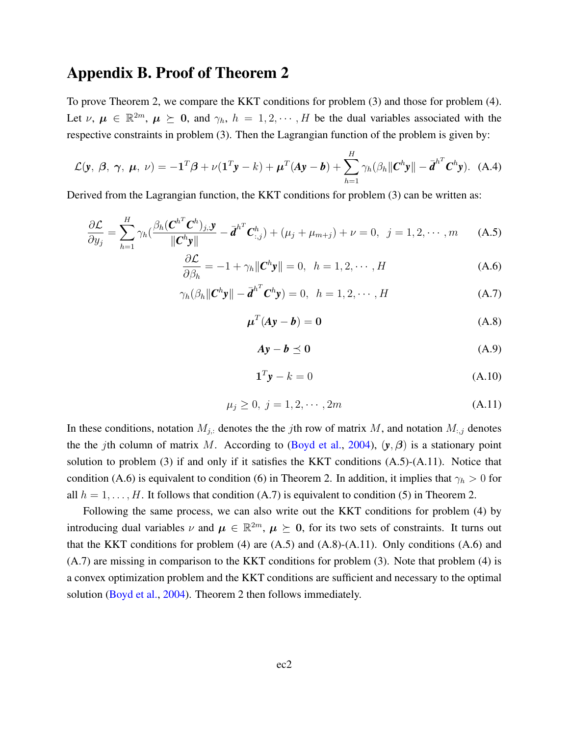# Appendix B. Proof of Theorem 2

To prove Theorem 2, we compare the KKT conditions for problem (3) and those for problem (4). Let $\nu$, $\boldsymbol{\mu} \in \mathbb{R}^{2m}$, $\boldsymbol{\mu} \succeq \mathbf{0}$, and $\gamma_h$, $h = 1, 2, \cdots, H$ be the dual variables associated with the respective constraints in problem (3). Then the Lagrangian function of the problem is given by:

$$\mathcal{L}(\boldsymbol{y},\ \boldsymbol{\beta},\ \boldsymbol{\gamma},\ \boldsymbol{\mu},\ \nu) = -\mathbf{1}^T\boldsymbol{\beta} + \nu(\mathbf{1}^T\boldsymbol{y} - k) + \boldsymbol{\mu}^T(\boldsymbol{A}\boldsymbol{y} - \boldsymbol{b}) + \sum_{h=1}^{H} \gamma_h(\beta_h \|\boldsymbol{C}^h\boldsymbol{y}\| - \bar{\boldsymbol{d}}^{h^T}\boldsymbol{C}^h\boldsymbol{y}). \quad \text{(A.4)}$$

Derived from the Lagrangian function, the KKT conditions for problem (3) can be written as:

$$\frac{\partial \mathcal{L}}{\partial y_j} = \sum_{h=1}^{H} \gamma_h\left(\frac{\beta_h (\boldsymbol{C}^{h^T}\boldsymbol{C}^h)_{j,:}\boldsymbol{y}}{\|\boldsymbol{C}^h\boldsymbol{y}\|} - \bar{\boldsymbol{d}}^{h^T}\boldsymbol{C}^h_{:,j}\right) + (\mu_j + \mu_{m+j}) + \nu = 0,\ \ j = 1, 2, \cdots, m \quad \text{(A.5)}$$

$$\frac{\partial \mathcal{L}}{\partial \beta_h} = -1 + \gamma_h \|\boldsymbol{C}^h\boldsymbol{y}\| = 0,\ \ h = 1, 2, \cdots, H \quad \text{(A.6)}$$

$$\gamma_h(\beta_h\|\boldsymbol{C}^h\boldsymbol{y}\| - \bar{\boldsymbol{d}}^{h^T}\boldsymbol{C}^h\boldsymbol{y}) = 0,\ \ h = 1, 2, \cdots, H \quad \text{(A.7)}$$

$$\boldsymbol{\mu}^T(\boldsymbol{A}\boldsymbol{y} - \boldsymbol{b}) = \mathbf{0} \quad \text{(A.8)}$$

$$\boldsymbol{A}\boldsymbol{y} - \boldsymbol{b} \preceq \mathbf{0} \quad \text{(A.9)}$$

$$\mathbf{1}^T\boldsymbol{y} - k = 0 \quad \text{(A.10)}$$

$$\mu_j \geq 0,\ j = 1, 2, \cdots, 2m \quad \text{(A.11)}$$

In these conditions, notation $M_{j,:}$ denotes the the $j$th row of matrix $M$, and notation $M_{:,j}$ denotes the the $j$th column of matrix $M$. According to (Boyd et al., 2004), $(\boldsymbol{y}, \boldsymbol{\beta})$ is a stationary point solution to problem (3) if and only if it satisfies the KKT conditions (A.5)-(A.11). Notice that condition (A.6) is equivalent to condition (6) in Theorem 2. In addition, it implies that $\gamma_h > 0$ for all $h = 1, \ldots, H$. It follows that condition (A.7) is equivalent to condition (5) in Theorem 2.

Following the same process, we can also write out the KKT conditions for problem (4) by introducing dual variables $\nu$ and $\boldsymbol{\mu} \in \mathbb{R}^{2m}$, $\boldsymbol{\mu} \succeq \mathbf{0}$, for its two sets of constraints. It turns out that the KKT conditions for problem (4) are (A.5) and (A.8)-(A.11). Only conditions (A.6) and (A.7) are missing in comparison to the KKT conditions for problem (3). Note that problem (4) is a convex optimization problem and the KKT conditions are sufficient and necessary to the optimal solution (Boyd et al., 2004). Theorem 2 then follows immediately.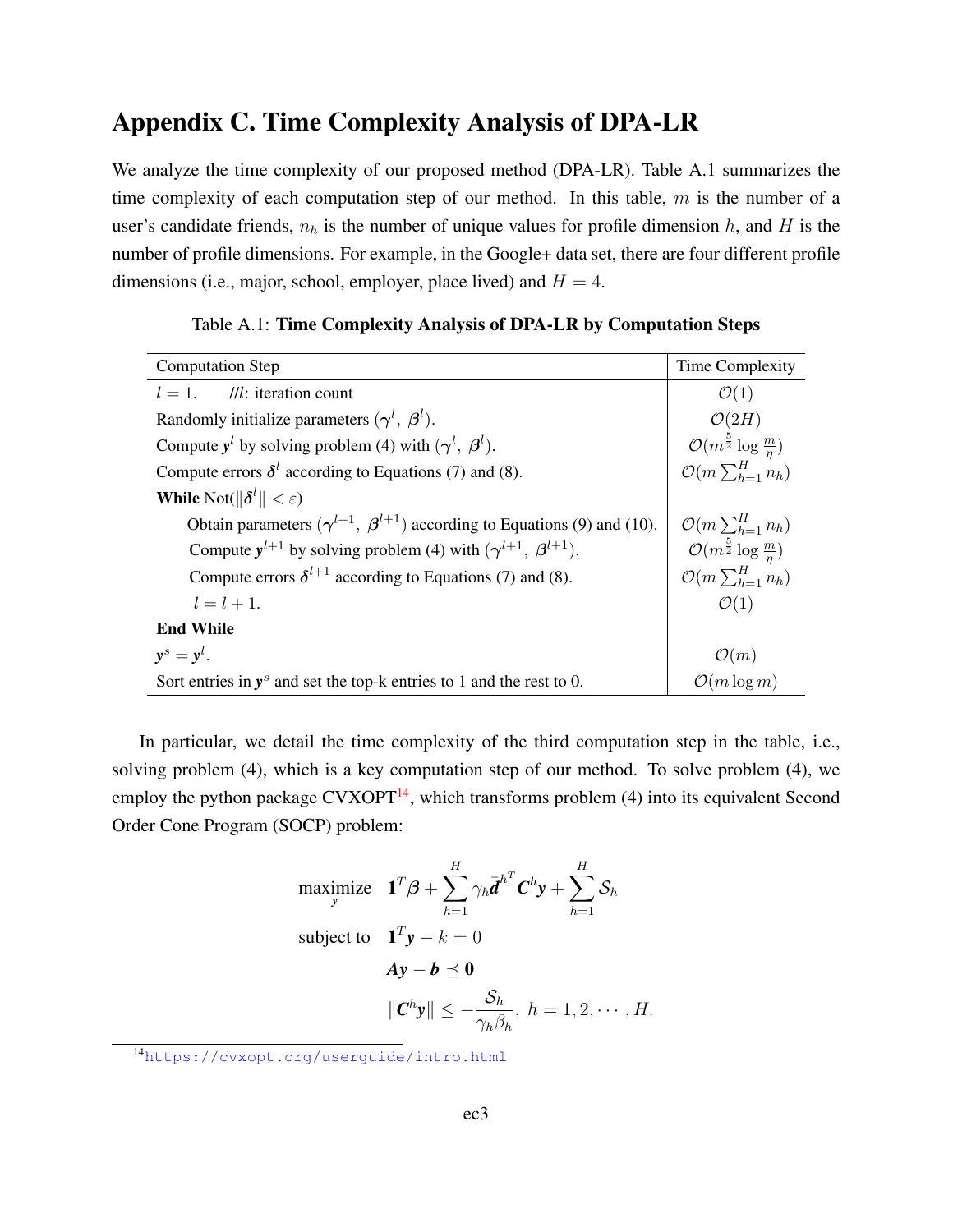# Appendix C. Time Complexity Analysis of DPA-LR

We analyze the time complexity of our proposed method (DPA-LR). Table A.1 summarizes the time complexity of each computation step of our method. In this table, $m$ is the number of a user's candidate friends, $n_h$ is the number of unique values for profile dimension $h$, and $H$ is the number of profile dimensions. For example, in the Google+ data set, there are four different profile dimensions (i.e., major, school, employer, place lived) and $H = 4$.

Table A.1: **Time Complexity Analysis of DPA-LR by Computation Steps**

| Computation Step | Time Complexity |
|---|---|
| $l = 1$. //$l$: iteration count | $\mathcal{O}(1)$ |
| Randomly initialize parameters ($\boldsymbol{\gamma}^l$, $\boldsymbol{\beta}^l$). | $\mathcal{O}(2H)$ |
| Compute $\boldsymbol{y}^l$ by solving problem (4) with ($\boldsymbol{\gamma}^l$, $\boldsymbol{\beta}^l$). | $\mathcal{O}(m^{\frac{5}{2}} \log \frac{m}{\eta})$ |
| Compute errors $\boldsymbol{\delta}^l$ according to Equations (7) and (8). | $\mathcal{O}(m \sum_{h=1}^{H} n_h)$ |
| **While** Not($\|\boldsymbol{\delta}^l\| < \varepsilon$) | |
| Obtain parameters ($\boldsymbol{\gamma}^{l+1}$, $\boldsymbol{\beta}^{l+1}$) according to Equations (9) and (10). | $\mathcal{O}(m \sum_{h=1}^{H} n_h)$ |
| Compute $\boldsymbol{y}^{l+1}$ by solving problem (4) with ($\boldsymbol{\gamma}^{l+1}$, $\boldsymbol{\beta}^{l+1}$). | $\mathcal{O}(m^{\frac{5}{2}} \log \frac{m}{\eta})$ |
| Compute errors $\boldsymbol{\delta}^{l+1}$ according to Equations (7) and (8). | $\mathcal{O}(m \sum_{h=1}^{H} n_h)$ |
| $l = l + 1$. | $\mathcal{O}(1)$ |
| **End While** | |
| $\boldsymbol{y}^s = \boldsymbol{y}^l$. | $\mathcal{O}(m)$ |
| Sort entries in $\boldsymbol{y}^s$ and set the top-k entries to 1 and the rest to 0. | $\mathcal{O}(m \log m)$ |

In particular, we detail the time complexity of the third computation step in the table, i.e., solving problem (4), which is a key computation step of our method. To solve problem (4), we employ the python package CVXOPT[14], which transforms problem (4) into its equivalent Second Order Cone Program (SOCP) problem:

$$
\begin{aligned}
\underset{\boldsymbol{y}}{\text{maximize}} \quad & \mathbf{1}^T \boldsymbol{\beta} + \sum_{h=1}^{H} \gamma_h \bar{\boldsymbol{d}}^{h^T} \boldsymbol{C}^h \boldsymbol{y} + \sum_{h=1}^{H} \mathcal{S}_h \\
\text{subject to} \quad & \mathbf{1}^T \boldsymbol{y} - k = 0 \\
& \boldsymbol{A}\boldsymbol{y} - \boldsymbol{b} \preceq \mathbf{0} \\
& \|\boldsymbol{C}^h \boldsymbol{y}\| \leq -\frac{\mathcal{S}_h}{\gamma_h \beta_h}, \ h = 1, 2, \cdots, H.
\end{aligned}
$$

[14] https://cvxopt.org/userguide/intro.html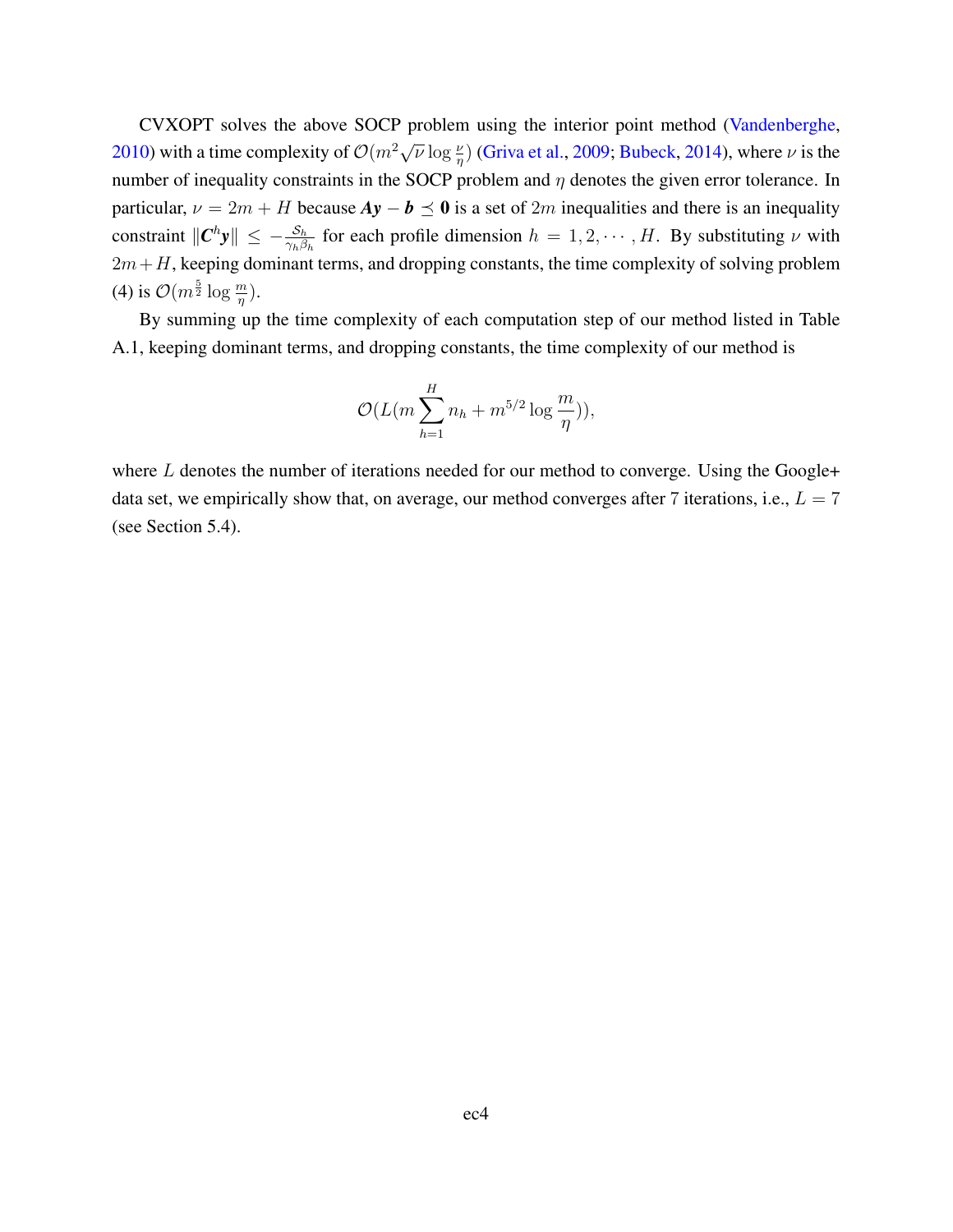CVXOPT solves the above SOCP problem using the interior point method (Vandenberghe, 2010) with a time complexity of $\mathcal{O}(m^2\sqrt{\nu}\log\frac{\nu}{\eta})$ (Griva et al., 2009; Bubeck, 2014), where $\nu$ is the number of inequality constraints in the SOCP problem and $\eta$ denotes the given error tolerance. In particular, $\nu = 2m + H$ because $\boldsymbol{Ay} - \boldsymbol{b} \preceq \boldsymbol{0}$ is a set of $2m$ inequalities and there is an inequality constraint $\|\boldsymbol{C}^h\boldsymbol{y}\| \leq -\frac{\mathcal{S}_h}{\gamma_h\beta_h}$ for each profile dimension $h = 1, 2, \cdots, H$. By substituting $\nu$ with $2m+H$, keeping dominant terms, and dropping constants, the time complexity of solving problem (4) is $\mathcal{O}(m^{\frac{5}{2}}\log\frac{m}{\eta})$.

By summing up the time complexity of each computation step of our method listed in Table A.1, keeping dominant terms, and dropping constants, the time complexity of our method is

$$\mathcal{O}(L(m\sum_{h=1}^{H} n_h + m^{5/2}\log\frac{m}{\eta})),$$

where $L$ denotes the number of iterations needed for our method to converge. Using the Google+ data set, we empirically show that, on average, our method converges after 7 iterations, i.e., $L = 7$ (see Section 5.4).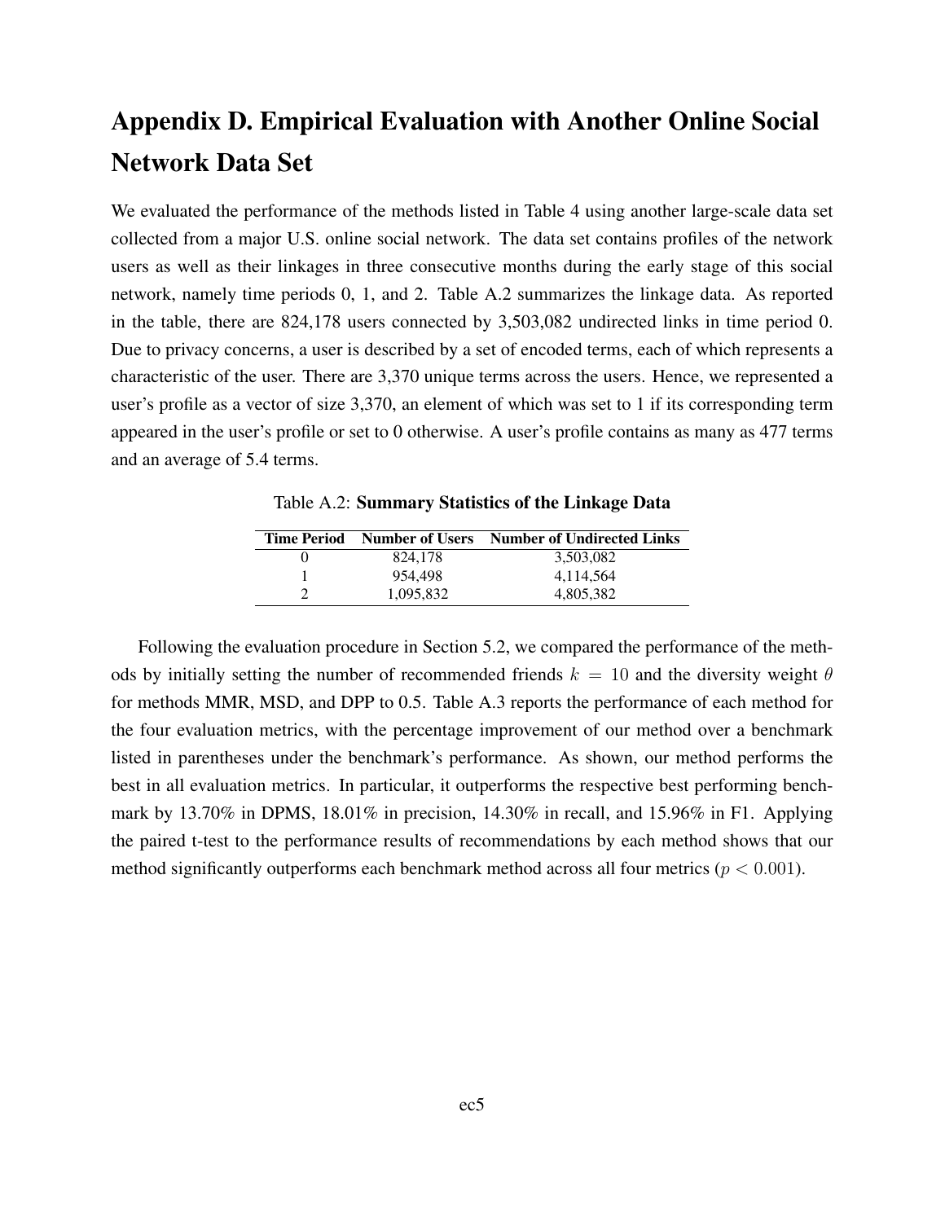# Appendix D. Empirical Evaluation with Another Online Social Network Data Set

We evaluated the performance of the methods listed in Table 4 using another large-scale data set collected from a major U.S. online social network. The data set contains profiles of the network users as well as their linkages in three consecutive months during the early stage of this social network, namely time periods 0, 1, and 2. Table A.2 summarizes the linkage data. As reported in the table, there are 824,178 users connected by 3,503,082 undirected links in time period 0. Due to privacy concerns, a user is described by a set of encoded terms, each of which represents a characteristic of the user. There are 3,370 unique terms across the users. Hence, we represented a user's profile as a vector of size 3,370, an element of which was set to 1 if its corresponding term appeared in the user's profile or set to 0 otherwise. A user's profile contains as many as 477 terms and an average of 5.4 terms.

Table A.2: **Summary Statistics of the Linkage Data**

| Time Period | Number of Users | Number of Undirected Links |
|---|---|---|
| 0 | 824,178 | 3,503,082 |
| 1 | 954,498 | 4,114,564 |
| 2 | 1,095,832 | 4,805,382 |

Following the evaluation procedure in Section 5.2, we compared the performance of the methods by initially setting the number of recommended friends $k = 10$ and the diversity weight $\theta$ for methods MMR, MSD, and DPP to 0.5. Table A.3 reports the performance of each method for the four evaluation metrics, with the percentage improvement of our method over a benchmark listed in parentheses under the benchmark's performance. As shown, our method performs the best in all evaluation metrics. In particular, it outperforms the respective best performing benchmark by 13.70% in DPMS, 18.01% in precision, 14.30% in recall, and 15.96% in F1. Applying the paired t-test to the performance results of recommendations by each method shows that our method significantly outperforms each benchmark method across all four metrics ($p < 0.001$).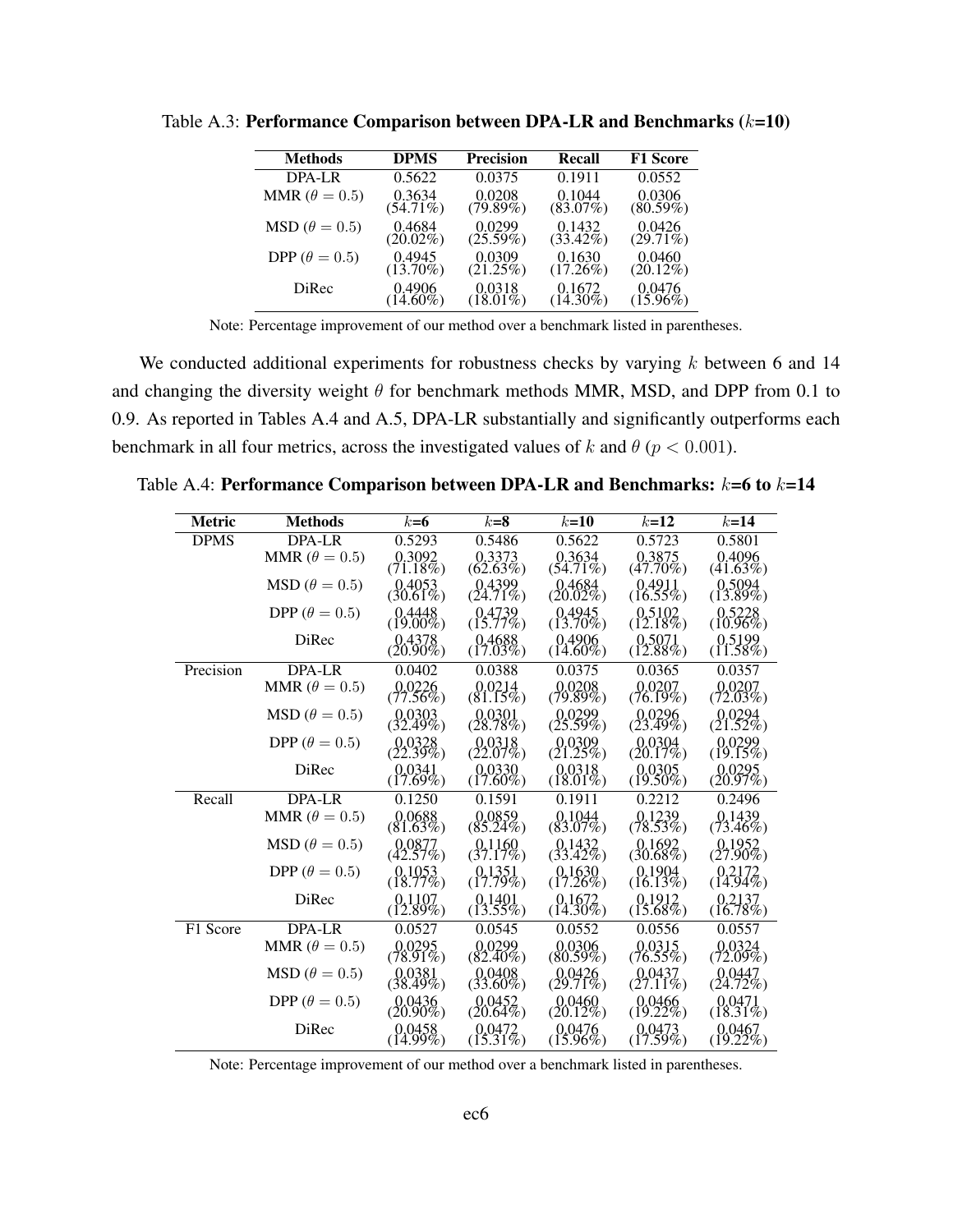Table A.3: **Performance Comparison between DPA-LR and Benchmarks ($k$=10)**

| Methods | DPMS | Precision | Recall | F1 Score |
|---|---|---|---|---|
| DPA-LR | 0.5622 | 0.0375 | 0.1911 | 0.0552 |
| MMR ($\theta = 0.5$) | 0.3634 (54.71%) | 0.0208 (79.89%) | 0.1044 (83.07%) | 0.0306 (80.59%) |
| MSD ($\theta = 0.5$) | 0.4684 (20.02%) | 0.0299 (25.59%) | 0.1432 (33.42%) | 0.0426 (29.71%) |
| DPP ($\theta = 0.5$) | 0.4945 (13.70%) | 0.0309 (21.25%) | 0.1630 (17.26%) | 0.0460 (20.12%) |
| DiRec | 0.4906 (14.60%) | 0.0318 (18.01%) | 0.1672 (14.30%) | 0.0476 (15.96%) |

Note: Percentage improvement of our method over a benchmark listed in parentheses.

We conducted additional experiments for robustness checks by varying $k$ between 6 and 14 and changing the diversity weight $\theta$ for benchmark methods MMR, MSD, and DPP from 0.1 to 0.9. As reported in Tables A.4 and A.5, DPA-LR substantially and significantly outperforms each benchmark in all four metrics, across the investigated values of $k$ and $\theta$ ($p < 0.001$).

Table A.4: **Performance Comparison between DPA-LR and Benchmarks: $k$=6 to $k$=14**

| Metric | Methods | $k$=6 | $k$=8 | $k$=10 | $k$=12 | $k$=14 |
|---|---|---|---|---|---|---|
| DPMS | DPA-LR | 0.5293 | 0.5486 | 0.5622 | 0.5723 | 0.5801 |
| | MMR ($\theta = 0.5$) | 0.3092 (71.18%) | 0.3373 (62.63%) | 0.3634 (54.71%) | 0.3875 (47.70%) | 0.4096 (41.63%) |
| | MSD ($\theta = 0.5$) | 0.4053 (30.61%) | 0.4399 (24.71%) | 0.4684 (20.02%) | 0.4911 (16.55%) | 0.5094 (13.89%) |
| | DPP ($\theta = 0.5$) | 0.4448 (19.00%) | 0.4739 (15.77%) | 0.4945 (13.70%) | 0.5102 (12.18%) | 0.5228 (10.96%) |
| | DiRec | 0.4378 (20.90%) | 0.4688 (17.03%) | 0.4906 (14.60%) | 0.5071 (12.88%) | 0.5199 (11.58%) |
| Precision | DPA-LR | 0.0402 | 0.0388 | 0.0375 | 0.0365 | 0.0357 |
| | MMR ($\theta = 0.5$) | 0.0226 (77.56%) | 0.0214 (81.15%) | 0.0208 (79.89%) | 0.0207 (76.19%) | 0.0207 (72.03%) |
| | MSD ($\theta = 0.5$) | 0.0303 (32.49%) | 0.0301 (28.78%) | 0.0299 (25.59%) | 0.0296 (23.49%) | 0.0294 (21.52%) |
| | DPP ($\theta = 0.5$) | 0.0328 (22.39%) | 0.0318 (22.07%) | 0.0309 (21.25%) | 0.0304 (20.17%) | 0.0299 (19.15%) |
| | DiRec | 0.0341 (17.69%) | 0.0330 (17.60%) | 0.0318 (18.01%) | 0.0305 (19.50%) | 0.0295 (20.97%) |
| Recall | DPA-LR | 0.1250 | 0.1591 | 0.1911 | 0.2212 | 0.2496 |
| | MMR ($\theta = 0.5$) | 0.0688 (81.63%) | 0.0859 (85.24%) | 0.1044 (83.07%) | 0.1239 (78.53%) | 0.1439 (73.46%) |
| | MSD ($\theta = 0.5$) | 0.0877 (42.57%) | 0.1160 (37.17%) | 0.1432 (33.42%) | 0.1692 (30.68%) | 0.1952 (27.90%) |
| | DPP ($\theta = 0.5$) | 0.1053 (18.77%) | 0.1351 (17.79%) | 0.1630 (17.26%) | 0.1904 (16.13%) | 0.2172 (14.94%) |
| | DiRec | 0.1107 (12.89%) | 0.1401 (13.55%) | 0.1672 (14.30%) | 0.1912 (15.68%) | 0.2137 (16.78%) |
| F1 Score | DPA-LR | 0.0527 | 0.0545 | 0.0552 | 0.0556 | 0.0557 |
| | MMR ($\theta = 0.5$) | 0.0295 (78.91%) | 0.0299 (82.40%) | 0.0306 (80.59%) | 0.0315 (76.55%) | 0.0324 (72.09%) |
| | MSD ($\theta = 0.5$) | 0.0381 (38.49%) | 0.0408 (33.60%) | 0.0426 (29.71%) | 0.0437 (27.11%) | 0.0447 (24.72%) |
| | DPP ($\theta = 0.5$) | 0.0436 (20.90%) | 0.0452 (20.64%) | 0.0460 (20.12%) | 0.0466 (19.22%) | 0.0471 (18.31%) |
| | DiRec | 0.0458 (14.99%) | 0.0472 (15.31%) | 0.0476 (15.96%) | 0.0473 (17.59%) | 0.0467 (19.22%) |

Note: Percentage improvement of our method over a benchmark listed in parentheses.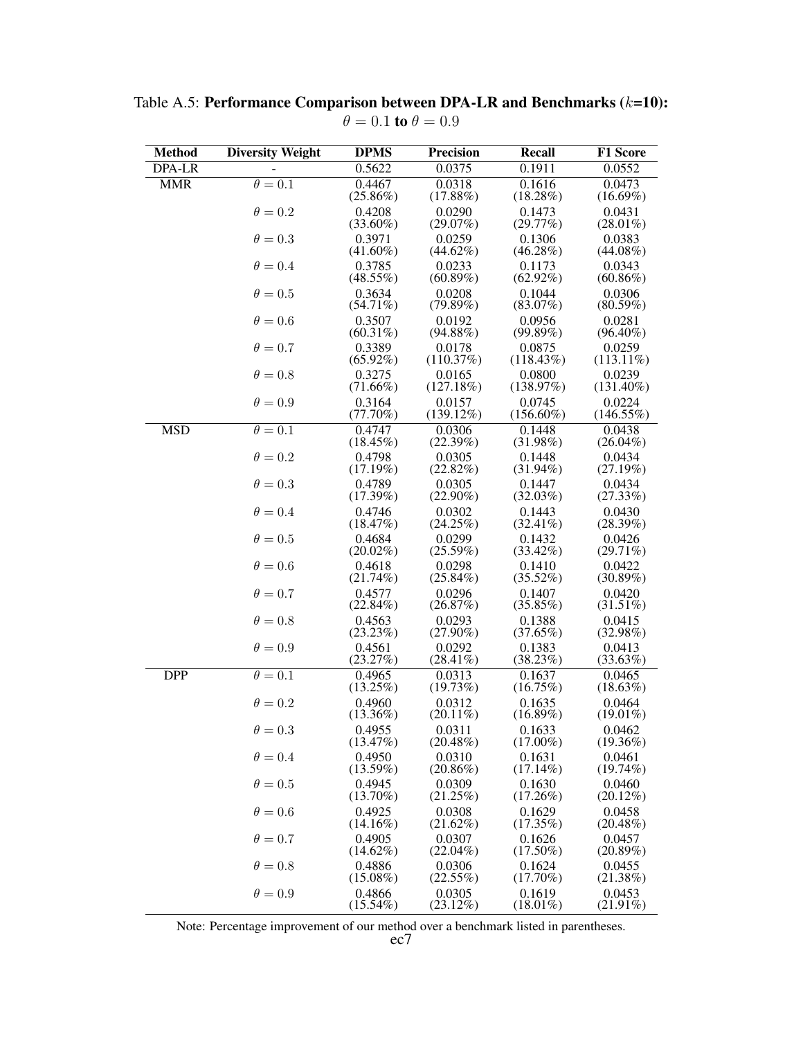Table A.5: **Performance Comparison between DPA-LR and Benchmarks ($k$=10): $\theta = 0.1$ to $\theta = 0.9$**

| Method | Diversity Weight | DPMS | Precision | Recall | F1 Score |
|---|---|---|---|---|---|
| DPA-LR | - | 0.5622 | 0.0375 | 0.1911 | 0.0552 |
| MMR | $\theta = 0.1$ | 0.4467 (25.86%) | 0.0318 (17.88%) | 0.1616 (18.28%) | 0.0473 (16.69%) |
| | $\theta = 0.2$ | 0.4208 (33.60%) | 0.0290 (29.07%) | 0.1473 (29.77%) | 0.0431 (28.01%) |
| | $\theta = 0.3$ | 0.3971 (41.60%) | 0.0259 (44.62%) | 0.1306 (46.28%) | 0.0383 (44.08%) |
| | $\theta = 0.4$ | 0.3785 (48.55%) | 0.0233 (60.89%) | 0.1173 (62.92%) | 0.0343 (60.86%) |
| | $\theta = 0.5$ | 0.3634 (54.71%) | 0.0208 (79.89%) | 0.1044 (83.07%) | 0.0306 (80.59%) |
| | $\theta = 0.6$ | 0.3507 (60.31%) | 0.0192 (94.88%) | 0.0956 (99.89%) | 0.0281 (96.40%) |
| | $\theta = 0.7$ | 0.3389 (65.92%) | 0.0178 (110.37%) | 0.0875 (118.43%) | 0.0259 (113.11%) |
| | $\theta = 0.8$ | 0.3275 (71.66%) | 0.0165 (127.18%) | 0.0800 (138.97%) | 0.0239 (131.40%) |
| | $\theta = 0.9$ | 0.3164 (77.70%) | 0.0157 (139.12%) | 0.0745 (156.60%) | 0.0224 (146.55%) |
| MSD | $\theta = 0.1$ | 0.4747 (18.45%) | 0.0306 (22.39%) | 0.1448 (31.98%) | 0.0438 (26.04%) |
| | $\theta = 0.2$ | 0.4798 (17.19%) | 0.0305 (22.82%) | 0.1448 (31.94%) | 0.0434 (27.19%) |
| | $\theta = 0.3$ | 0.4789 (17.39%) | 0.0305 (22.90%) | 0.1447 (32.03%) | 0.0434 (27.33%) |
| | $\theta = 0.4$ | 0.4746 (18.47%) | 0.0302 (24.25%) | 0.1443 (32.41%) | 0.0430 (28.39%) |
| | $\theta = 0.5$ | 0.4684 (20.02%) | 0.0299 (25.59%) | 0.1432 (33.42%) | 0.0426 (29.71%) |
| | $\theta = 0.6$ | 0.4618 (21.74%) | 0.0298 (25.84%) | 0.1410 (35.52%) | 0.0422 (30.89%) |
| | $\theta = 0.7$ | 0.4577 (22.84%) | 0.0296 (26.87%) | 0.1407 (35.85%) | 0.0420 (31.51%) |
| | $\theta = 0.8$ | 0.4563 (23.23%) | 0.0293 (27.90%) | 0.1388 (37.65%) | 0.0415 (32.98%) |
| | $\theta = 0.9$ | 0.4561 (23.27%) | 0.0292 (28.41%) | 0.1383 (38.23%) | 0.0413 (33.63%) |
| DPP | $\theta = 0.1$ | 0.4965 (13.25%) | 0.0313 (19.73%) | 0.1637 (16.75%) | 0.0465 (18.63%) |
| | $\theta = 0.2$ | 0.4960 (13.36%) | 0.0312 (20.11%) | 0.1635 (16.89%) | 0.0464 (19.01%) |
| | $\theta = 0.3$ | 0.4955 (13.47%) | 0.0311 (20.48%) | 0.1633 (17.00%) | 0.0462 (19.36%) |
| | $\theta = 0.4$ | 0.4950 (13.59%) | 0.0310 (20.86%) | 0.1631 (17.14%) | 0.0461 (19.74%) |
| | $\theta = 0.5$ | 0.4945 (13.70%) | 0.0309 (21.25%) | 0.1630 (17.26%) | 0.0460 (20.12%) |
| | $\theta = 0.6$ | 0.4925 (14.16%) | 0.0308 (21.62%) | 0.1629 (17.35%) | 0.0458 (20.48%) |
| | $\theta = 0.7$ | 0.4905 (14.62%) | 0.0307 (22.04%) | 0.1626 (17.50%) | 0.0457 (20.89%) |
| | $\theta = 0.8$ | 0.4886 (15.08%) | 0.0306 (22.55%) | 0.1624 (17.70%) | 0.0455 (21.38%) |
| | $\theta = 0.9$ | 0.4866 (15.54%) | 0.0305 (23.12%) | 0.1619 (18.01%) | 0.0453 (21.91%) |

Note: Percentage improvement of our method over a benchmark listed in parentheses.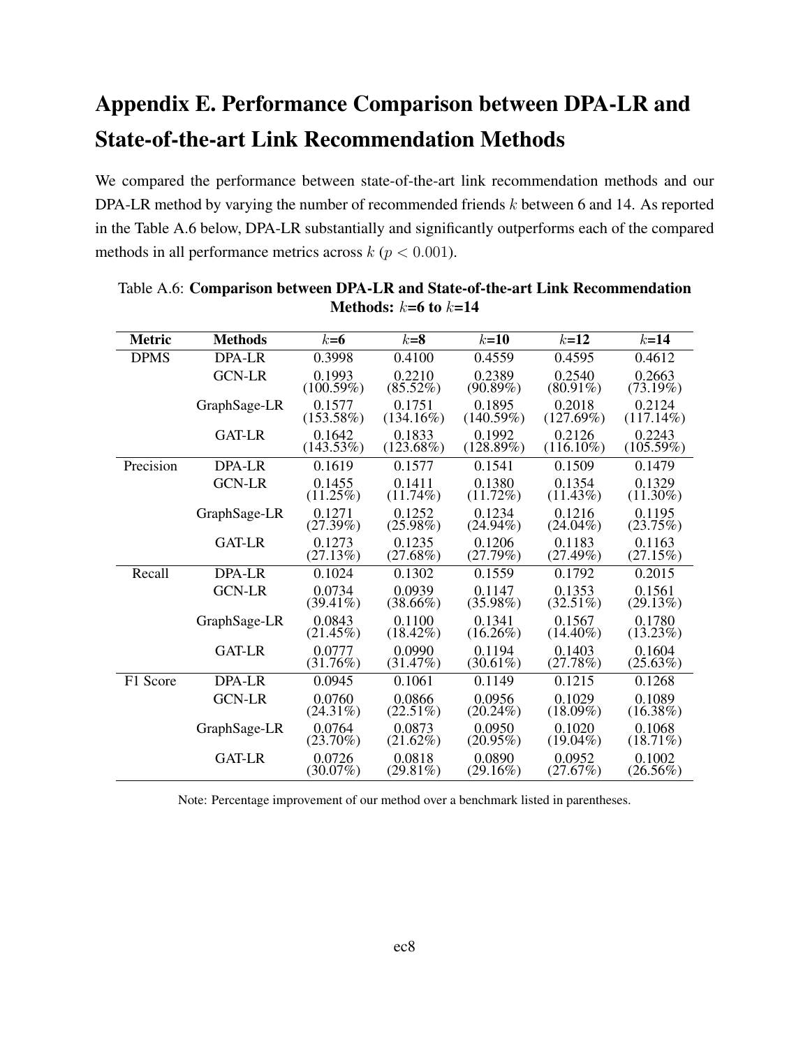# Appendix E. Performance Comparison between DPA-LR and State-of-the-art Link Recommendation Methods

We compared the performance between state-of-the-art link recommendation methods and our DPA-LR method by varying the number of recommended friends $k$ between 6 and 14. As reported in the Table A.6 below, DPA-LR substantially and significantly outperforms each of the compared methods in all performance metrics across $k$ ($p < 0.001$).

Table A.6: **Comparison between DPA-LR and State-of-the-art Link Recommendation Methods: $k$=6 to $k$=14**

| Metric | Methods | $k$=6 | $k$=8 | $k$=10 | $k$=12 | $k$=14 |
|---|---|---|---|---|---|---|
| DPMS | DPA-LR | 0.3998 | 0.4100 | 0.4559 | 0.4595 | 0.4612 |
| | GCN-LR | 0.1993 (100.59%) | 0.2210 (85.52%) | 0.2389 (90.89%) | 0.2540 (80.91%) | 0.2663 (73.19%) |
| | GraphSage-LR | 0.1577 (153.58%) | 0.1751 (134.16%) | 0.1895 (140.59%) | 0.2018 (127.69%) | 0.2124 (117.14%) |
| | GAT-LR | 0.1642 (143.53%) | 0.1833 (123.68%) | 0.1992 (128.89%) | 0.2126 (116.10%) | 0.2243 (105.59%) |
| Precision | DPA-LR | 0.1619 | 0.1577 | 0.1541 | 0.1509 | 0.1479 |
| | GCN-LR | 0.1455 (11.25%) | 0.1411 (11.74%) | 0.1380 (11.72%) | 0.1354 (11.43%) | 0.1329 (11.30%) |
| | GraphSage-LR | 0.1271 (27.39%) | 0.1252 (25.98%) | 0.1234 (24.94%) | 0.1216 (24.04%) | 0.1195 (23.75%) |
| | GAT-LR | 0.1273 (27.13%) | 0.1235 (27.68%) | 0.1206 (27.79%) | 0.1183 (27.49%) | 0.1163 (27.15%) |
| Recall | DPA-LR | 0.1024 | 0.1302 | 0.1559 | 0.1792 | 0.2015 |
| | GCN-LR | 0.0734 (39.41%) | 0.0939 (38.66%) | 0.1147 (35.98%) | 0.1353 (32.51%) | 0.1561 (29.13%) |
| | GraphSage-LR | 0.0843 (21.45%) | 0.1100 (18.42%) | 0.1341 (16.26%) | 0.1567 (14.40%) | 0.1780 (13.23%) |
| | GAT-LR | 0.0777 (31.76%) | 0.0990 (31.47%) | 0.1194 (30.61%) | 0.1403 (27.78%) | 0.1604 (25.63%) |
| F1 Score | DPA-LR | 0.0945 | 0.1061 | 0.1149 | 0.1215 | 0.1268 |
| | GCN-LR | 0.0760 (24.31%) | 0.0866 (22.51%) | 0.0956 (20.24%) | 0.1029 (18.09%) | 0.1089 (16.38%) |
| | GraphSage-LR | 0.0764 (23.70%) | 0.0873 (21.62%) | 0.0950 (20.95%) | 0.1020 (19.04%) | 0.1068 (18.71%) |
| | GAT-LR | 0.0726 (30.07%) | 0.0818 (29.81%) | 0.0890 (29.16%) | 0.0952 (27.67%) | 0.1002 (26.56%) |

Note: Percentage improvement of our method over a benchmark listed in parentheses.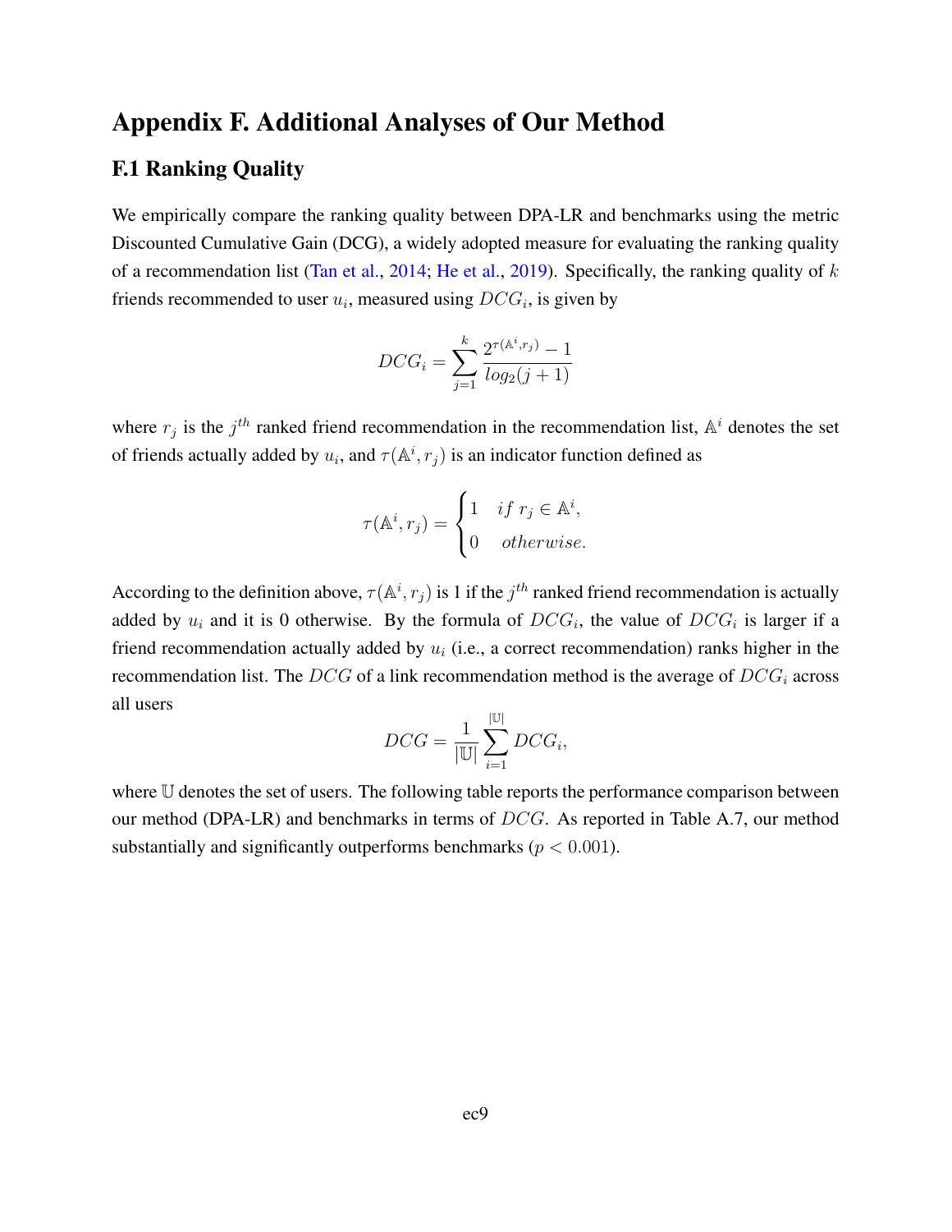# Appendix F. Additional Analyses of Our Method

## F.1 Ranking Quality

We empirically compare the ranking quality between DPA-LR and benchmarks using the metric Discounted Cumulative Gain (DCG), a widely adopted measure for evaluating the ranking quality of a recommendation list (Tan et al., 2014; He et al., 2019). Specifically, the ranking quality of $k$ friends recommended to user $u_i$, measured using $DCG_i$, is given by

$$DCG_i = \sum_{j=1}^{k} \frac{2^{\tau(\mathbb{A}^i, r_j)} - 1}{log_2(j+1)}$$

where $r_j$ is the $j^{th}$ ranked friend recommendation in the recommendation list, $\mathbb{A}^i$ denotes the set of friends actually added by $u_i$, and $\tau(\mathbb{A}^i, r_j)$ is an indicator function defined as

$$\tau(\mathbb{A}^i, r_j) = \begin{cases} 1 & if\ r_j \in \mathbb{A}^i, \\ 0 & otherwise. \end{cases}$$

According to the definition above, $\tau(\mathbb{A}^i, r_j)$ is 1 if the $j^{th}$ ranked friend recommendation is actually added by $u_i$ and it is 0 otherwise. By the formula of $DCG_i$, the value of $DCG_i$ is larger if a friend recommendation actually added by $u_i$ (i.e., a correct recommendation) ranks higher in the recommendation list. The $DCG$ of a link recommendation method is the average of $DCG_i$ across all users

$$DCG = \frac{1}{|\mathbb{U}|} \sum_{i=1}^{|\mathbb{U}|} DCG_i,$$

where $\mathbb{U}$ denotes the set of users. The following table reports the performance comparison between our method (DPA-LR) and benchmarks in terms of $DCG$. As reported in Table A.7, our method substantially and significantly outperforms benchmarks ($p < 0.001$).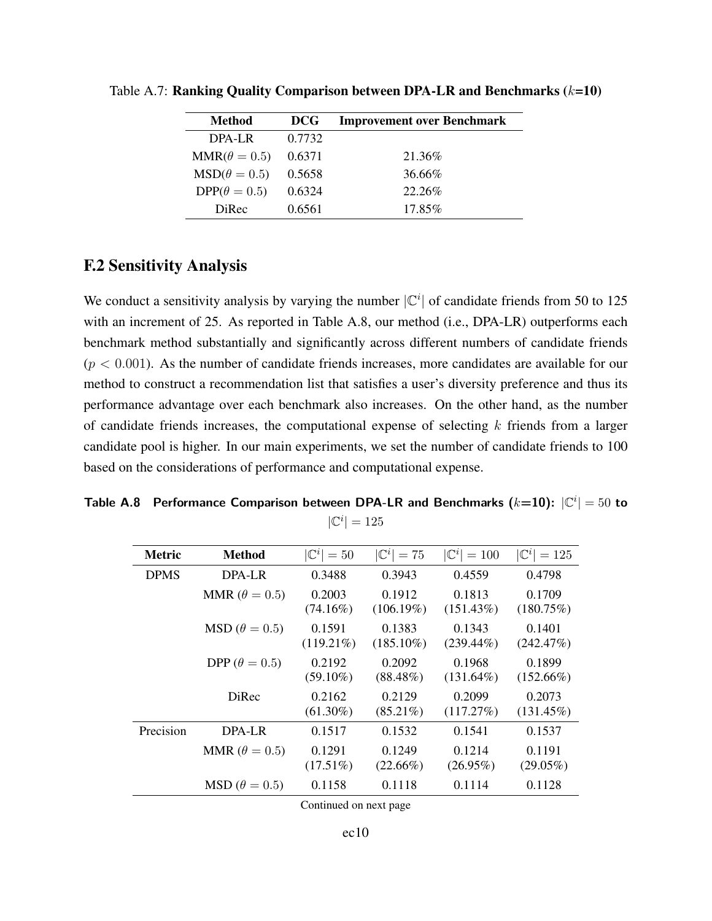Table A.7: **Ranking Quality Comparison between DPA-LR and Benchmarks ($k$=10)**

| Method | DCG | Improvement over Benchmark |
|---|---|---|
| DPA-LR | 0.7732 | |
| MMR($\theta = 0.5$) | 0.6371 | 21.36% |
| MSD($\theta = 0.5$) | 0.5658 | 36.66% |
| DPP($\theta = 0.5$) | 0.6324 | 22.26% |
| DiRec | 0.6561 | 17.85% |

## F.2 Sensitivity Analysis

We conduct a sensitivity analysis by varying the number $|\mathbb{C}^i|$ of candidate friends from 50 to 125 with an increment of 25. As reported in Table A.8, our method (i.e., DPA-LR) outperforms each benchmark method substantially and significantly across different numbers of candidate friends ($p < 0.001$). As the number of candidate friends increases, more candidates are available for our method to construct a recommendation list that satisfies a user's diversity preference and thus its performance advantage over each benchmark also increases. On the other hand, as the number of candidate friends increases, the computational expense of selecting $k$ friends from a larger candidate pool is higher. In our main experiments, we set the number of candidate friends to 100 based on the considerations of performance and computational expense.

**Table A.8 Performance Comparison between DPA-LR and Benchmarks ($k$=10): $|\mathbb{C}^i| = 50$ to $|\mathbb{C}^i| = 125$**

| Metric | Method | $\lvert\mathbb{C}^i\rvert = 50$ | $\lvert\mathbb{C}^i\rvert = 75$ | $\lvert\mathbb{C}^i\rvert = 100$ | $\lvert\mathbb{C}^i\rvert = 125$ |
|---|---|---|---|---|---|
| DPMS | DPA-LR | 0.3488 | 0.3943 | 0.4559 | 0.4798 |
| | MMR ($\theta = 0.5$) | 0.2003 (74.16%) | 0.1912 (106.19%) | 0.1813 (151.43%) | 0.1709 (180.75%) |
| | MSD ($\theta = 0.5$) | 0.1591 (119.21%) | 0.1383 (185.10%) | 0.1343 (239.44%) | 0.1401 (242.47%) |
| | DPP ($\theta = 0.5$) | 0.2192 (59.10%) | 0.2092 (88.48%) | 0.1968 (131.64%) | 0.1899 (152.66%) |
| | DiRec | 0.2162 (61.30%) | 0.2129 (85.21%) | 0.2099 (117.27%) | 0.2073 (131.45%) |
| Precision | DPA-LR | 0.1517 | 0.1532 | 0.1541 | 0.1537 |
| | MMR ($\theta = 0.5$) | 0.1291 (17.51%) | 0.1249 (22.66%) | 0.1214 (26.95%) | 0.1191 (29.05%) |
| | MSD ($\theta = 0.5$) | 0.1158 | 0.1118 | 0.1114 | 0.1128 |

Continued on next page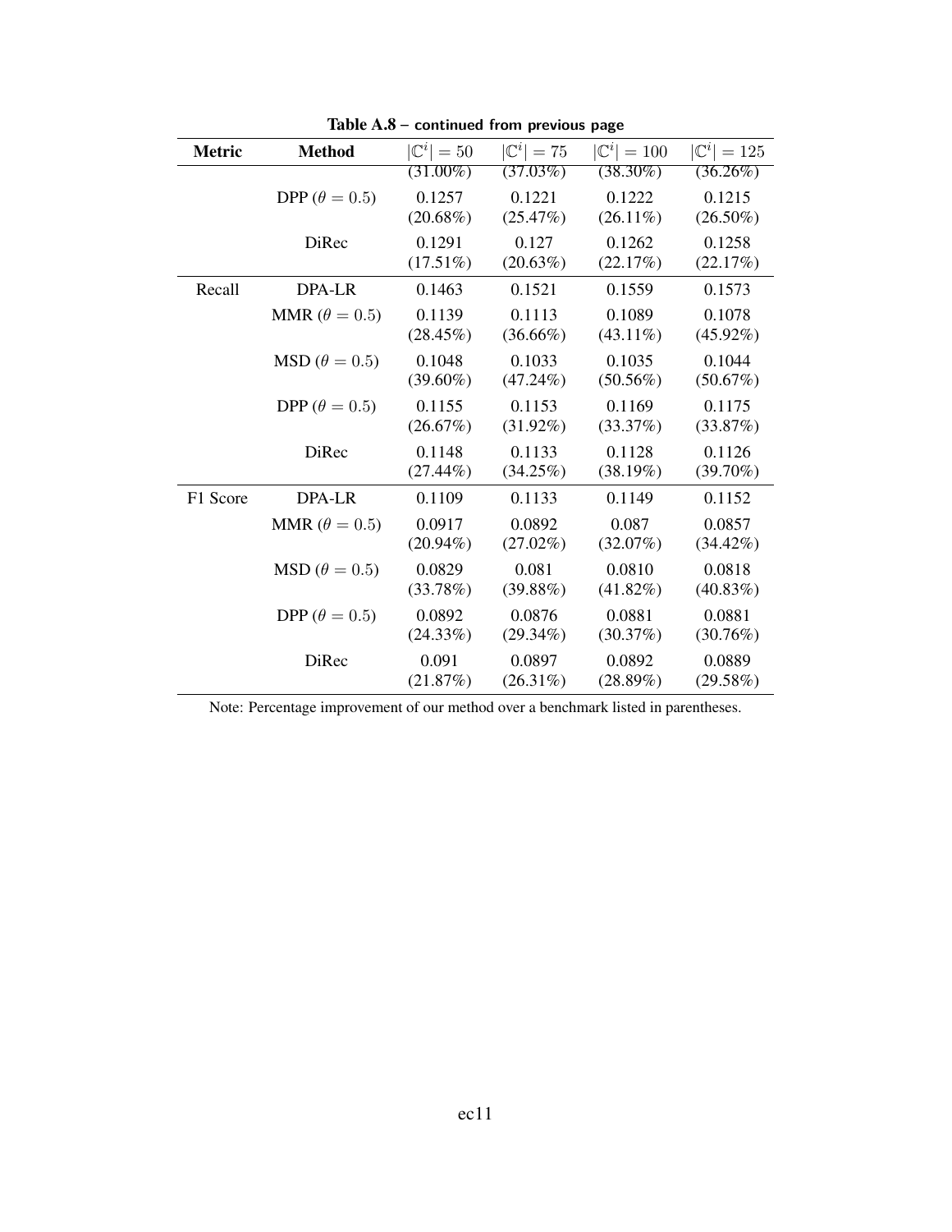**Table A.8 – continued from previous page**

| Metric | Method | $\|\mathbb{C}^i\| = 50$ | $\|\mathbb{C}^i\| = 75$ | $\|\mathbb{C}^i\| = 100$ | $\|\mathbb{C}^i\| = 125$ |
|---|---|---|---|---|---|
| | | (31.00%) | (37.03%) | (38.30%) | (36.26%) |
| | DPP ($\theta = 0.5$) | 0.1257 (20.68%) | 0.1221 (25.47%) | 0.1222 (26.11%) | 0.1215 (26.50%) |
| | DiRec | 0.1291 (17.51%) | 0.127 (20.63%) | 0.1262 (22.17%) | 0.1258 (22.17%) |
| Recall | DPA-LR | 0.1463 | 0.1521 | 0.1559 | 0.1573 |
| | MMR ($\theta = 0.5$) | 0.1139 (28.45%) | 0.1113 (36.66%) | 0.1089 (43.11%) | 0.1078 (45.92%) |
| | MSD ($\theta = 0.5$) | 0.1048 (39.60%) | 0.1033 (47.24%) | 0.1035 (50.56%) | 0.1044 (50.67%) |
| | DPP ($\theta = 0.5$) | 0.1155 (26.67%) | 0.1153 (31.92%) | 0.1169 (33.37%) | 0.1175 (33.87%) |
| | DiRec | 0.1148 (27.44%) | 0.1133 (34.25%) | 0.1128 (38.19%) | 0.1126 (39.70%) |
| F1 Score | DPA-LR | 0.1109 | 0.1133 | 0.1149 | 0.1152 |
| | MMR ($\theta = 0.5$) | 0.0917 (20.94%) | 0.0892 (27.02%) | 0.087 (32.07%) | 0.0857 (34.42%) |
| | MSD ($\theta = 0.5$) | 0.0829 (33.78%) | 0.081 (39.88%) | 0.0810 (41.82%) | 0.0818 (40.83%) |
| | DPP ($\theta = 0.5$) | 0.0892 (24.33%) | 0.0876 (29.34%) | 0.0881 (30.37%) | 0.0881 (30.76%) |
| | DiRec | 0.091 (21.87%) | 0.0897 (26.31%) | 0.0892 (28.89%) | 0.0889 (29.58%) |

Note: Percentage improvement of our method over a benchmark listed in parentheses.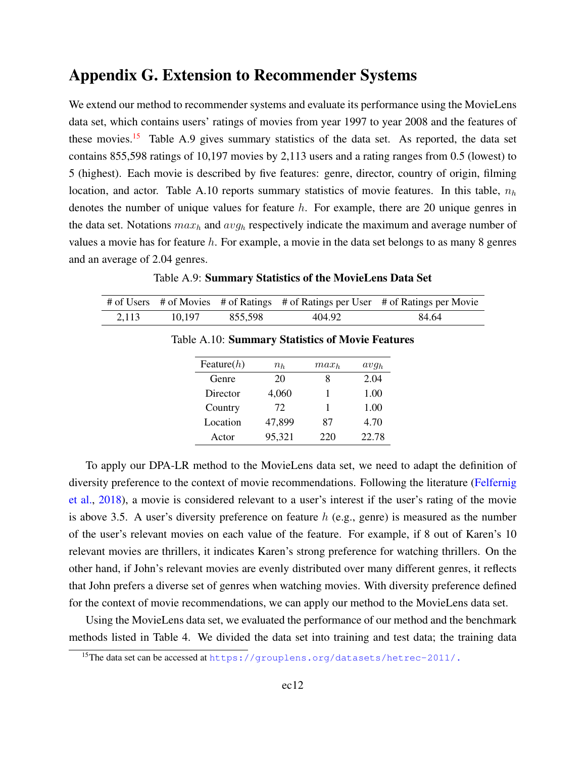# Appendix G. Extension to Recommender Systems

We extend our method to recommender systems and evaluate its performance using the MovieLens data set, which contains users' ratings of movies from year 1997 to year 2008 and the features of these movies.[15] Table A.9 gives summary statistics of the data set. As reported, the data set contains 855,598 ratings of 10,197 movies by 2,113 users and a rating ranges from 0.5 (lowest) to 5 (highest). Each movie is described by five features: genre, director, country of origin, filming location, and actor. Table A.10 reports summary statistics of movie features. In this table, $n_h$ denotes the number of unique values for feature $h$. For example, there are 20 unique genres in the data set. Notations $max_h$ and $avg_h$ respectively indicate the maximum and average number of values a movie has for feature $h$. For example, a movie in the data set belongs to as many 8 genres and an average of 2.04 genres.

Table A.9: **Summary Statistics of the MovieLens Data Set**

| # of Users | # of Movies | # of Ratings | # of Ratings per User | # of Ratings per Movie |
|---|---|---|---|---|
| 2,113 | 10,197 | 855,598 | 404.92 | 84.64 |

Table A.10: **Summary Statistics of Movie Features**

| Feature($h$) | $n_h$ | $max_h$ | $avg_h$ |
|---|---|---|---|
| Genre | 20 | 8 | 2.04 |
| Director | 4,060 | 1 | 1.00 |
| Country | 72 | 1 | 1.00 |
| Location | 47,899 | 87 | 4.70 |
| Actor | 95,321 | 220 | 22.78 |

To apply our DPA-LR method to the MovieLens data set, we need to adapt the definition of diversity preference to the context of movie recommendations. Following the literature (Felfernig et al., 2018), a movie is considered relevant to a user's interest if the user's rating of the movie is above 3.5. A user's diversity preference on feature $h$ (e.g., genre) is measured as the number of the user's relevant movies on each value of the feature. For example, if 8 out of Karen's 10 relevant movies are thrillers, it indicates Karen's strong preference for watching thrillers. On the other hand, if John's relevant movies are evenly distributed over many different genres, it reflects that John prefers a diverse set of genres when watching movies. With diversity preference defined for the context of movie recommendations, we can apply our method to the MovieLens data set.

Using the MovieLens data set, we evaluated the performance of our method and the benchmark methods listed in Table 4. We divided the data set into training and test data; the training data

[15] The data set can be accessed at https://grouplens.org/datasets/hetrec-2011/.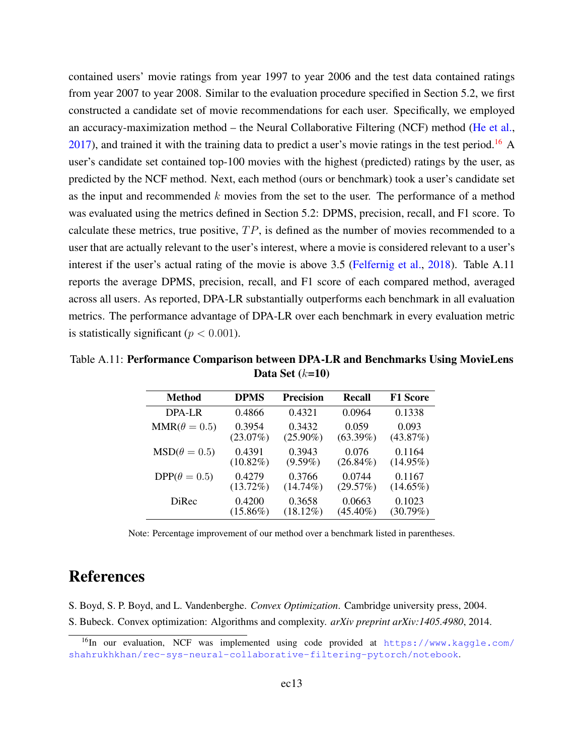contained users' movie ratings from year 1997 to year 2006 and the test data contained ratings from year 2007 to year 2008. Similar to the evaluation procedure specified in Section 5.2, we first constructed a candidate set of movie recommendations for each user. Specifically, we employed an accuracy-maximization method – the Neural Collaborative Filtering (NCF) method (He et al., 2017), and trained it with the training data to predict a user's movie ratings in the test period.[16] A user's candidate set contained top-100 movies with the highest (predicted) ratings by the user, as predicted by the NCF method. Next, each method (ours or benchmark) took a user's candidate set as the input and recommended $k$ movies from the set to the user. The performance of a method was evaluated using the metrics defined in Section 5.2: DPMS, precision, recall, and F1 score. To calculate these metrics, true positive, $TP$, is defined as the number of movies recommended to a user that are actually relevant to the user's interest, where a movie is considered relevant to a user's interest if the user's actual rating of the movie is above 3.5 (Felfernig et al., 2018). Table A.11 reports the average DPMS, precision, recall, and F1 score of each compared method, averaged across all users. As reported, DPA-LR substantially outperforms each benchmark in all evaluation metrics. The performance advantage of DPA-LR over each benchmark in every evaluation metric is statistically significant ($p < 0.001$).

Table A.11: **Performance Comparison between DPA-LR and Benchmarks Using MovieLens Data Set ($k$=10)**

| Method | DPMS | Precision | Recall | F1 Score |
|---|---|---|---|---|
| DPA-LR | 0.4866 | 0.4321 | 0.0964 | 0.1338 |
| MMR($\theta = 0.5$) | 0.3954 (23.07%) | 0.3432 (25.90%) | 0.059 (63.39%) | 0.093 (43.87%) |
| MSD($\theta = 0.5$) | 0.4391 (10.82%) | 0.3943 (9.59%) | 0.076 (26.84%) | 0.1164 (14.95%) |
| DPP($\theta = 0.5$) | 0.4279 (13.72%) | 0.3766 (14.74%) | 0.0744 (29.57%) | 0.1167 (14.65%) |
| DiRec | 0.4200 (15.86%) | 0.3658 (18.12%) | 0.0663 (45.40%) | 0.1023 (30.79%) |

Note: Percentage improvement of our method over a benchmark listed in parentheses.

# References

S. Boyd, S. P. Boyd, and L. Vandenberghe. *Convex Optimization*. Cambridge university press, 2004.

S. Bubeck. Convex optimization: Algorithms and complexity. *arXiv preprint arXiv:1405.4980*, 2014.

[16] In our evaluation, NCF was implemented using code provided at https://www.kaggle.com/shahrukhkhan/rec-sys-neural-collaborative-filtering-pytorch/notebook.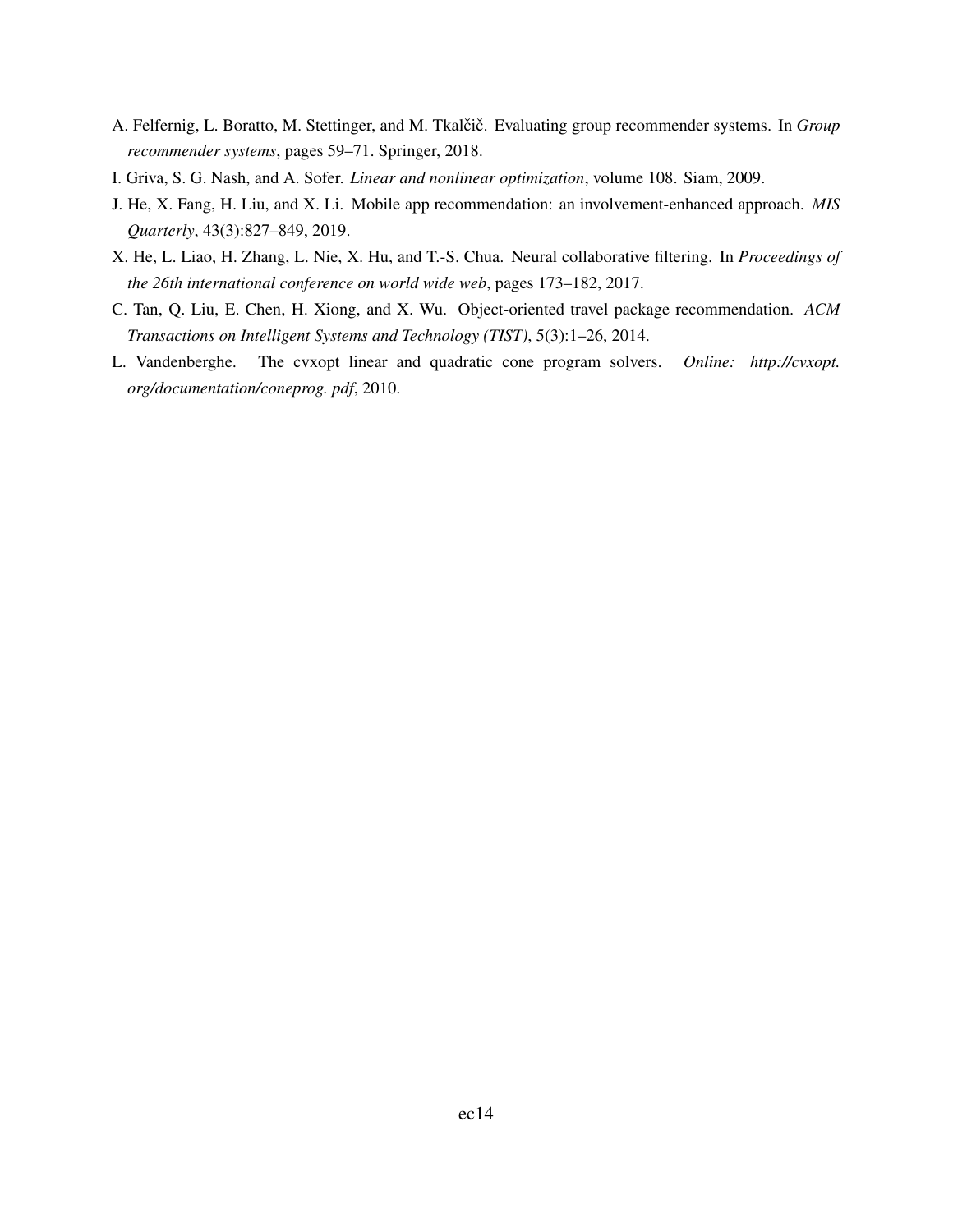A. Felfernig, L. Boratto, M. Stettinger, and M. Tkalčič. Evaluating group recommender systems. In *Group recommender systems*, pages 59–71. Springer, 2018.

I. Griva, S. G. Nash, and A. Sofer. *Linear and nonlinear optimization*, volume 108. Siam, 2009.

J. He, X. Fang, H. Liu, and X. Li. Mobile app recommendation: an involvement-enhanced approach. *MIS Quarterly*, 43(3):827–849, 2019.

X. He, L. Liao, H. Zhang, L. Nie, X. Hu, and T.-S. Chua. Neural collaborative filtering. In *Proceedings of the 26th international conference on world wide web*, pages 173–182, 2017.

C. Tan, Q. Liu, E. Chen, H. Xiong, and X. Wu. Object-oriented travel package recommendation. *ACM Transactions on Intelligent Systems and Technology (TIST)*, 5(3):1–26, 2014.

L. Vandenberghe. The cvxopt linear and quadratic cone program solvers. *Online: http://cvxopt. org/documentation/coneprog. pdf*, 2010.